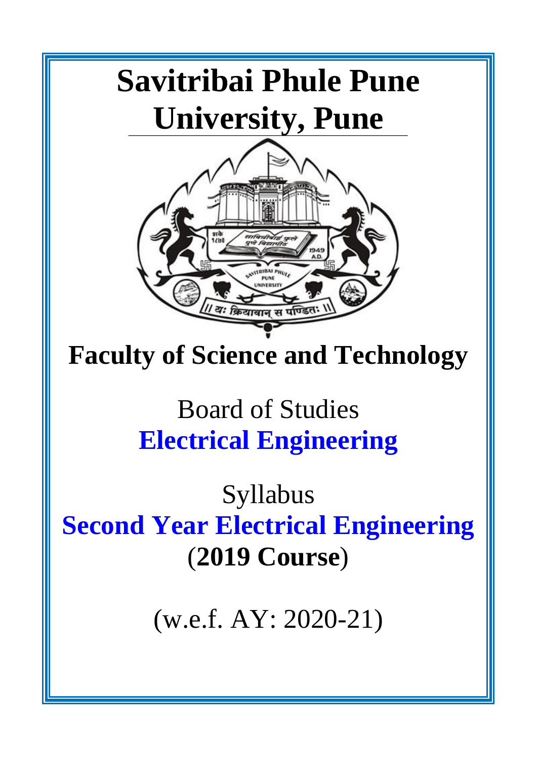# Savitribai Phule Pune University, Pune

## Faculty of Science and Technology

Board of Studies

**Electrical Engineering**

Syllabus

**Second Year Electrical Engineering**

**(2019 Course)**

(w.e.f. AY: 2020-21)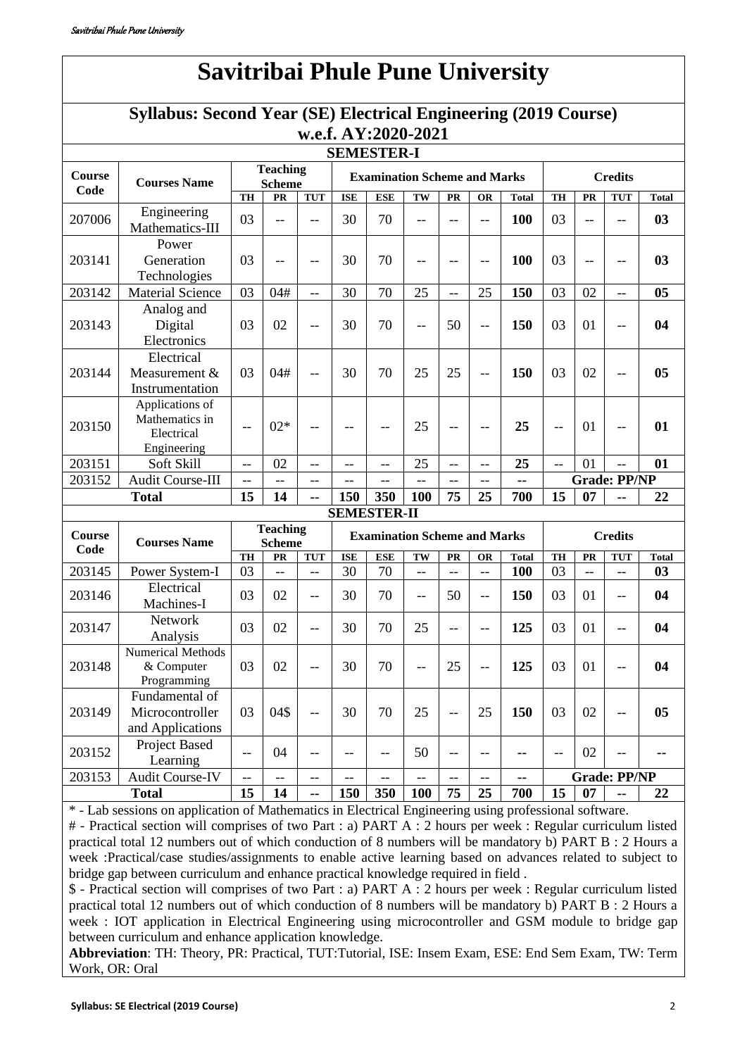# Savitribai Phule Pune University

## Syllabus: Second Year (SE) Electrical Engineering (2019 Course) w.e.f. AY:2020-2021

### SEMESTER-I

| Course Code | Courses Name | Teaching Scheme | | | Examination Scheme and Marks | | | | | | Credits | | | |
|---|---|---|---|---|---|---|---|---|---|---|---|---|---|---|
| | | TH | PR | TUT | ISE | ESE | TW | PR | OR | Total | TH | PR | TUT | Total |
| 207006 | Engineering Mathematics-III | 03 | -- | -- | 30 | 70 | -- | -- | -- | **100** | 03 | -- | -- | **03** |
| 203141 | Power Generation Technologies | 03 | -- | -- | 30 | 70 | -- | -- | -- | **100** | 03 | -- | -- | **03** |
| 203142 | Material Science | 03 | 04# | -- | 30 | 70 | 25 | -- | 25 | **150** | 03 | 02 | -- | **05** |
| 203143 | Analog and Digital Electronics | 03 | 02 | -- | 30 | 70 | -- | 50 | -- | **150** | 03 | 01 | -- | **04** |
| 203144 | Electrical Measurement & Instrumentation | 03 | 04# | -- | 30 | 70 | 25 | 25 | -- | **150** | 03 | 02 | -- | **05** |
| 203150 | Applications of Mathematics in Electrical Engineering | -- | 02* | -- | -- | -- | 25 | -- | -- | **25** | -- | 01 | -- | **01** |
| 203151 | Soft Skill | -- | 02 | -- | -- | -- | 25 | -- | -- | **25** | -- | 01 | -- | **01** |
| 203152 | Audit Course-III | -- | -- | -- | -- | -- | -- | -- | -- | **--** | **Grade: PP/NP** | | | |
| **Total** | | **15** | **14** | **--** | **150** | **350** | **100** | **75** | **25** | **700** | **15** | **07** | **--** | **22** |

### SEMESTER-II

| Course Code | Courses Name | Teaching Scheme | | | Examination Scheme and Marks | | | | | | Credits | | | |
|---|---|---|---|---|---|---|---|---|---|---|---|---|---|---|
| | | TH | PR | TUT | ISE | ESE | TW | PR | OR | Total | TH | PR | TUT | Total |
| 203145 | Power System-I | 03 | -- | -- | 30 | 70 | -- | -- | -- | **100** | 03 | -- | -- | **03** |
| 203146 | Electrical Machines-I | 03 | 02 | -- | 30 | 70 | -- | 50 | -- | **150** | 03 | 01 | -- | **04** |
| 203147 | Network Analysis | 03 | 02 | -- | 30 | 70 | 25 | -- | -- | **125** | 03 | 01 | -- | **04** |
| 203148 | Numerical Methods & Computer Programming | 03 | 02 | -- | 30 | 70 | -- | 25 | -- | **125** | 03 | 01 | -- | **04** |
| 203149 | Fundamental of Microcontroller and Applications | 03 | 04$ | -- | 30 | 70 | 25 | -- | 25 | **150** | 03 | 02 | -- | **05** |
| 203152 | Project Based Learning | -- | 04 | -- | -- | -- | 50 | -- | -- | **--** | -- | 02 | -- | **--** |
| 203153 | Audit Course-IV | -- | -- | -- | -- | -- | -- | -- | -- | **--** | **Grade: PP/NP** | | | |
| **Total** | | **15** | **14** | **--** | **150** | **350** | **100** | **75** | **25** | **700** | **15** | **07** | **--** | **22** |

* - Lab sessions on application of Mathematics in Electrical Engineering using professional software.

# - Practical section will comprises of two Part : a) PART A : 2 hours per week : Regular curriculum listed practical total 12 numbers out of which conduction of 8 numbers will be mandatory b) PART B : 2 Hours a week :Practical/case studies/assignments to enable active learning based on advances related to subject to bridge gap between curriculum and enhance practical knowledge required in field .

$ - Practical section will comprises of two Part : a) PART A : 2 hours per week : Regular curriculum listed practical total 12 numbers out of which conduction of 8 numbers will be mandatory b) PART B : 2 Hours a week : IOT application in Electrical Engineering using microcontroller and GSM module to bridge gap between curriculum and enhance application knowledge.

**Abbreviation**: TH: Theory, PR: Practical, TUT:Tutorial, ISE: Insem Exam, ESE: End Sem Exam, TW: Term Work, OR: Oral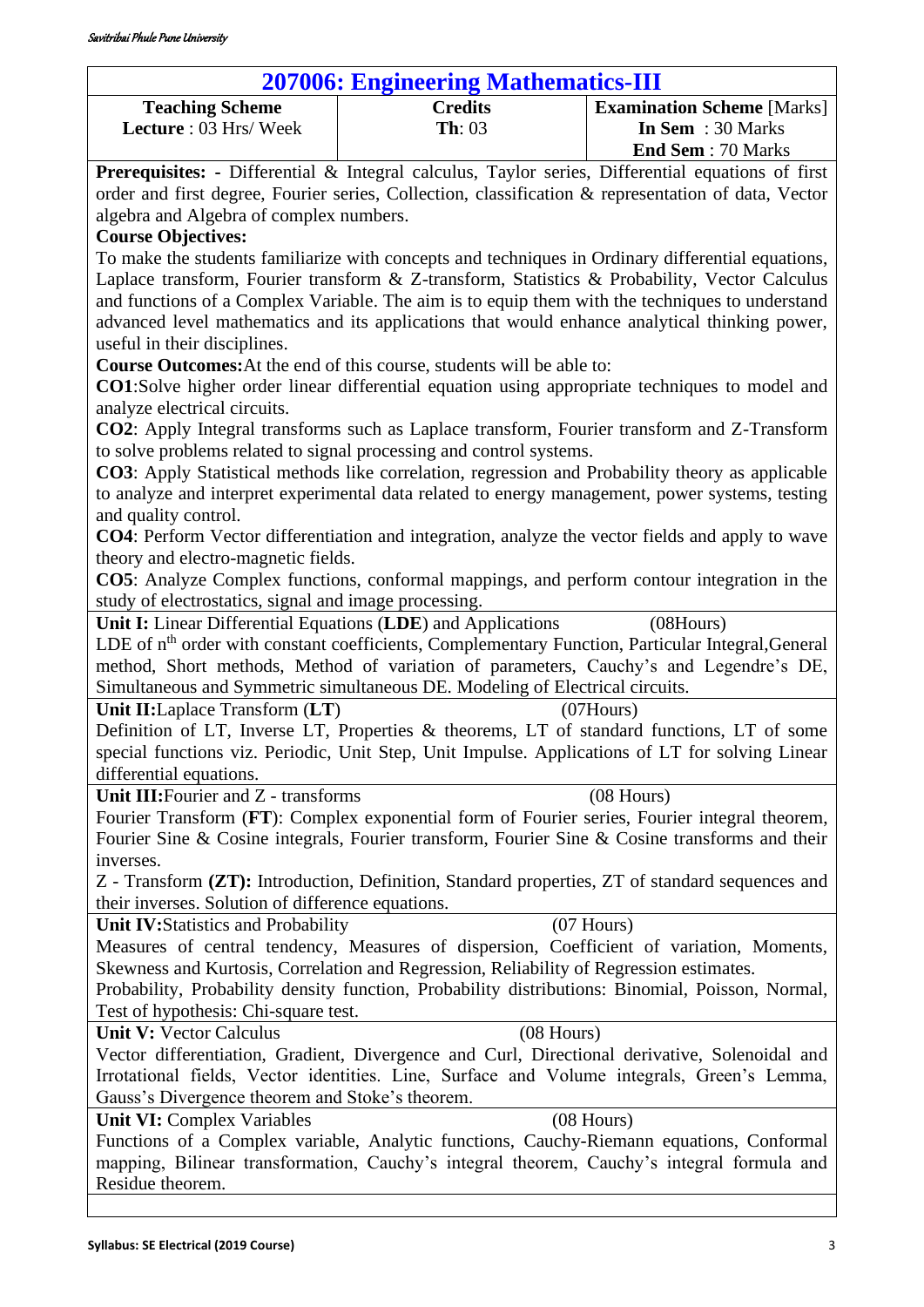## 207006: Engineering Mathematics-III

| Teaching Scheme | Credits | Examination Scheme [Marks] |
|---|---|---|
| **Lecture** : 03 Hrs/ Week | **Th**: 03 | **In Sem** : 30 Marks |
| | | **End Sem** : 70 Marks |

**Prerequisites: -** Differential & Integral calculus, Taylor series, Differential equations of first order and first degree, Fourier series, Collection, classification & representation of data, Vector algebra and Algebra of complex numbers.

**Course Objectives:**

To make the students familiarize with concepts and techniques in Ordinary differential equations, Laplace transform, Fourier transform & Z-transform, Statistics & Probability, Vector Calculus and functions of a Complex Variable. The aim is to equip them with the techniques to understand advanced level mathematics and its applications that would enhance analytical thinking power, useful in their disciplines.

**Course Outcomes:**At the end of this course, students will be able to:

**CO1**:Solve higher order linear differential equation using appropriate techniques to model and analyze electrical circuits.

**CO2**: Apply Integral transforms such as Laplace transform, Fourier transform and Z-Transform to solve problems related to signal processing and control systems.

**CO3**: Apply Statistical methods like correlation, regression and Probability theory as applicable to analyze and interpret experimental data related to energy management, power systems, testing and quality control.

**CO4**: Perform Vector differentiation and integration, analyze the vector fields and apply to wave theory and electro-magnetic fields.

**CO5**: Analyze Complex functions, conformal mappings, and perform contour integration in the study of electrostatics, signal and image processing.

**Unit I:** Linear Differential Equations (**LDE**) and Applications (08Hours)

LDE of $n^{th}$ order with constant coefficients, Complementary Function, Particular Integral,General method, Short methods, Method of variation of parameters, Cauchy's and Legendre's DE, Simultaneous and Symmetric simultaneous DE. Modeling of Electrical circuits.

**Unit II:**Laplace Transform (**LT**) (07Hours)

Definition of LT, Inverse LT, Properties & theorems, LT of standard functions, LT of some special functions viz. Periodic, Unit Step, Unit Impulse. Applications of LT for solving Linear differential equations.

**Unit III:**Fourier and Z - transforms (08 Hours)

Fourier Transform (**FT**): Complex exponential form of Fourier series, Fourier integral theorem, Fourier Sine & Cosine integrals, Fourier transform, Fourier Sine & Cosine transforms and their inverses.

Z - Transform **(ZT):** Introduction, Definition, Standard properties, ZT of standard sequences and their inverses. Solution of difference equations.

**Unit IV:**Statistics and Probability (07 Hours)

Measures of central tendency, Measures of dispersion, Coefficient of variation, Moments, Skewness and Kurtosis, Correlation and Regression, Reliability of Regression estimates.

Probability, Probability density function, Probability distributions: Binomial, Poisson, Normal, Test of hypothesis: Chi-square test.

**Unit V:** Vector Calculus (08 Hours)

Vector differentiation, Gradient, Divergence and Curl, Directional derivative, Solenoidal and Irrotational fields, Vector identities. Line, Surface and Volume integrals, Green's Lemma, Gauss's Divergence theorem and Stoke's theorem.

**Unit VI:** Complex Variables (08 Hours)

Functions of a Complex variable, Analytic functions, Cauchy-Riemann equations, Conformal mapping, Bilinear transformation, Cauchy's integral theorem, Cauchy's integral formula and Residue theorem.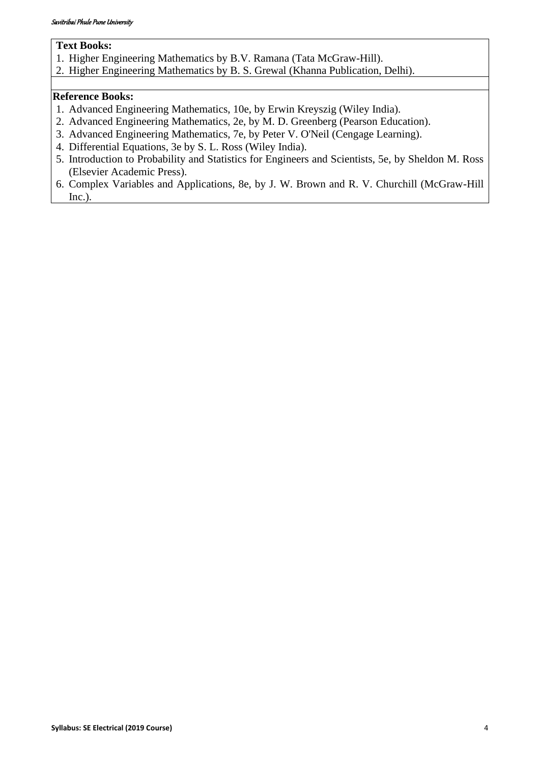**Text Books:**

1. Higher Engineering Mathematics by B.V. Ramana (Tata McGraw-Hill).
2. Higher Engineering Mathematics by B. S. Grewal (Khanna Publication, Delhi).

**Reference Books:**

1. Advanced Engineering Mathematics, 10e, by Erwin Kreyszig (Wiley India).
2. Advanced Engineering Mathematics, 2e, by M. D. Greenberg (Pearson Education).
3. Advanced Engineering Mathematics, 7e, by Peter V. O'Neil (Cengage Learning).
4. Differential Equations, 3e by S. L. Ross (Wiley India).
5. Introduction to Probability and Statistics for Engineers and Scientists, 5e, by Sheldon M. Ross (Elsevier Academic Press).
6. Complex Variables and Applications, 8e, by J. W. Brown and R. V. Churchill (McGraw-Hill Inc.).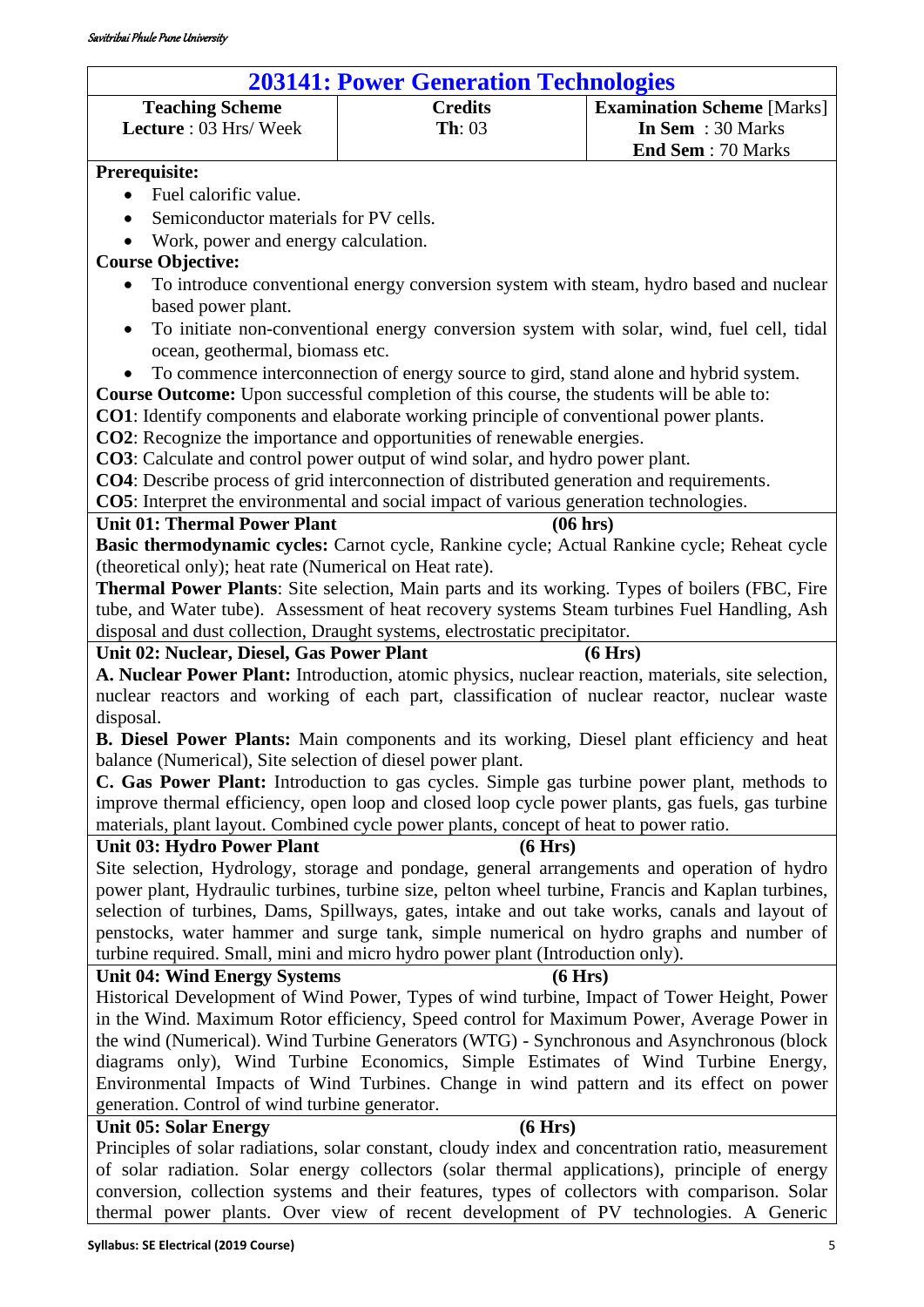# 203141: Power Generation Technologies

| Teaching Scheme | Credits | Examination Scheme [Marks] |
|---|---|---|
| **Lecture** : 03 Hrs/ Week | **Th**: 03 | **In Sem** : 30 Marks<br>**End Sem** : 70 Marks |

**Prerequisite:**

- Fuel calorific value.
- Semiconductor materials for PV cells.
- Work, power and energy calculation.

**Course Objective:**

- To introduce conventional energy conversion system with steam, hydro based and nuclear based power plant.
- To initiate non-conventional energy conversion system with solar, wind, fuel cell, tidal ocean, geothermal, biomass etc.
- To commence interconnection of energy source to gird, stand alone and hybrid system.

**Course Outcome:** Upon successful completion of this course, the students will be able to:

**CO1**: Identify components and elaborate working principle of conventional power plants.

**CO2**: Recognize the importance and opportunities of renewable energies.

**CO3**: Calculate and control power output of wind solar, and hydro power plant.

**CO4**: Describe process of grid interconnection of distributed generation and requirements.

**CO5**: Interpret the environmental and social impact of various generation technologies.

**Unit 01: Thermal Power Plant (06 hrs)**

**Basic thermodynamic cycles:** Carnot cycle, Rankine cycle; Actual Rankine cycle; Reheat cycle (theoretical only); heat rate (Numerical on Heat rate).

**Thermal Power Plants**: Site selection, Main parts and its working. Types of boilers (FBC, Fire tube, and Water tube). Assessment of heat recovery systems Steam turbines Fuel Handling, Ash disposal and dust collection, Draught systems, electrostatic precipitator.

**Unit 02: Nuclear, Diesel, Gas Power Plant (6 Hrs)**

**A. Nuclear Power Plant:** Introduction, atomic physics, nuclear reaction, materials, site selection, nuclear reactors and working of each part, classification of nuclear reactor, nuclear waste disposal.

**B. Diesel Power Plants:** Main components and its working, Diesel plant efficiency and heat balance (Numerical), Site selection of diesel power plant.

**C. Gas Power Plant:** Introduction to gas cycles. Simple gas turbine power plant, methods to improve thermal efficiency, open loop and closed loop cycle power plants, gas fuels, gas turbine materials, plant layout. Combined cycle power plants, concept of heat to power ratio.

**Unit 03: Hydro Power Plant (6 Hrs)**

Site selection, Hydrology, storage and pondage, general arrangements and operation of hydro power plant, Hydraulic turbines, turbine size, pelton wheel turbine, Francis and Kaplan turbines, selection of turbines, Dams, Spillways, gates, intake and out take works, canals and layout of penstocks, water hammer and surge tank, simple numerical on hydro graphs and number of turbine required. Small, mini and micro hydro power plant (Introduction only).

**Unit 04: Wind Energy Systems (6 Hrs)**

Historical Development of Wind Power, Types of wind turbine, Impact of Tower Height, Power in the Wind. Maximum Rotor efficiency, Speed control for Maximum Power, Average Power in the wind (Numerical). Wind Turbine Generators (WTG) - Synchronous and Asynchronous (block diagrams only), Wind Turbine Economics, Simple Estimates of Wind Turbine Energy, Environmental Impacts of Wind Turbines. Change in wind pattern and its effect on power generation. Control of wind turbine generator.

**Unit 05: Solar Energy (6 Hrs)**

Principles of solar radiations, solar constant, cloudy index and concentration ratio, measurement of solar radiation. Solar energy collectors (solar thermal applications), principle of energy conversion, collection systems and their features, types of collectors with comparison. Solar thermal power plants. Over view of recent development of PV technologies. A Generic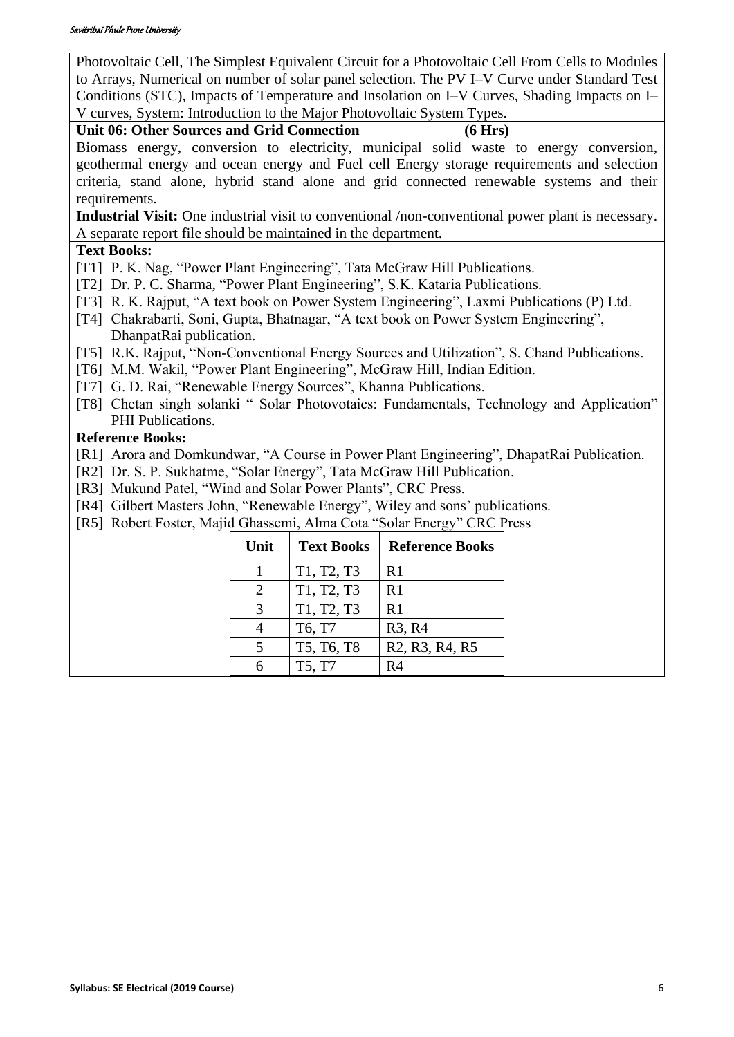Photovoltaic Cell, The Simplest Equivalent Circuit for a Photovoltaic Cell From Cells to Modules to Arrays, Numerical on number of solar panel selection. The PV I–V Curve under Standard Test Conditions (STC), Impacts of Temperature and Insolation on I–V Curves, Shading Impacts on I–V curves, System: Introduction to the Major Photovoltaic System Types.

**Unit 06: Other Sources and Grid Connection (6 Hrs)**

Biomass energy, conversion to electricity, municipal solid waste to energy conversion, geothermal energy and ocean energy and Fuel cell Energy storage requirements and selection criteria, stand alone, hybrid stand alone and grid connected renewable systems and their requirements.

**Industrial Visit:** One industrial visit to conventional /non-conventional power plant is necessary. A separate report file should be maintained in the department.

**Text Books:**

[T1] P. K. Nag, "Power Plant Engineering", Tata McGraw Hill Publications.
[T2] Dr. P. C. Sharma, "Power Plant Engineering", S.K. Kataria Publications.
[T3] R. K. Rajput, "A text book on Power System Engineering", Laxmi Publications (P) Ltd.
[T4] Chakrabarti, Soni, Gupta, Bhatnagar, "A text book on Power System Engineering", DhanpatRai publication.
[T5] R.K. Rajput, "Non-Conventional Energy Sources and Utilization", S. Chand Publications.
[T6] M.M. Wakil, "Power Plant Engineering", McGraw Hill, Indian Edition.
[T7] G. D. Rai, "Renewable Energy Sources", Khanna Publications.
[T8] Chetan singh solanki " Solar Photovotaics: Fundamentals, Technology and Application" PHI Publications.

**Reference Books:**

[R1] Arora and Domkundwar, "A Course in Power Plant Engineering", DhapatRai Publication.
[R2] Dr. S. P. Sukhatme, "Solar Energy", Tata McGraw Hill Publication.
[R3] Mukund Patel, "Wind and Solar Power Plants", CRC Press.
[R4] Gilbert Masters John, "Renewable Energy", Wiley and sons' publications.
[R5] Robert Foster, Majid Ghassemi, Alma Cota "Solar Energy" CRC Press

| Unit | Text Books | Reference Books |
|---|---|---|
| 1 | T1, T2, T3 | R1 |
| 2 | T1, T2, T3 | R1 |
| 3 | T1, T2, T3 | R1 |
| 4 | T6, T7 | R3, R4 |
| 5 | T5, T6, T8 | R2, R3, R4, R5 |
| 6 | T5, T7 | R4 |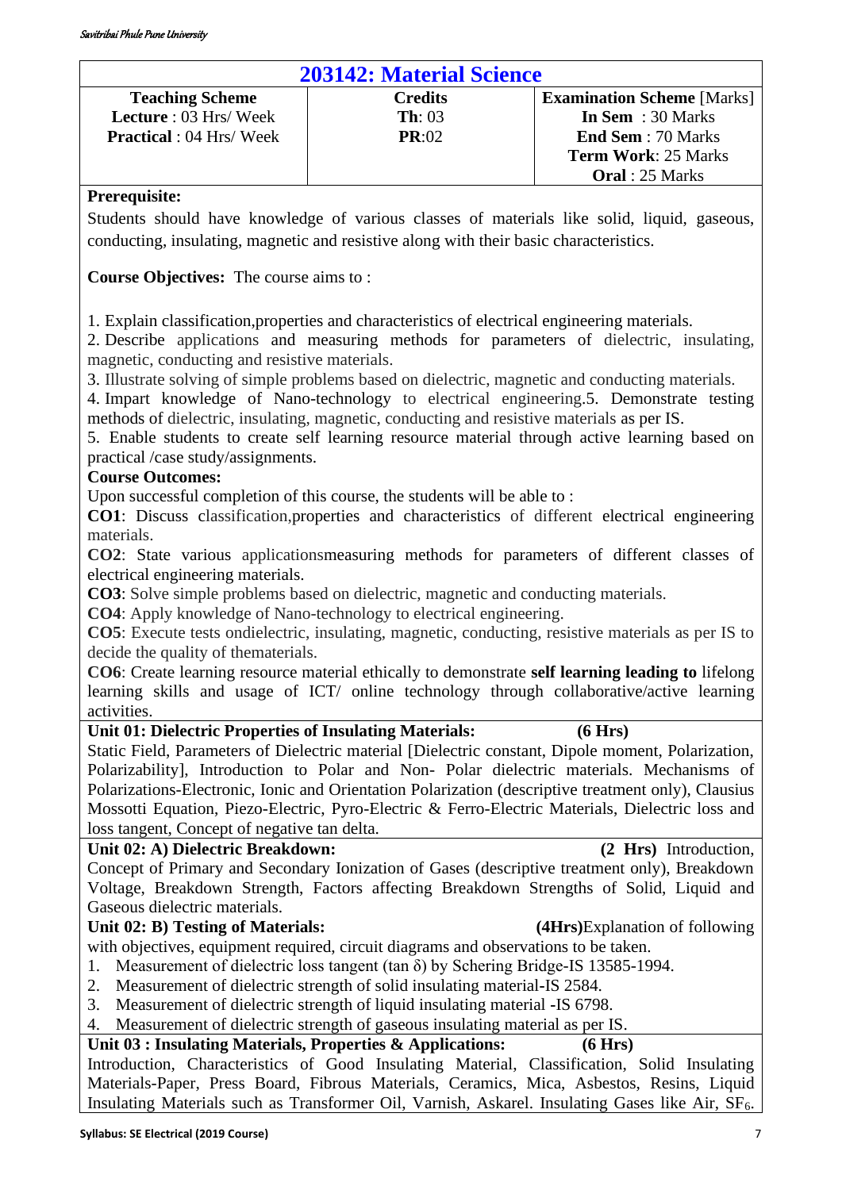## 203142: Material Science

| Teaching Scheme | Credits | Examination Scheme [Marks] |
|---|---|---|
| **Lecture** : 03 Hrs/ Week | **Th**: 03 | **In Sem** : 30 Marks |
| **Practical** : 04 Hrs/ Week | **PR**:02 | **End Sem** : 70 Marks |
| | | **Term Work**: 25 Marks |
| | | **Oral** : 25 Marks |

**Prerequisite:**

Students should have knowledge of various classes of materials like solid, liquid, gaseous, conducting, insulating, magnetic and resistive along with their basic characteristics.

**Course Objectives:** The course aims to :

1. Explain classification,properties and characteristics of electrical engineering materials.
2. Describe applications and measuring methods for parameters of dielectric, insulating, magnetic, conducting and resistive materials.
3. Illustrate solving of simple problems based on dielectric, magnetic and conducting materials.
4. Impart knowledge of Nano-technology to electrical engineering.5. Demonstrate testing methods of dielectric, insulating, magnetic, conducting and resistive materials as per IS.
5. Enable students to create self learning resource material through active learning based on practical /case study/assignments.

**Course Outcomes:**

Upon successful completion of this course, the students will be able to :

**CO1**: Discuss classification,properties and characteristics of different electrical engineering materials.

**CO2**: State various applicationsmeasuring methods for parameters of different classes of electrical engineering materials.

**CO3**: Solve simple problems based on dielectric, magnetic and conducting materials.

**CO4**: Apply knowledge of Nano-technology to electrical engineering.

**CO5**: Execute tests ondielectric, insulating, magnetic, conducting, resistive materials as per IS to decide the quality of thematerials.

**CO6**: Create learning resource material ethically to demonstrate **self learning leading to** lifelong learning skills and usage of ICT/ online technology through collaborative/active learning activities.

**Unit 01: Dielectric Properties of Insulating Materials: (6 Hrs)**

Static Field, Parameters of Dielectric material [Dielectric constant, Dipole moment, Polarization, Polarizability], Introduction to Polar and Non- Polar dielectric materials. Mechanisms of Polarizations-Electronic, Ionic and Orientation Polarization (descriptive treatment only), Clausius Mossotti Equation, Piezo-Electric, Pyro-Electric & Ferro-Electric Materials, Dielectric loss and loss tangent, Concept of negative tan delta.

**Unit 02: A) Dielectric Breakdown: (2 Hrs)** Introduction, Concept of Primary and Secondary Ionization of Gases (descriptive treatment only), Breakdown Voltage, Breakdown Strength, Factors affecting Breakdown Strengths of Solid, Liquid and Gaseous dielectric materials.

**Unit 02: B) Testing of Materials: (4Hrs)**Explanation of following with objectives, equipment required, circuit diagrams and observations to be taken.

1. Measurement of dielectric loss tangent (tan $\delta$) by Schering Bridge-IS 13585-1994.
2. Measurement of dielectric strength of solid insulating material-IS 2584.
3. Measurement of dielectric strength of liquid insulating material -IS 6798.
4. Measurement of dielectric strength of gaseous insulating material as per IS.

**Unit 03 : Insulating Materials, Properties & Applications: (6 Hrs)**

Introduction, Characteristics of Good Insulating Material, Classification, Solid Insulating Materials-Paper, Press Board, Fibrous Materials, Ceramics, Mica, Asbestos, Resins, Liquid Insulating Materials such as Transformer Oil, Varnish, Askarel. Insulating Gases like Air, $SF_6$.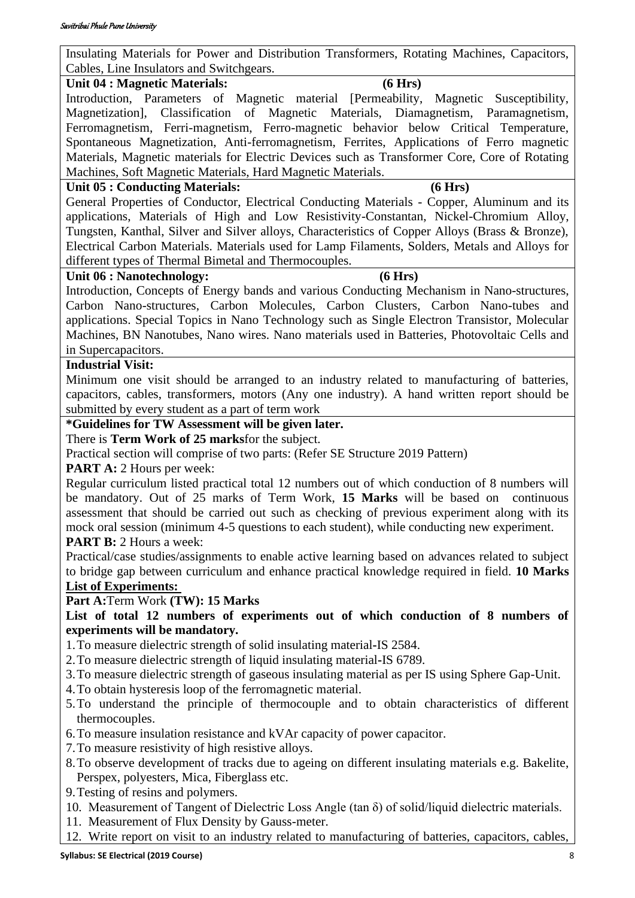Insulating Materials for Power and Distribution Transformers, Rotating Machines, Capacitors, Cables, Line Insulators and Switchgears.

**Unit 04 : Magnetic Materials: (6 Hrs)**

Introduction, Parameters of Magnetic material [Permeability, Magnetic Susceptibility, Magnetization], Classification of Magnetic Materials, Diamagnetism, Paramagnetism, Ferromagnetism, Ferri-magnetism, Ferro-magnetic behavior below Critical Temperature, Spontaneous Magnetization, Anti-ferromagnetism, Ferrites, Applications of Ferro magnetic Materials, Magnetic materials for Electric Devices such as Transformer Core, Core of Rotating Machines, Soft Magnetic Materials, Hard Magnetic Materials.

**Unit 05 : Conducting Materials: (6 Hrs)**

General Properties of Conductor, Electrical Conducting Materials - Copper, Aluminum and its applications, Materials of High and Low Resistivity-Constantan, Nickel-Chromium Alloy, Tungsten, Kanthal, Silver and Silver alloys, Characteristics of Copper Alloys (Brass & Bronze), Electrical Carbon Materials. Materials used for Lamp Filaments, Solders, Metals and Alloys for different types of Thermal Bimetal and Thermocouples.

**Unit 06 : Nanotechnology: (6 Hrs)**

Introduction, Concepts of Energy bands and various Conducting Mechanism in Nano-structures, Carbon Nano-structures, Carbon Molecules, Carbon Clusters, Carbon Nano-tubes and applications. Special Topics in Nano Technology such as Single Electron Transistor, Molecular Machines, BN Nanotubes, Nano wires. Nano materials used in Batteries, Photovoltaic Cells and in Supercapacitors.

**Industrial Visit:**

Minimum one visit should be arranged to an industry related to manufacturing of batteries, capacitors, cables, transformers, motors (Any one industry). A hand written report should be submitted by every student as a part of term work

**\*Guidelines for TW Assessment will be given later.**

There is **Term Work of 25 marks** for the subject.

Practical section will comprise of two parts: (Refer SE Structure 2019 Pattern)

**PART A:** 2 Hours per week:

Regular curriculum listed practical total 12 numbers out of which conduction of 8 numbers will be mandatory. Out of 25 marks of Term Work, **15 Marks** will be based on continuous assessment that should be carried out such as checking of previous experiment along with its mock oral session (minimum 4-5 questions to each student), while conducting new experiment.

**PART B:** 2 Hours a week:

Practical/case studies/assignments to enable active learning based on advances related to subject to bridge gap between curriculum and enhance practical knowledge required in field. **10 Marks**

**List of Experiments:**

**Part A:** Term Work **(TW): 15 Marks**

**List of total 12 numbers of experiments out of which conduction of 8 numbers of experiments will be mandatory.**

1. To measure dielectric strength of solid insulating material-IS 2584.
2. To measure dielectric strength of liquid insulating material-IS 6789.
3. To measure dielectric strength of gaseous insulating material as per IS using Sphere Gap-Unit.
4. To obtain hysteresis loop of the ferromagnetic material.
5. To understand the principle of thermocouple and to obtain characteristics of different thermocouples.
6. To measure insulation resistance and kVAr capacity of power capacitor.
7. To measure resistivity of high resistive alloys.
8. To observe development of tracks due to ageing on different insulating materials e.g. Bakelite, Perspex, polyesters, Mica, Fiberglass etc.
9. Testing of resins and polymers.
10. Measurement of Tangent of Dielectric Loss Angle ($\tan \delta$) of solid/liquid dielectric materials.
11. Measurement of Flux Density by Gauss-meter.
12. Write report on visit to an industry related to manufacturing of batteries, capacitors, cables,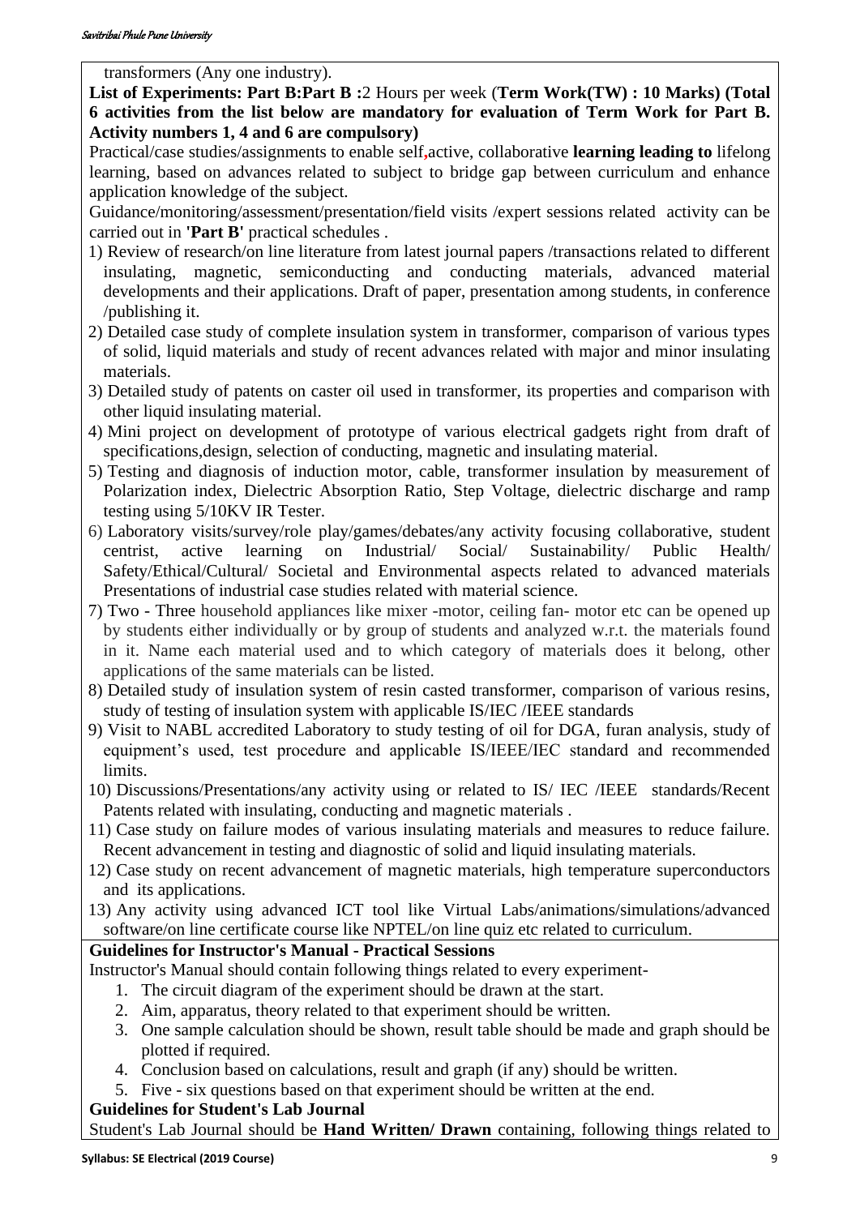transformers (Any one industry).

**List of Experiments: Part B:Part B :**2 Hours per week (**Term Work(TW) : 10 Marks) (Total 6 activities from the list below are mandatory for evaluation of Term Work for Part B. Activity numbers 1, 4 and 6 are compulsory)**

Practical/case studies/assignments to enable self,active, collaborative **learning leading to** lifelong learning, based on advances related to subject to bridge gap between curriculum and enhance application knowledge of the subject.

Guidance/monitoring/assessment/presentation/field visits /expert sessions related activity can be carried out in **'Part B'** practical schedules .

1) Review of research/on line literature from latest journal papers /transactions related to different insulating, magnetic, semiconducting and conducting materials, advanced material developments and their applications. Draft of paper, presentation among students, in conference /publishing it.
2) Detailed case study of complete insulation system in transformer, comparison of various types of solid, liquid materials and study of recent advances related with major and minor insulating materials.
3) Detailed study of patents on caster oil used in transformer, its properties and comparison with other liquid insulating material.
4) Mini project on development of prototype of various electrical gadgets right from draft of specifications,design, selection of conducting, magnetic and insulating material.
5) Testing and diagnosis of induction motor, cable, transformer insulation by measurement of Polarization index, Dielectric Absorption Ratio, Step Voltage, dielectric discharge and ramp testing using 5/10KV IR Tester.
6) Laboratory visits/survey/role play/games/debates/any activity focusing collaborative, student centrist, active learning on Industrial/ Social/ Sustainability/ Public Health/ Safety/Ethical/Cultural/ Societal and Environmental aspects related to advanced materials Presentations of industrial case studies related with material science.
7) Two - Three household appliances like mixer -motor, ceiling fan- motor etc can be opened up by students either individually or by group of students and analyzed w.r.t. the materials found in it. Name each material used and to which category of materials does it belong, other applications of the same materials can be listed.
8) Detailed study of insulation system of resin casted transformer, comparison of various resins, study of testing of insulation system with applicable IS/IEC /IEEE standards
9) Visit to NABL accredited Laboratory to study testing of oil for DGA, furan analysis, study of equipment's used, test procedure and applicable IS/IEEE/IEC standard and recommended limits.
10) Discussions/Presentations/any activity using or related to IS/ IEC /IEEE standards/Recent Patents related with insulating, conducting and magnetic materials .
11) Case study on failure modes of various insulating materials and measures to reduce failure. Recent advancement in testing and diagnostic of solid and liquid insulating materials.
12) Case study on recent advancement of magnetic materials, high temperature superconductors and its applications.
13) Any activity using advanced ICT tool like Virtual Labs/animations/simulations/advanced software/on line certificate course like NPTEL/on line quiz etc related to curriculum.

**Guidelines for Instructor's Manual - Practical Sessions**

Instructor's Manual should contain following things related to every experiment-

1. The circuit diagram of the experiment should be drawn at the start.
2. Aim, apparatus, theory related to that experiment should be written.
3. One sample calculation should be shown, result table should be made and graph should be plotted if required.
4. Conclusion based on calculations, result and graph (if any) should be written.
5. Five - six questions based on that experiment should be written at the end.

**Guidelines for Student's Lab Journal**

Student's Lab Journal should be **Hand Written/ Drawn** containing, following things related to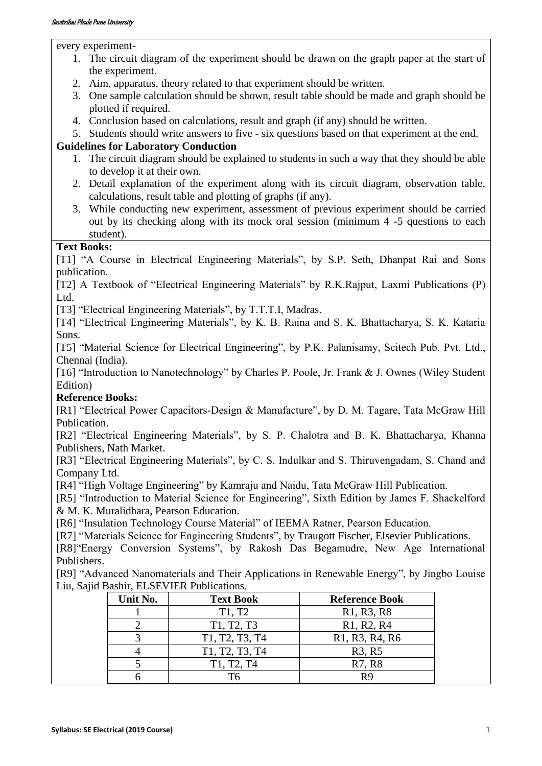every experiment-

1. The circuit diagram of the experiment should be drawn on the graph paper at the start of the experiment.
2. Aim, apparatus, theory related to that experiment should be written.
3. One sample calculation should be shown, result table should be made and graph should be plotted if required.
4. Conclusion based on calculations, result and graph (if any) should be written.
5. Students should write answers to five - six questions based on that experiment at the end.

**Guidelines for Laboratory Conduction**

1. The circuit diagram should be explained to students in such a way that they should be able to develop it at their own.
2. Detail explanation of the experiment along with its circuit diagram, observation table, calculations, result table and plotting of graphs (if any).
3. While conducting new experiment, assessment of previous experiment should be carried out by its checking along with its mock oral session (minimum 4 -5 questions to each student).

**Text Books:**

[T1] "A Course in Electrical Engineering Materials", by S.P. Seth, Dhanpat Rai and Sons publication.

[T2] A Textbook of "Electrical Engineering Materials" by R.K.Rajput, Laxmi Publications (P) Ltd.

[T3] "Electrical Engineering Materials", by T.T.T.I, Madras.

[T4] "Electrical Engineering Materials", by K. B. Raina and S. K. Bhattacharya, S. K. Kataria Sons.

[T5] "Material Science for Electrical Engineering", by P.K. Palanisamy, Scitech Pub. Pvt. Ltd., Chennai (India).

[T6] "Introduction to Nanotechnology" by Charles P. Poole, Jr. Frank & J. Ownes (Wiley Student Edition)

**Reference Books:**

[R1] "Electrical Power Capacitors-Design & Manufacture", by D. M. Tagare, Tata McGraw Hill Publication.

[R2] "Electrical Engineering Materials", by S. P. Chalotra and B. K. Bhattacharya, Khanna Publishers, Nath Market.

[R3] "Electrical Engineering Materials", by C. S. Indulkar and S. Thiruvengadam, S. Chand and Company Ltd.

[R4] "High Voltage Engineering" by Kamraju and Naidu, Tata McGraw Hill Publication.

[R5] "Introduction to Material Science for Engineering", Sixth Edition by James F. Shackelford & M. K. Muralidhara, Pearson Education.

[R6] "Insulation Technology Course Material" of IEEMA Ratner, Pearson Education.

[R7] "Materials Science for Engineering Students", by Traugott Fischer, Elsevier Publications.

[R8]"Energy Conversion Systems", by Rakosh Das Begamudre, New Age International Publishers.

[R9] "Advanced Nanomaterials and Their Applications in Renewable Energy", by Jingbo Louise Liu, Sajid Bashir, ELSEVIER Publications.

| Unit No. | Text Book | Reference Book |
|---|---|---|
| 1 | T1, T2 | R1, R3, R8 |
| 2 | T1, T2, T3 | R1, R2, R4 |
| 3 | T1, T2, T3, T4 | R1, R3, R4, R6 |
| 4 | T1, T2, T3, T4 | R3, R5 |
| 5 | T1, T2, T4 | R7, R8 |
| 6 | T6 | R9 |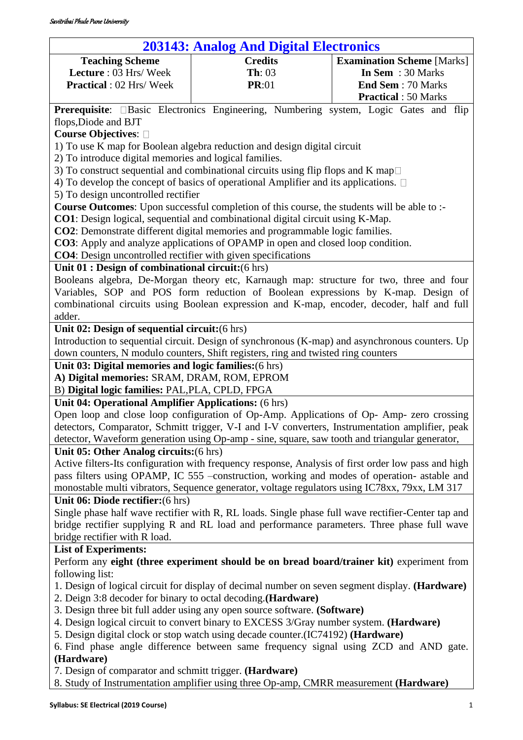## 203143: Analog And Digital Electronics

| Teaching Scheme | Credits | Examination Scheme [Marks] |
|---|---|---|
| **Lecture** : 03 Hrs/ Week | **Th**: 03 | **In Sem** : 30 Marks |
| **Practical** : 02 Hrs/ Week | **PR**:01 | **End Sem** : 70 Marks |
| | | **Practical** : 50 Marks |

**Prerequisite**: Basic Electronics Engineering, Numbering system, Logic Gates and flip flops,Diode and BJT

**Course Objectives**:

1) To use K map for Boolean algebra reduction and design digital circuit
2) To introduce digital memories and logical families.
3) To construct sequential and combinational circuits using flip flops and K map
4) To develop the concept of basics of operational Amplifier and its applications.
5) To design uncontrolled rectifier

**Course Outcomes**: Upon successful completion of this course, the students will be able to :-

**CO1**: Design logical, sequential and combinational digital circuit using K-Map.

**CO2**: Demonstrate different digital memories and programmable logic families.

**CO3**: Apply and analyze applications of OPAMP in open and closed loop condition.

**CO4**: Design uncontrolled rectifier with given specifications

**Unit 01 : Design of combinational circuit:**(6 hrs)

Booleans algebra, De-Morgan theory etc, Karnaugh map: structure for two, three and four Variables, SOP and POS form reduction of Boolean expressions by K-map. Design of combinational circuits using Boolean expression and K-map, encoder, decoder, half and full adder.

**Unit 02: Design of sequential circuit:**(6 hrs)

Introduction to sequential circuit. Design of synchronous (K-map) and asynchronous counters. Up down counters, N modulo counters, Shift registers, ring and twisted ring counters

**Unit 03: Digital memories and logic families:**(6 hrs)

**A) Digital memories:** SRAM, DRAM, ROM, EPROM

B) **Digital logic families:** PAL,PLA, CPLD, FPGA

**Unit 04: Operational Amplifier Applications:** (6 hrs)

Open loop and close loop configuration of Op-Amp. Applications of Op- Amp- zero crossing detectors, Comparator, Schmitt trigger, V-I and I-V converters, Instrumentation amplifier, peak detector, Waveform generation using Op-amp - sine, square, saw tooth and triangular generator,

**Unit 05: Other Analog circuits:**(6 hrs)

Active filters-Its configuration with frequency response, Analysis of first order low pass and high pass filters using OPAMP, IC 555 –construction, working and modes of operation- astable and monostable multi vibrators, Sequence generator, voltage regulators using IC78xx, 79xx, LM 317

**Unit 06: Diode rectifier:**(6 hrs)

Single phase half wave rectifier with R, RL loads. Single phase full wave rectifier-Center tap and bridge rectifier supplying R and RL load and performance parameters. Three phase full wave bridge rectifier with R load.

**List of Experiments:**

Perform any **eight (three experiment should be on bread board/trainer kit)** experiment from following list:

1. Design of logical circuit for display of decimal number on seven segment display. **(Hardware)**
2. Design 3:8 decoder for binary to octal decoding.**(Hardware)**
3. Design three bit full adder using any open source software. **(Software)**
4. Design logical circuit to convert binary to EXCESS 3/Gray number system. **(Hardware)**
5. Design digital clock or stop watch using decade counter.(IC74192) **(Hardware)**
6. Find phase angle difference between same frequency signal using ZCD and AND gate. **(Hardware)**
7. Design of comparator and schmitt trigger. **(Hardware)**
8. Study of Instrumentation amplifier using three Op-amp, CMRR measurement **(Hardware)**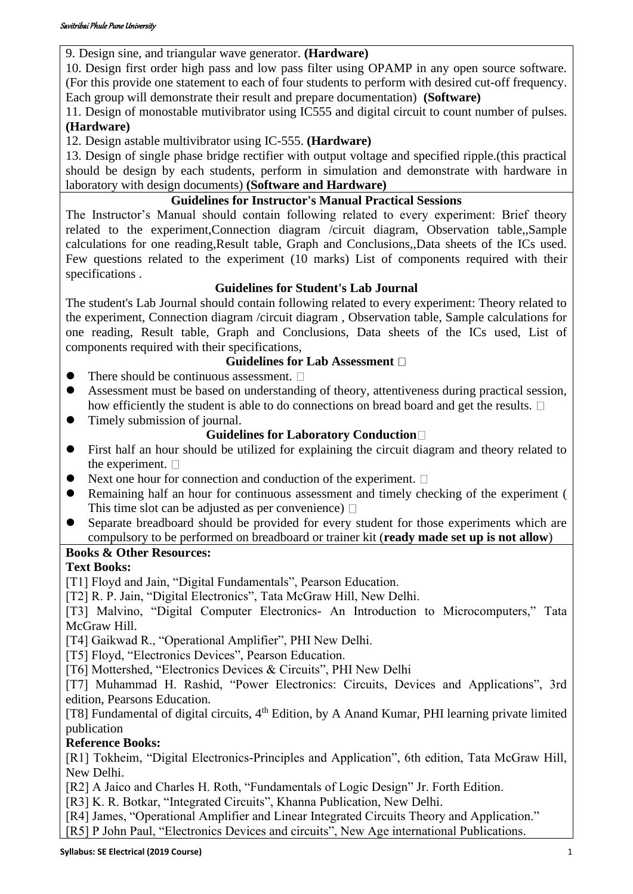9. Design sine, and triangular wave generator. **(Hardware)**

10. Design first order high pass and low pass filter using OPAMP in any open source software. (For this provide one statement to each of four students to perform with desired cut-off frequency. Each group will demonstrate their result and prepare documentation) **(Software)**

11. Design of monostable mutivibrator using IC555 and digital circuit to count number of pulses. **(Hardware)**

12. Design astable multivibrator using IC-555. **(Hardware)**

13. Design of single phase bridge rectifier with output voltage and specified ripple.(this practical should be design by each students, perform in simulation and demonstrate with hardware in laboratory with design documents) **(Software and Hardware)**

### Guidelines for Instructor's Manual Practical Sessions

The Instructor's Manual should contain following related to every experiment: Brief theory related to the experiment,Connection diagram /circuit diagram, Observation table,,Sample calculations for one reading,Result table, Graph and Conclusions,,Data sheets of the ICs used. Few questions related to the experiment (10 marks) List of components required with their specifications .

### Guidelines for Student's Lab Journal

The student's Lab Journal should contain following related to every experiment: Theory related to the experiment, Connection diagram /circuit diagram , Observation table, Sample calculations for one reading, Result table, Graph and Conclusions, Data sheets of the ICs used, List of components required with their specifications,

### Guidelines for Lab Assessment

- There should be continuous assessment.
- Assessment must be based on understanding of theory, attentiveness during practical session, how efficiently the student is able to do connections on bread board and get the results.
- Timely submission of journal.

### Guidelines for Laboratory Conduction

- First half an hour should be utilized for explaining the circuit diagram and theory related to the experiment.
- Next one hour for connection and conduction of the experiment.
- Remaining half an hour for continuous assessment and timely checking of the experiment ( This time slot can be adjusted as per convenience)
- Separate breadboard should be provided for every student for those experiments which are compulsory to be performed on breadboard or trainer kit (**ready made set up is not allow**)

**Books & Other Resources:**

**Text Books:**

[T1] Floyd and Jain, "Digital Fundamentals", Pearson Education.

[T2] R. P. Jain, "Digital Electronics", Tata McGraw Hill, New Delhi.

[T3] Malvino, "Digital Computer Electronics- An Introduction to Microcomputers," Tata McGraw Hill.

[T4] Gaikwad R., "Operational Amplifier", PHI New Delhi.

[T5] Floyd, "Electronics Devices", Pearson Education.

[T6] Mottershed, "Electronics Devices & Circuits", PHI New Delhi

[T7] Muhammad H. Rashid, "Power Electronics: Circuits, Devices and Applications", 3rd edition, Pearsons Education.

[T8] Fundamental of digital circuits, 4th Edition, by A Anand Kumar, PHI learning private limited publication

**Reference Books:**

[R1] Tokheim, "Digital Electronics-Principles and Application", 6th edition, Tata McGraw Hill, New Delhi.

[R2] A Jaico and Charles H. Roth, "Fundamentals of Logic Design" Jr. Forth Edition.

[R3] K. R. Botkar, "Integrated Circuits", Khanna Publication, New Delhi.

[R4] James, "Operational Amplifier and Linear Integrated Circuits Theory and Application."

[R5] P John Paul, "Electronics Devices and circuits", New Age international Publications.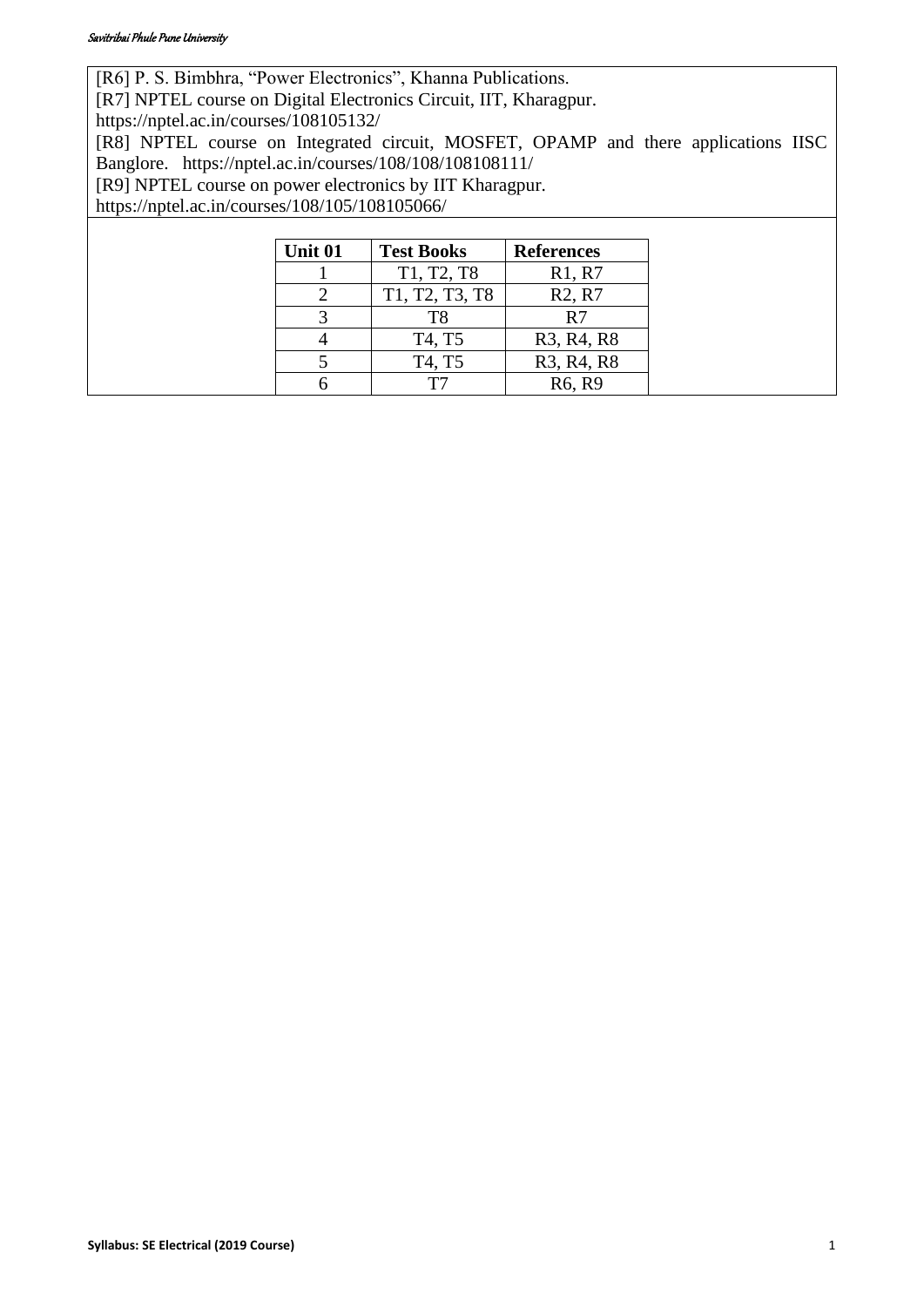[R6] P. S. Bimbhra, “Power Electronics”, Khanna Publications.

[R7] NPTEL course on Digital Electronics Circuit, IIT, Kharagpur. https://nptel.ac.in/courses/108105132/

[R8] NPTEL course on Integrated circuit, MOSFET, OPAMP and there applications IISC Banglore. https://nptel.ac.in/courses/108/108/108108111/

[R9] NPTEL course on power electronics by IIT Kharagpur. https://nptel.ac.in/courses/108/105/108105066/

| Unit 01 | Test Books | References |
|---|---|---|
| 1 | T1, T2, T8 | R1, R7 |
| 2 | T1, T2, T3, T8 | R2, R7 |
| 3 | T8 | R7 |
| 4 | T4, T5 | R3, R4, R8 |
| 5 | T4, T5 | R3, R4, R8 |
| 6 | T7 | R6, R9 |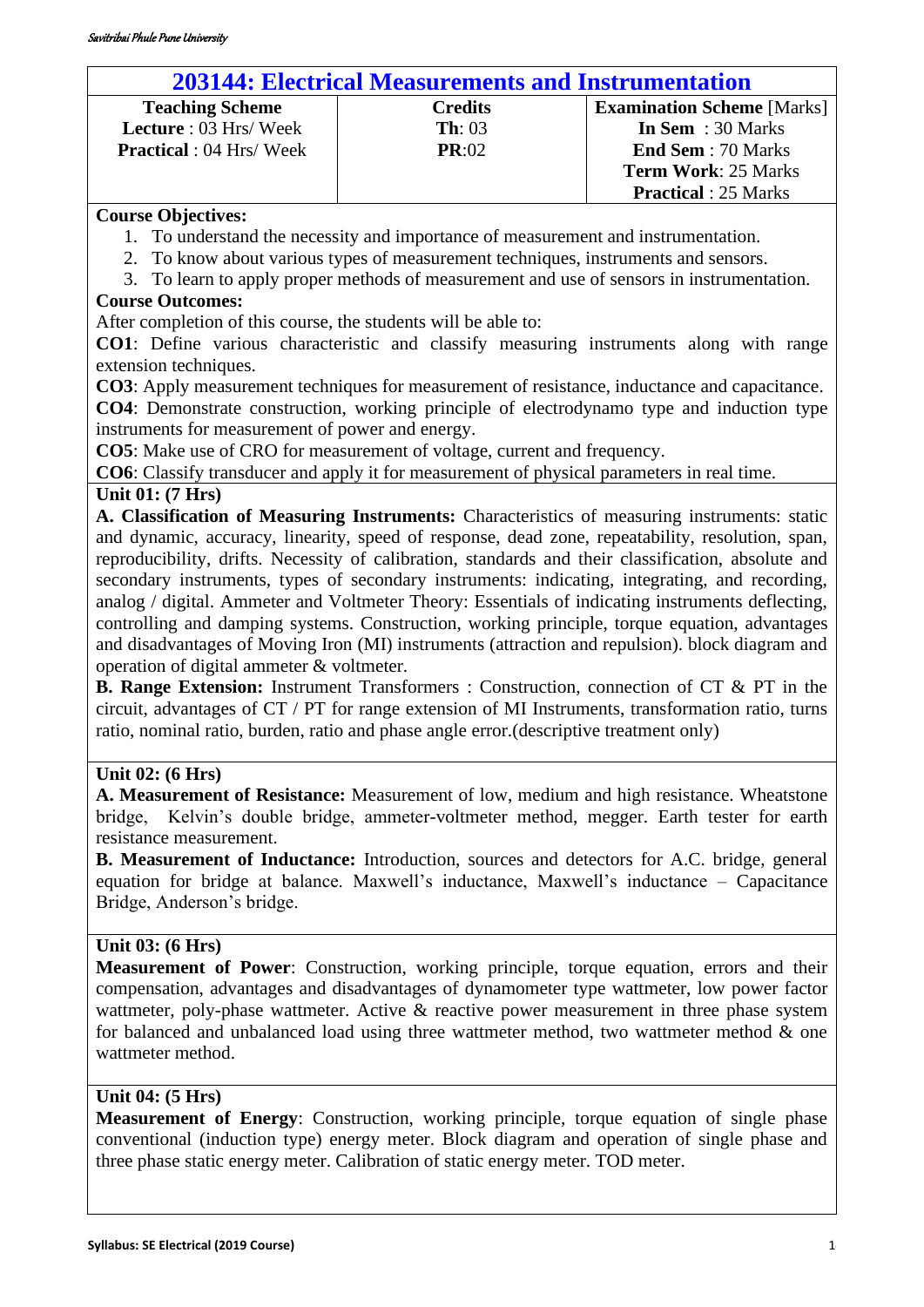# 203144: Electrical Measurements and Instrumentation

| Teaching Scheme | Credits | Examination Scheme [Marks] |
|---|---|---|
| **Lecture** : 03 Hrs/ Week | **Th**: 03 | **In Sem** : 30 Marks |
| **Practical** : 04 Hrs/ Week | **PR**:02 | **End Sem** : 70 Marks |
| | | **Term Work**: 25 Marks |
| | | **Practical** : 25 Marks |

**Course Objectives:**

1. To understand the necessity and importance of measurement and instrumentation.
2. To know about various types of measurement techniques, instruments and sensors.
3. To learn to apply proper methods of measurement and use of sensors in instrumentation.

**Course Outcomes:**

After completion of this course, the students will be able to:

**CO1**: Define various characteristic and classify measuring instruments along with range extension techniques.

**CO3**: Apply measurement techniques for measurement of resistance, inductance and capacitance.

**CO4**: Demonstrate construction, working principle of electrodynamo type and induction type instruments for measurement of power and energy.

**CO5**: Make use of CRO for measurement of voltage, current and frequency.

**CO6**: Classify transducer and apply it for measurement of physical parameters in real time.

**Unit 01: (7 Hrs)**

**A. Classification of Measuring Instruments:** Characteristics of measuring instruments: static and dynamic, accuracy, linearity, speed of response, dead zone, repeatability, resolution, span, reproducibility, drifts. Necessity of calibration, standards and their classification, absolute and secondary instruments, types of secondary instruments: indicating, integrating, and recording, analog / digital. Ammeter and Voltmeter Theory: Essentials of indicating instruments deflecting, controlling and damping systems. Construction, working principle, torque equation, advantages and disadvantages of Moving Iron (MI) instruments (attraction and repulsion). block diagram and operation of digital ammeter & voltmeter.

**B. Range Extension:** Instrument Transformers : Construction, connection of CT & PT in the circuit, advantages of CT / PT for range extension of MI Instruments, transformation ratio, turns ratio, nominal ratio, burden, ratio and phase angle error.(descriptive treatment only)

**Unit 02: (6 Hrs)**

**A. Measurement of Resistance:** Measurement of low, medium and high resistance. Wheatstone bridge, Kelvin's double bridge, ammeter-voltmeter method, megger. Earth tester for earth resistance measurement.

**B. Measurement of Inductance:** Introduction, sources and detectors for A.C. bridge, general equation for bridge at balance. Maxwell's inductance, Maxwell's inductance – Capacitance Bridge, Anderson's bridge.

**Unit 03: (6 Hrs)**

**Measurement of Power**: Construction, working principle, torque equation, errors and their compensation, advantages and disadvantages of dynamometer type wattmeter, low power factor wattmeter, poly-phase wattmeter. Active & reactive power measurement in three phase system for balanced and unbalanced load using three wattmeter method, two wattmeter method & one wattmeter method.

**Unit 04: (5 Hrs)**

**Measurement of Energy**: Construction, working principle, torque equation of single phase conventional (induction type) energy meter. Block diagram and operation of single phase and three phase static energy meter. Calibration of static energy meter. TOD meter.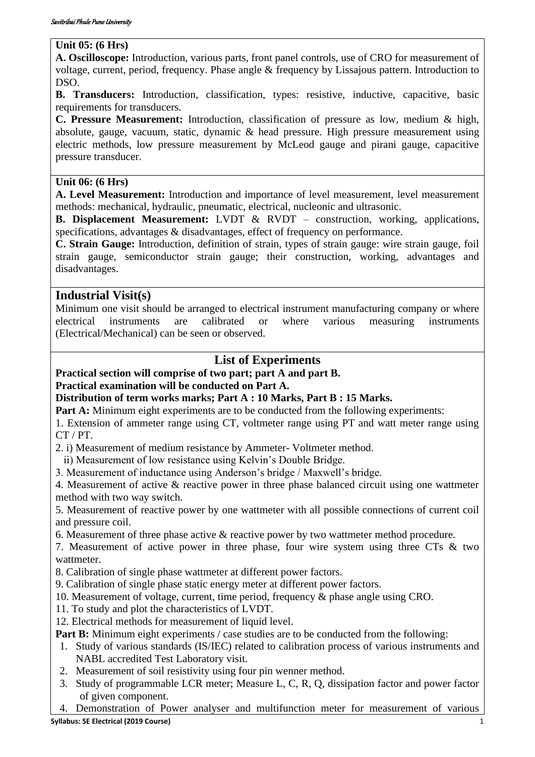**Unit 05: (6 Hrs)**

**A. Oscilloscope:** Introduction, various parts, front panel controls, use of CRO for measurement of voltage, current, period, frequency. Phase angle & frequency by Lissajous pattern. Introduction to DSO.

**B. Transducers:** Introduction, classification, types: resistive, inductive, capacitive, basic requirements for transducers.

**C. Pressure Measurement:** Introduction, classification of pressure as low, medium & high, absolute, gauge, vacuum, static, dynamic & head pressure. High pressure measurement using electric methods, low pressure measurement by McLeod gauge and pirani gauge, capacitive pressure transducer.

**Unit 06: (6 Hrs)**

**A. Level Measurement:** Introduction and importance of level measurement, level measurement methods: mechanical, hydraulic, pneumatic, electrical, nucleonic and ultrasonic.

**B. Displacement Measurement:** LVDT & RVDT – construction, working, applications, specifications, advantages & disadvantages, effect of frequency on performance.

**C. Strain Gauge:** Introduction, definition of strain, types of strain gauge: wire strain gauge, foil strain gauge, semiconductor strain gauge; their construction, working, advantages and disadvantages.

## Industrial Visit(s)

Minimum one visit should be arranged to electrical instrument manufacturing company or where electrical instruments are calibrated or where various measuring instruments (Electrical/Mechanical) can be seen or observed.

## List of Experiments

**Practical section will comprise of two part; part A and part B.**
**Practical examination will be conducted on Part A.**
**Distribution of term works marks; Part A : 10 Marks, Part B : 15 Marks.**

**Part A:** Minimum eight experiments are to be conducted from the following experiments:

1. Extension of ammeter range using CT, voltmeter range using PT and watt meter range using CT / PT.
2. i) Measurement of medium resistance by Ammeter- Voltmeter method.
   ii) Measurement of low resistance using Kelvin's Double Bridge.
3. Measurement of inductance using Anderson's bridge / Maxwell's bridge.
4. Measurement of active & reactive power in three phase balanced circuit using one wattmeter method with two way switch.
5. Measurement of reactive power by one wattmeter with all possible connections of current coil and pressure coil.
6. Measurement of three phase active & reactive power by two wattmeter method procedure.
7. Measurement of active power in three phase, four wire system using three CTs & two wattmeter.
8. Calibration of single phase wattmeter at different power factors.
9. Calibration of single phase static energy meter at different power factors.
10. Measurement of voltage, current, time period, frequency & phase angle using CRO.
11. To study and plot the characteristics of LVDT.
12. Electrical methods for measurement of liquid level.

**Part B:** Minimum eight experiments / case studies are to be conducted from the following:

1. Study of various standards (IS/IEC) related to calibration process of various instruments and NABL accredited Test Laboratory visit.
2. Measurement of soil resistivity using four pin wenner method.
3. Study of programmable LCR meter; Measure L, C, R, Q, dissipation factor and power factor of given component.
4. Demonstration of Power analyser and multifunction meter for measurement of various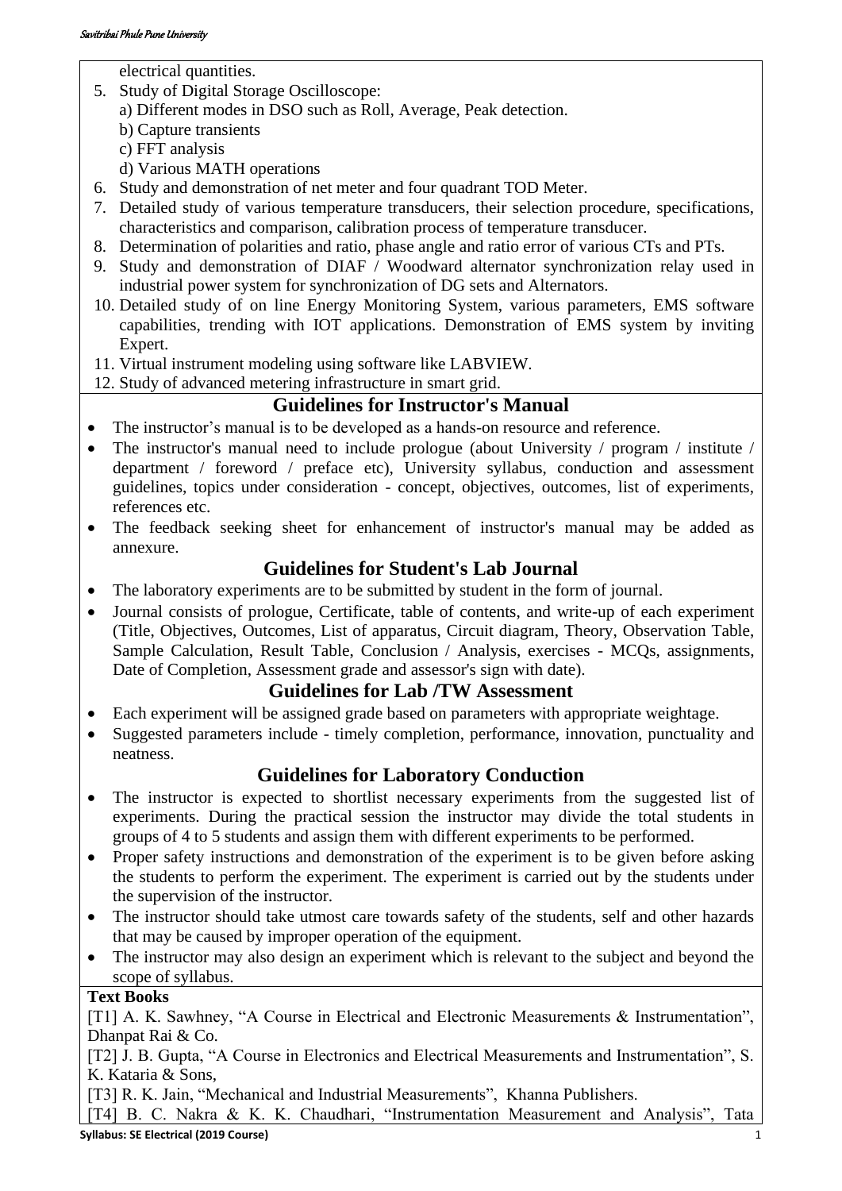electrical quantities.

5. Study of Digital Storage Oscilloscope:
   a) Different modes in DSO such as Roll, Average, Peak detection.
   b) Capture transients
   c) FFT analysis
   d) Various MATH operations
6. Study and demonstration of net meter and four quadrant TOD Meter.
7. Detailed study of various temperature transducers, their selection procedure, specifications, characteristics and comparison, calibration process of temperature transducer.
8. Determination of polarities and ratio, phase angle and ratio error of various CTs and PTs.
9. Study and demonstration of DIAF / Woodward alternator synchronization relay used in industrial power system for synchronization of DG sets and Alternators.
10. Detailed study of on line Energy Monitoring System, various parameters, EMS software capabilities, trending with IOT applications. Demonstration of EMS system by inviting Expert.
11. Virtual instrument modeling using software like LABVIEW.
12. Study of advanced metering infrastructure in smart grid.

## Guidelines for Instructor's Manual

- The instructor's manual is to be developed as a hands-on resource and reference.
- The instructor's manual need to include prologue (about University / program / institute / department / foreword / preface etc), University syllabus, conduction and assessment guidelines, topics under consideration - concept, objectives, outcomes, list of experiments, references etc.
- The feedback seeking sheet for enhancement of instructor's manual may be added as annexure.

## Guidelines for Student's Lab Journal

- The laboratory experiments are to be submitted by student in the form of journal.
- Journal consists of prologue, Certificate, table of contents, and write-up of each experiment (Title, Objectives, Outcomes, List of apparatus, Circuit diagram, Theory, Observation Table, Sample Calculation, Result Table, Conclusion / Analysis, exercises - MCQs, assignments, Date of Completion, Assessment grade and assessor's sign with date).

## Guidelines for Lab /TW Assessment

- Each experiment will be assigned grade based on parameters with appropriate weightage.
- Suggested parameters include - timely completion, performance, innovation, punctuality and neatness.

## Guidelines for Laboratory Conduction

- The instructor is expected to shortlist necessary experiments from the suggested list of experiments. During the practical session the instructor may divide the total students in groups of 4 to 5 students and assign them with different experiments to be performed.
- Proper safety instructions and demonstration of the experiment is to be given before asking the students to perform the experiment. The experiment is carried out by the students under the supervision of the instructor.
- The instructor should take utmost care towards safety of the students, self and other hazards that may be caused by improper operation of the equipment.
- The instructor may also design an experiment which is relevant to the subject and beyond the scope of syllabus.

**Text Books**

[T1] A. K. Sawhney, "A Course in Electrical and Electronic Measurements & Instrumentation", Dhanpat Rai & Co.

[T2] J. B. Gupta, "A Course in Electronics and Electrical Measurements and Instrumentation", S. K. Kataria & Sons,

[T3] R. K. Jain, "Mechanical and Industrial Measurements", Khanna Publishers.

[T4] B. C. Nakra & K. K. Chaudhari, "Instrumentation Measurement and Analysis", Tata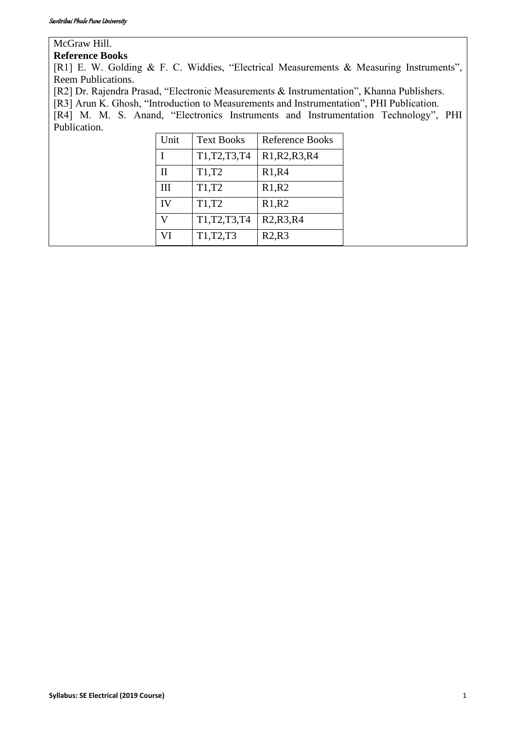McGraw Hill.

**Reference Books**

[R1] E. W. Golding & F. C. Widdies, "Electrical Measurements & Measuring Instruments", Reem Publications.

[R2] Dr. Rajendra Prasad, "Electronic Measurements & Instrumentation", Khanna Publishers.

[R3] Arun K. Ghosh, "Introduction to Measurements and Instrumentation", PHI Publication.

[R4] M. M. S. Anand, "Electronics Instruments and Instrumentation Technology", PHI Publication.

| Unit | Text Books | Reference Books |
|---|---|---|
| I | T1,T2,T3,T4 | R1,R2,R3,R4 |
| II | T1,T2 | R1,R4 |
| III | T1,T2 | R1,R2 |
| IV | T1,T2 | R1,R2 |
| V | T1,T2,T3,T4 | R2,R3,R4 |
| VI | T1,T2,T3 | R2,R3 |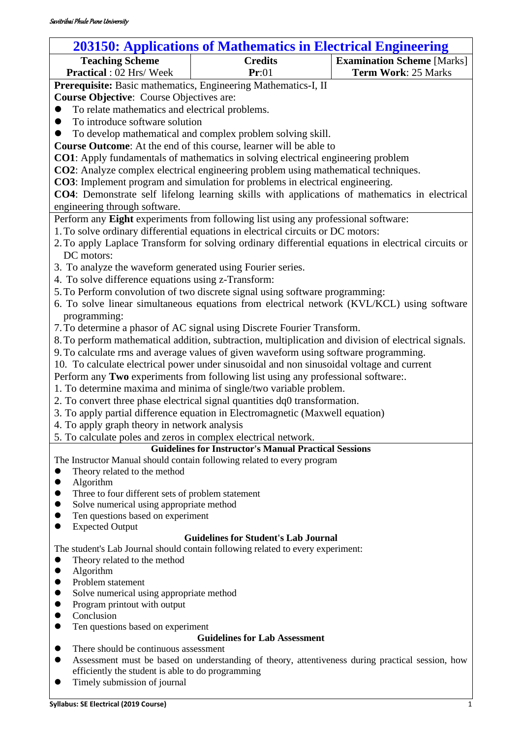# 203150: Applications of Mathematics in Electrical Engineering

| Teaching Scheme | Credits | Examination Scheme [Marks] |
|---|---|---|
| **Practical** : 02 Hrs/ Week | **Pr**:01 | **Term Work**: 25 Marks |

**Prerequisite:** Basic mathematics, Engineering Mathematics-I, II

**Course Objective**: Course Objectives are:

- To relate mathematics and electrical problems.
- To introduce software solution
- To develop mathematical and complex problem solving skill.

**Course Outcome**: At the end of this course, learner will be able to

**CO1**: Apply fundamentals of mathematics in solving electrical engineering problem

**CO2**: Analyze complex electrical engineering problem using mathematical techniques.

**CO3**: Implement program and simulation for problems in electrical engineering.

**CO4**: Demonstrate self lifelong learning skills with applications of mathematics in electrical engineering through software.

Perform any **Eight** experiments from following list using any professional software:

1. To solve ordinary differential equations in electrical circuits or DC motors:
2. To apply Laplace Transform for solving ordinary differential equations in electrical circuits or DC motors:
3. To analyze the waveform generated using Fourier series.
4. To solve difference equations using z-Transform:
5. To Perform convolution of two discrete signal using software programming:
6. To solve linear simultaneous equations from electrical network (KVL/KCL) using software programming:
7. To determine a phasor of AC signal using Discrete Fourier Transform.
8. To perform mathematical addition, subtraction, multiplication and division of electrical signals.
9. To calculate rms and average values of given waveform using software programming.
10. To calculate electrical power under sinusoidal and non sinusoidal voltage and current

Perform any **Two** experiments from following list using any professional software:.

1. To determine maxima and minima of single/two variable problem.
2. To convert three phase electrical signal quantities dq0 transformation.
3. To apply partial difference equation in Electromagnetic (Maxwell equation)
4. To apply graph theory in network analysis
5. To calculate poles and zeros in complex electrical network.

### Guidelines for Instructor's Manual Practical Sessions

The Instructor Manual should contain following related to every program

- Theory related to the method
- Algorithm
- Three to four different sets of problem statement
- Solve numerical using appropriate method
- Ten questions based on experiment
- Expected Output

### Guidelines for Student's Lab Journal

The student's Lab Journal should contain following related to every experiment:

- Theory related to the method
- Algorithm
- Problem statement
- Solve numerical using appropriate method
- Program printout with output
- Conclusion
- Ten questions based on experiment

### Guidelines for Lab Assessment

- There should be continuous assessment
- Assessment must be based on understanding of theory, attentiveness during practical session, how efficiently the student is able to do programming
- Timely submission of journal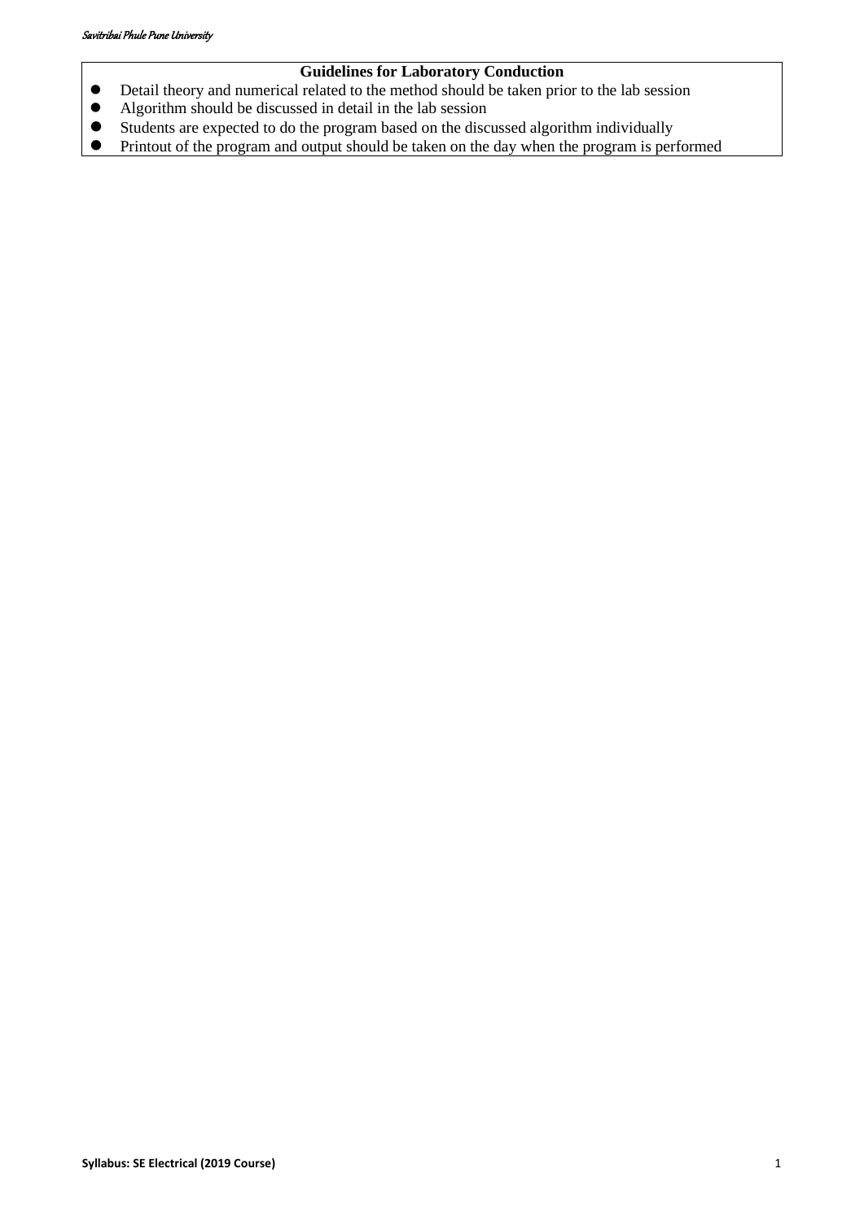**Guidelines for Laboratory Conduction**

- Detail theory and numerical related to the method should be taken prior to the lab session
- Algorithm should be discussed in detail in the lab session
- Students are expected to do the program based on the discussed algorithm individually
- Printout of the program and output should be taken on the day when the program is performed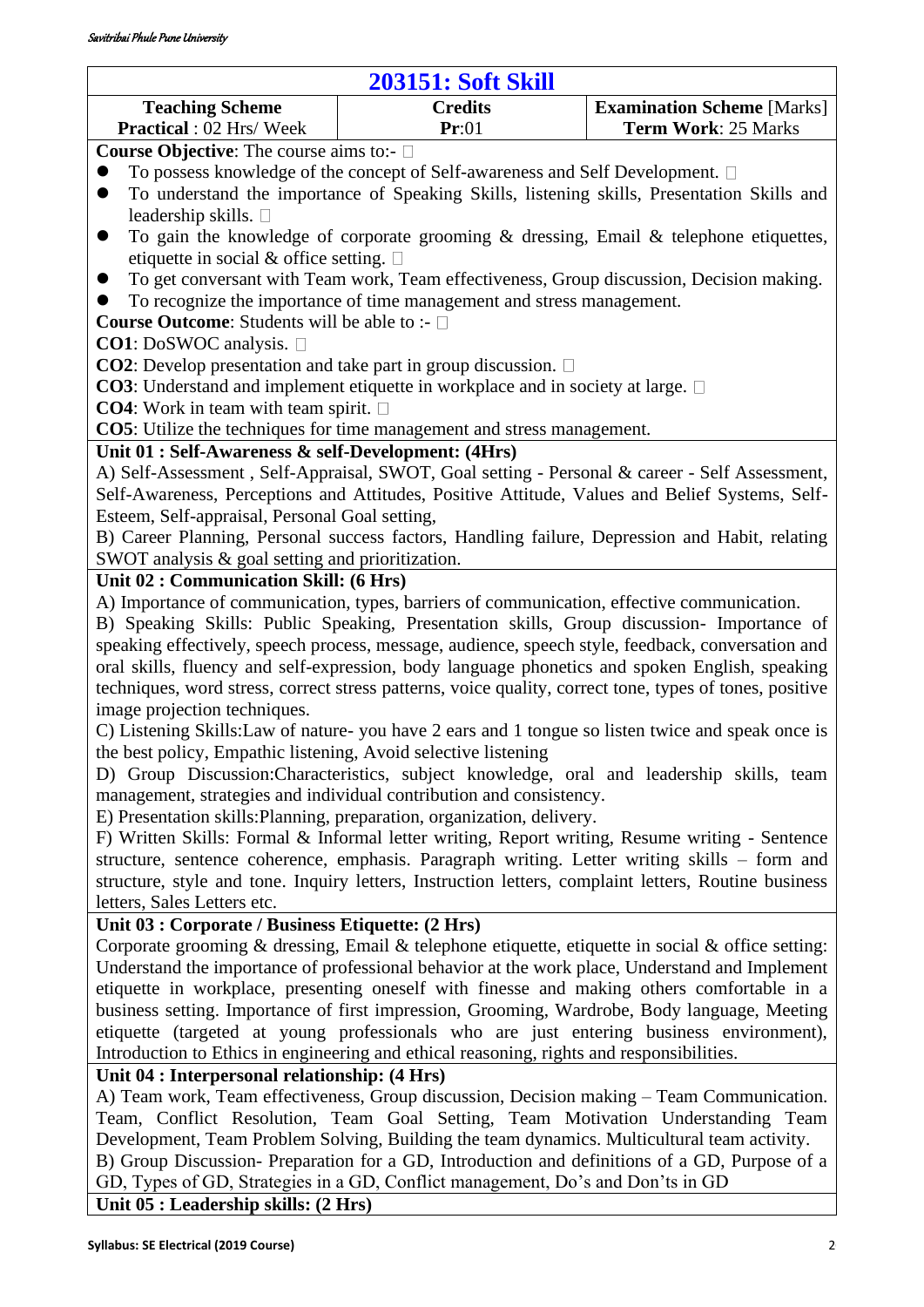## 203151: Soft Skill

| Teaching Scheme | Credits | Examination Scheme [Marks] |
|---|---|---|
| **Practical** : 02 Hrs/ Week | **Pr**:01 | **Term Work**: 25 Marks |

**Course Objective**: The course aims to:-

- To possess knowledge of the concept of Self-awareness and Self Development.
- To understand the importance of Speaking Skills, listening skills, Presentation Skills and leadership skills.
- To gain the knowledge of corporate grooming & dressing, Email & telephone etiquettes, etiquette in social & office setting.
- To get conversant with Team work, Team effectiveness, Group discussion, Decision making.
- To recognize the importance of time management and stress management.

**Course Outcome**: Students will be able to :-

**CO1**: DoSWOC analysis.

**CO2**: Develop presentation and take part in group discussion.

**CO3**: Understand and implement etiquette in workplace and in society at large.

**CO4**: Work in team with team spirit.

**CO5**: Utilize the techniques for time management and stress management.

**Unit 01 : Self-Awareness & self-Development: (4Hrs)**

A) Self-Assessment , Self-Appraisal, SWOT, Goal setting - Personal & career - Self Assessment, Self-Awareness, Perceptions and Attitudes, Positive Attitude, Values and Belief Systems, Self-Esteem, Self-appraisal, Personal Goal setting,

B) Career Planning, Personal success factors, Handling failure, Depression and Habit, relating SWOT analysis & goal setting and prioritization.

**Unit 02 : Communication Skill: (6 Hrs)**

A) Importance of communication, types, barriers of communication, effective communication.

B) Speaking Skills: Public Speaking, Presentation skills, Group discussion- Importance of speaking effectively, speech process, message, audience, speech style, feedback, conversation and oral skills, fluency and self-expression, body language phonetics and spoken English, speaking techniques, word stress, correct stress patterns, voice quality, correct tone, types of tones, positive image projection techniques.

C) Listening Skills:Law of nature- you have 2 ears and 1 tongue so listen twice and speak once is the best policy, Empathic listening, Avoid selective listening

D) Group Discussion:Characteristics, subject knowledge, oral and leadership skills, team management, strategies and individual contribution and consistency.

E) Presentation skills:Planning, preparation, organization, delivery.

F) Written Skills: Formal & Informal letter writing, Report writing, Resume writing - Sentence structure, sentence coherence, emphasis. Paragraph writing. Letter writing skills – form and structure, style and tone. Inquiry letters, Instruction letters, complaint letters, Routine business letters, Sales Letters etc.

**Unit 03 : Corporate / Business Etiquette: (2 Hrs)**

Corporate grooming & dressing, Email & telephone etiquette, etiquette in social & office setting: Understand the importance of professional behavior at the work place, Understand and Implement etiquette in workplace, presenting oneself with finesse and making others comfortable in a business setting. Importance of first impression, Grooming, Wardrobe, Body language, Meeting etiquette (targeted at young professionals who are just entering business environment), Introduction to Ethics in engineering and ethical reasoning, rights and responsibilities.

**Unit 04 : Interpersonal relationship: (4 Hrs)**

A) Team work, Team effectiveness, Group discussion, Decision making – Team Communication. Team, Conflict Resolution, Team Goal Setting, Team Motivation Understanding Team Development, Team Problem Solving, Building the team dynamics. Multicultural team activity.

B) Group Discussion- Preparation for a GD, Introduction and definitions of a GD, Purpose of a GD, Types of GD, Strategies in a GD, Conflict management, Do's and Don'ts in GD

**Unit 05 : Leadership skills: (2 Hrs)**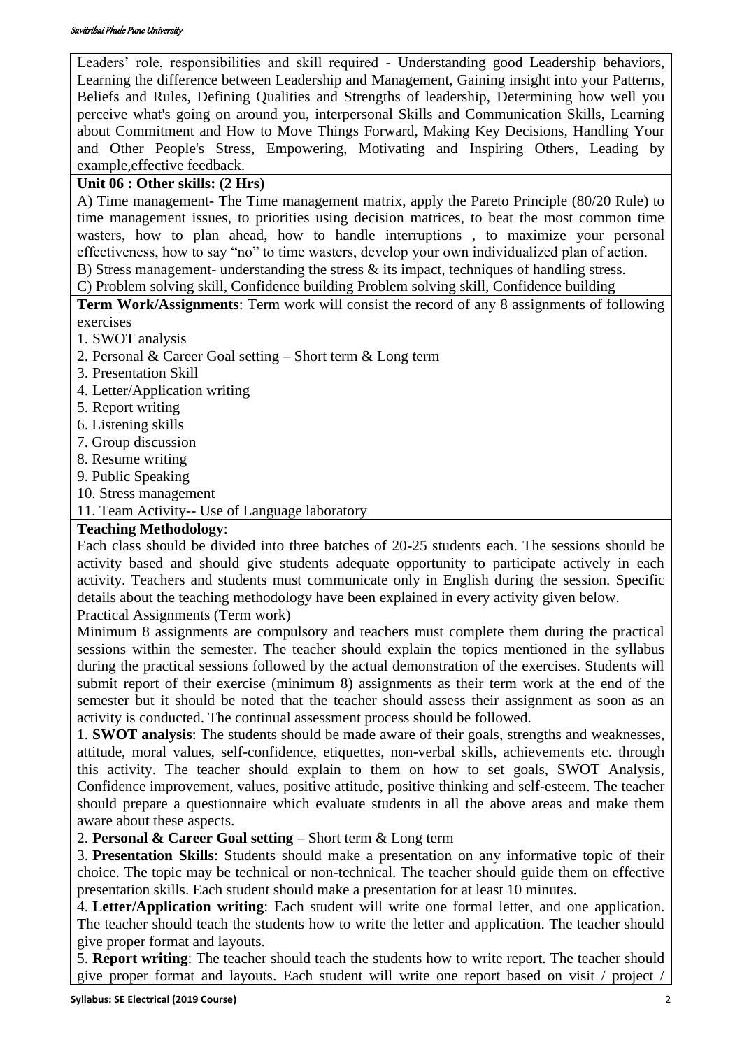Leaders' role, responsibilities and skill required - Understanding good Leadership behaviors, Learning the difference between Leadership and Management, Gaining insight into your Patterns, Beliefs and Rules, Defining Qualities and Strengths of leadership, Determining how well you perceive what's going on around you, interpersonal Skills and Communication Skills, Learning about Commitment and How to Move Things Forward, Making Key Decisions, Handling Your and Other People's Stress, Empowering, Motivating and Inspiring Others, Leading by example,effective feedback.

**Unit 06 : Other skills: (2 Hrs)**

A) Time management- The Time management matrix, apply the Pareto Principle (80/20 Rule) to time management issues, to priorities using decision matrices, to beat the most common time wasters, how to plan ahead, how to handle interruptions , to maximize your personal effectiveness, how to say "no" to time wasters, develop your own individualized plan of action.

B) Stress management- understanding the stress & its impact, techniques of handling stress.

C) Problem solving skill, Confidence building Problem solving skill, Confidence building

**Term Work/Assignments**: Term work will consist the record of any 8 assignments of following exercises

1. SWOT analysis
2. Personal & Career Goal setting – Short term & Long term
3. Presentation Skill
4. Letter/Application writing
5. Report writing
6. Listening skills
7. Group discussion
8. Resume writing
9. Public Speaking
10. Stress management
11. Team Activity-- Use of Language laboratory

**Teaching Methodology**:

Each class should be divided into three batches of 20-25 students each. The sessions should be activity based and should give students adequate opportunity to participate actively in each activity. Teachers and students must communicate only in English during the session. Specific details about the teaching methodology have been explained in every activity given below.

Practical Assignments (Term work)

Minimum 8 assignments are compulsory and teachers must complete them during the practical sessions within the semester. The teacher should explain the topics mentioned in the syllabus during the practical sessions followed by the actual demonstration of the exercises. Students will submit report of their exercise (minimum 8) assignments as their term work at the end of the semester but it should be noted that the teacher should assess their assignment as soon as an activity is conducted. The continual assessment process should be followed.

1. **SWOT analysis**: The students should be made aware of their goals, strengths and weaknesses, attitude, moral values, self-confidence, etiquettes, non-verbal skills, achievements etc. through this activity. The teacher should explain to them on how to set goals, SWOT Analysis, Confidence improvement, values, positive attitude, positive thinking and self-esteem. The teacher should prepare a questionnaire which evaluate students in all the above areas and make them aware about these aspects.

2. **Personal & Career Goal setting** – Short term & Long term

3. **Presentation Skills**: Students should make a presentation on any informative topic of their choice. The topic may be technical or non-technical. The teacher should guide them on effective presentation skills. Each student should make a presentation for at least 10 minutes.

4. **Letter/Application writing**: Each student will write one formal letter, and one application. The teacher should teach the students how to write the letter and application. The teacher should give proper format and layouts.

5. **Report writing**: The teacher should teach the students how to write report. The teacher should give proper format and layouts. Each student will write one report based on visit / project /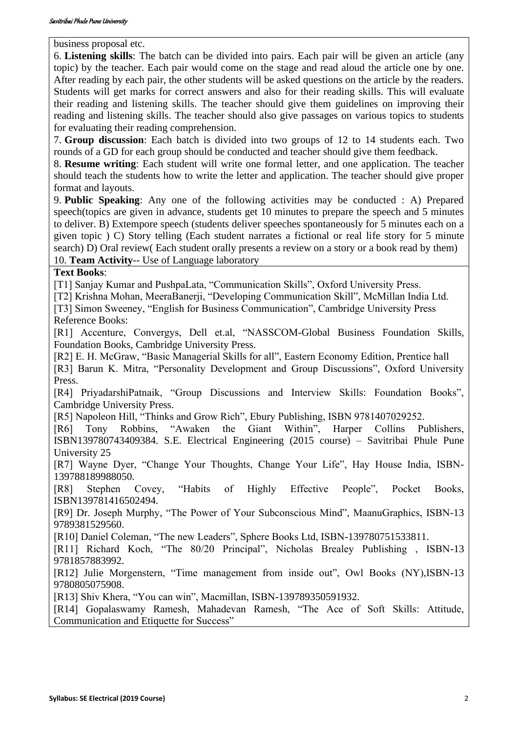business proposal etc.

6. **Listening skills**: The batch can be divided into pairs. Each pair will be given an article (any topic) by the teacher. Each pair would come on the stage and read aloud the article one by one. After reading by each pair, the other students will be asked questions on the article by the readers. Students will get marks for correct answers and also for their reading skills. This will evaluate their reading and listening skills. The teacher should give them guidelines on improving their reading and listening skills. The teacher should also give passages on various topics to students for evaluating their reading comprehension.

7. **Group discussion**: Each batch is divided into two groups of 12 to 14 students each. Two rounds of a GD for each group should be conducted and teacher should give them feedback.

8. **Resume writing**: Each student will write one formal letter, and one application. The teacher should teach the students how to write the letter and application. The teacher should give proper format and layouts.

9. **Public Speaking**: Any one of the following activities may be conducted : A) Prepared speech(topics are given in advance, students get 10 minutes to prepare the speech and 5 minutes to deliver. B) Extempore speech (students deliver speeches spontaneously for 5 minutes each on a given topic ) C) Story telling (Each student narrates a fictional or real life story for 5 minute search) D) Oral review( Each student orally presents a review on a story or a book read by them)

10. **Team Activity**-- Use of Language laboratory

**Text Books**:

[T1] Sanjay Kumar and PushpaLata, "Communication Skills", Oxford University Press.

[T2] Krishna Mohan, MeeraBanerji, "Developing Communication Skill", McMillan India Ltd.

[T3] Simon Sweeney, "English for Business Communication", Cambridge University Press

Reference Books:

[R1] Accenture, Convergys, Dell et.al, "NASSCOM-Global Business Foundation Skills, Foundation Books, Cambridge University Press.

[R2] E. H. McGraw, "Basic Managerial Skills for all", Eastern Economy Edition, Prentice hall

[R3] Barun K. Mitra, "Personality Development and Group Discussions", Oxford University Press.

[R4] PriyadarshiPatnaik, "Group Discussions and Interview Skills: Foundation Books", Cambridge University Press.

[R5] Napoleon Hill, "Thinks and Grow Rich", Ebury Publishing, ISBN 9781407029252.

[R6] Tony Robbins, "Awaken the Giant Within", Harper Collins Publishers, ISBN139780743409384. S.E. Electrical Engineering (2015 course) – Savitribai Phule Pune University 25

[R7] Wayne Dyer, "Change Your Thoughts, Change Your Life", Hay House India, ISBN-139788189988050.

[R8] Stephen Covey, "Habits of Highly Effective People", Pocket Books, ISBN139781416502494.

[R9] Dr. Joseph Murphy, "The Power of Your Subconscious Mind", MaanuGraphics, ISBN-13 9789381529560.

[R10] Daniel Coleman, "The new Leaders", Sphere Books Ltd, ISBN-139780751533811.

[R11] Richard Koch, "The 80/20 Principal", Nicholas Brealey Publishing , ISBN-13 9781857883992.

[R12] Julie Morgenstern, "Time management from inside out", Owl Books (NY),ISBN-13 9780805075908.

[R13] Shiv Khera, "You can win", Macmillan, ISBN-139789350591932.

[R14] Gopalaswamy Ramesh, Mahadevan Ramesh, "The Ace of Soft Skills: Attitude, Communication and Etiquette for Success"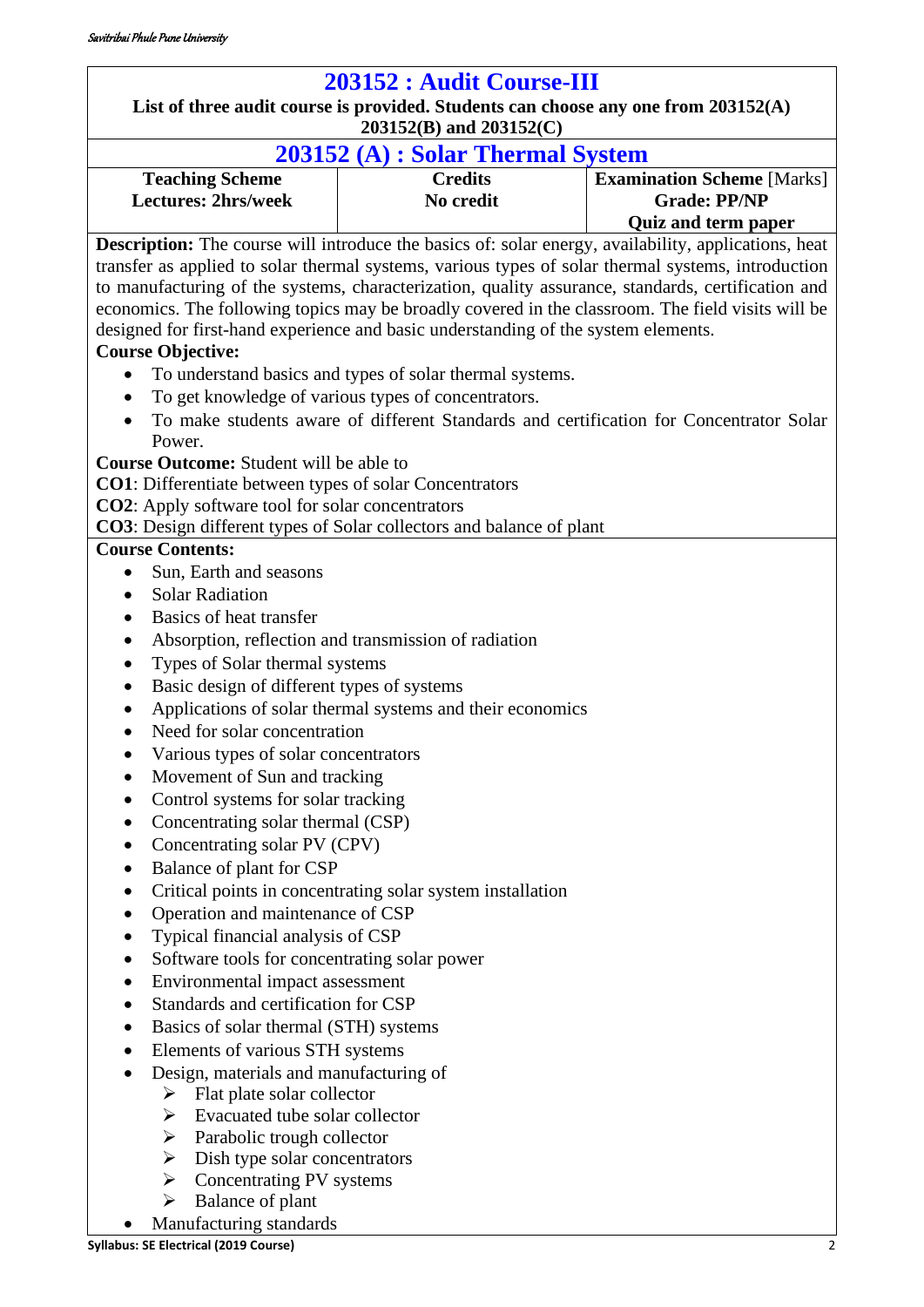## 203152 : Audit Course-III

**List of three audit course is provided. Students can choose any one from 203152(A) 203152(B) and 203152(C)**

## 203152 (A) : Solar Thermal System

| Teaching Scheme | Credits | Examination Scheme [Marks] |
|---|---|---|
| **Lectures: 2hrs/week** | **No credit** | **Grade: PP/NP** |
| | | **Quiz and term paper** |

**Description:** The course will introduce the basics of: solar energy, availability, applications, heat transfer as applied to solar thermal systems, various types of solar thermal systems, introduction to manufacturing of the systems, characterization, quality assurance, standards, certification and economics. The following topics may be broadly covered in the classroom. The field visits will be designed for first-hand experience and basic understanding of the system elements.

**Course Objective:**

- To understand basics and types of solar thermal systems.
- To get knowledge of various types of concentrators.
- To make students aware of different Standards and certification for Concentrator Solar Power.

**Course Outcome:** Student will be able to

**CO1**: Differentiate between types of solar Concentrators

**CO2**: Apply software tool for solar concentrators

**CO3**: Design different types of Solar collectors and balance of plant

**Course Contents:**

- Sun, Earth and seasons
- Solar Radiation
- Basics of heat transfer
- Absorption, reflection and transmission of radiation
- Types of Solar thermal systems
- Basic design of different types of systems
- Applications of solar thermal systems and their economics
- Need for solar concentration
- Various types of solar concentrators
- Movement of Sun and tracking
- Control systems for solar tracking
- Concentrating solar thermal (CSP)
- Concentrating solar PV (CPV)
- Balance of plant for CSP
- Critical points in concentrating solar system installation
- Operation and maintenance of CSP
- Typical financial analysis of CSP
- Software tools for concentrating solar power
- Environmental impact assessment
- Standards and certification for CSP
- Basics of solar thermal (STH) systems
- Elements of various STH systems
- Design, materials and manufacturing of
  - Flat plate solar collector
  - Evacuated tube solar collector
  - Parabolic trough collector
  - Dish type solar concentrators
  - Concentrating PV systems
  - Balance of plant
- Manufacturing standards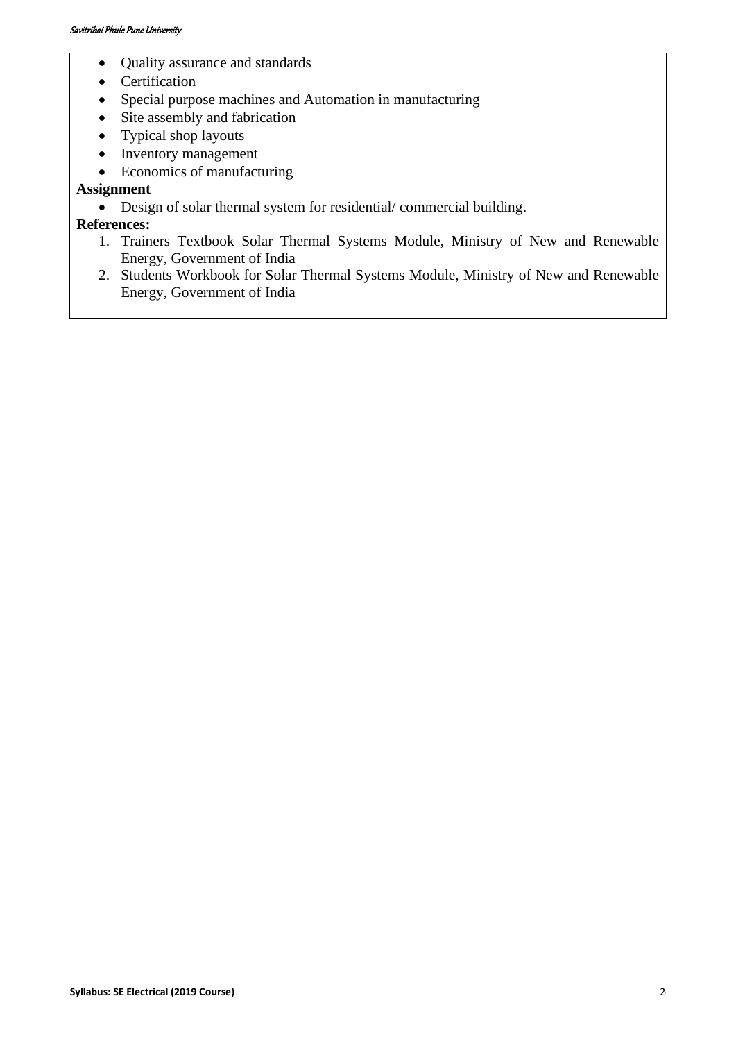- Quality assurance and standards
- Certification
- Special purpose machines and Automation in manufacturing
- Site assembly and fabrication
- Typical shop layouts
- Inventory management
- Economics of manufacturing

**Assignment**

- Design of solar thermal system for residential/ commercial building.

**References:**

1. Trainers Textbook Solar Thermal Systems Module, Ministry of New and Renewable Energy, Government of India
2. Students Workbook for Solar Thermal Systems Module, Ministry of New and Renewable Energy, Government of India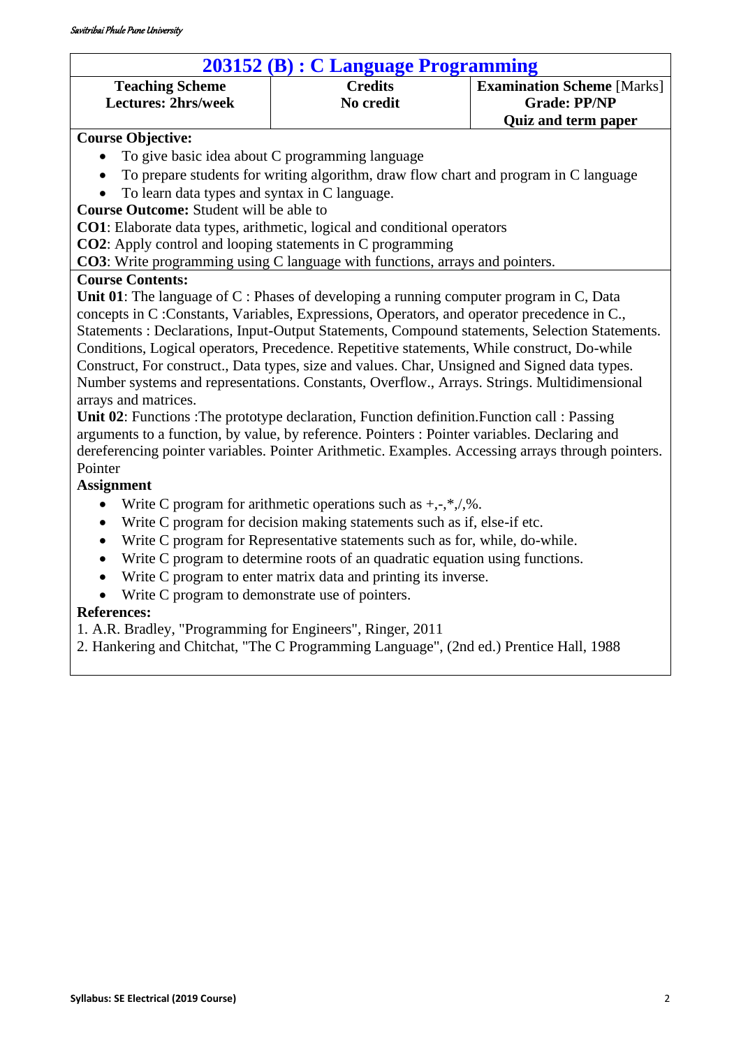## 203152 (B) : C Language Programming

| Teaching Scheme | Credits | Examination Scheme [Marks] |
|---|---|---|
| Lectures: 2hrs/week | No credit | Grade: PP/NP<br>Quiz and term paper |

**Course Objective:**

- To give basic idea about C programming language
- To prepare students for writing algorithm, draw flow chart and program in C language
- To learn data types and syntax in C language.

**Course Outcome:** Student will be able to

**CO1**: Elaborate data types, arithmetic, logical and conditional operators

**CO2**: Apply control and looping statements in C programming

**CO3**: Write programming using C language with functions, arrays and pointers.

**Course Contents:**

**Unit 01**: The language of C : Phases of developing a running computer program in C, Data concepts in C :Constants, Variables, Expressions, Operators, and operator precedence in C., Statements : Declarations, Input-Output Statements, Compound statements, Selection Statements. Conditions, Logical operators, Precedence. Repetitive statements, While construct, Do-while Construct, For construct., Data types, size and values. Char, Unsigned and Signed data types. Number systems and representations. Constants, Overflow., Arrays. Strings. Multidimensional arrays and matrices.

**Unit 02**: Functions :The prototype declaration, Function definition.Function call : Passing arguments to a function, by value, by reference. Pointers : Pointer variables. Declaring and dereferencing pointer variables. Pointer Arithmetic. Examples. Accessing arrays through pointers. Pointer

**Assignment**

- Write C program for arithmetic operations such as +,-,*,/,%.
- Write C program for decision making statements such as if, else-if etc.
- Write C program for Representative statements such as for, while, do-while.
- Write C program to determine roots of an quadratic equation using functions.
- Write C program to enter matrix data and printing its inverse.
- Write C program to demonstrate use of pointers.

**References:**

1. A.R. Bradley, "Programming for Engineers", Ringer, 2011
2. Hankering and Chitchat, "The C Programming Language", (2nd ed.) Prentice Hall, 1988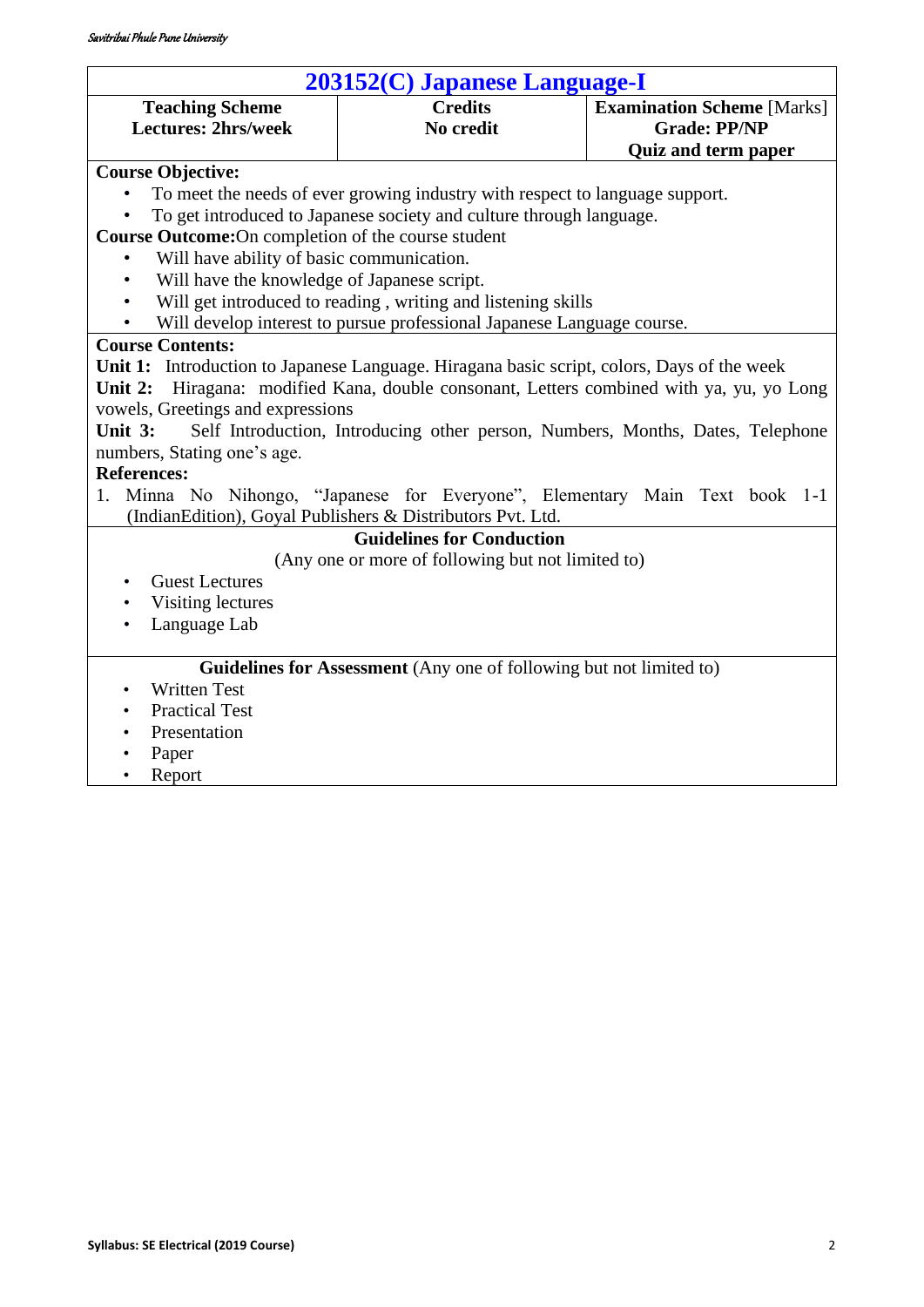# 203152(C) Japanese Language-I

| Teaching Scheme | Credits | Examination Scheme [Marks] |
|---|---|---|
| Lectures: 2hrs/week | No credit | Grade: PP/NP<br>Quiz and term paper |

**Course Objective:**

- To meet the needs of ever growing industry with respect to language support.
- To get introduced to Japanese society and culture through language.

**Course Outcome:** On completion of the course student

- Will have ability of basic communication.
- Will have the knowledge of Japanese script.
- Will get introduced to reading , writing and listening skills
- Will develop interest to pursue professional Japanese Language course.

**Course Contents:**

**Unit 1:** Introduction to Japanese Language. Hiragana basic script, colors, Days of the week

**Unit 2:** Hiragana: modified Kana, double consonant, Letters combined with ya, yu, yo Long vowels, Greetings and expressions

**Unit 3:** Self Introduction, Introducing other person, Numbers, Months, Dates, Telephone numbers, Stating one's age.

**References:**

1. Minna No Nihongo, "Japanese for Everyone", Elementary Main Text book 1-1 (IndianEdition), Goyal Publishers & Distributors Pvt. Ltd.

**Guidelines for Conduction**

(Any one or more of following but not limited to)

- Guest Lectures
- Visiting lectures
- Language Lab

**Guidelines for Assessment** (Any one of following but not limited to)

- Written Test
- Practical Test
- Presentation
- Paper
- Report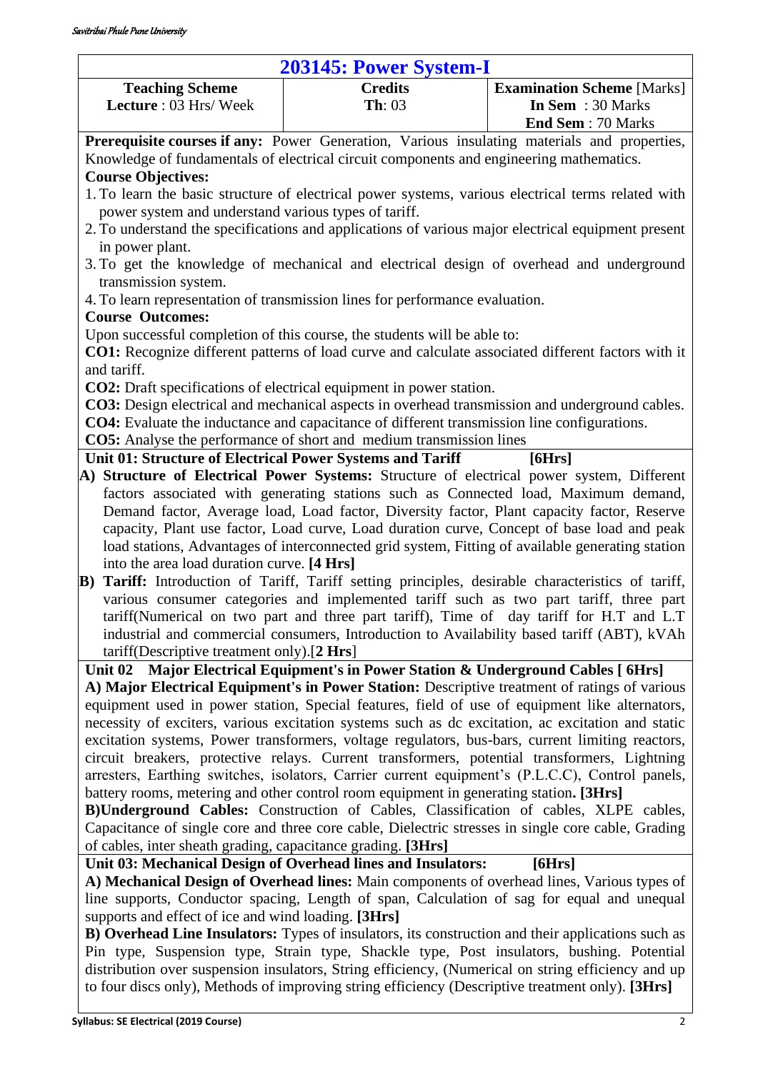# 203145: Power System-I

| Teaching Scheme | Credits | Examination Scheme [Marks] |
|---|---|---|
| **Lecture** : 03 Hrs/ Week | **Th**: 03 | **In Sem** : 30 Marks |
| | | **End Sem** : 70 Marks |

**Prerequisite courses if any:** Power Generation, Various insulating materials and properties, Knowledge of fundamentals of electrical circuit components and engineering mathematics.

**Course Objectives:**

1. To learn the basic structure of electrical power systems, various electrical terms related with power system and understand various types of tariff.
2. To understand the specifications and applications of various major electrical equipment present in power plant.
3. To get the knowledge of mechanical and electrical design of overhead and underground transmission system.
4. To learn representation of transmission lines for performance evaluation.

**Course Outcomes:**

Upon successful completion of this course, the students will be able to:

**CO1:** Recognize different patterns of load curve and calculate associated different factors with it and tariff.

**CO2:** Draft specifications of electrical equipment in power station.

**CO3:** Design electrical and mechanical aspects in overhead transmission and underground cables.

**CO4:** Evaluate the inductance and capacitance of different transmission line configurations.

**CO5:** Analyse the performance of short and medium transmission lines

### Unit 01: Structure of Electrical Power Systems and Tariff [6Hrs]

**A) Structure of Electrical Power Systems:** Structure of electrical power system, Different factors associated with generating stations such as Connected load, Maximum demand, Demand factor, Average load, Load factor, Diversity factor, Plant capacity factor, Reserve capacity, Plant use factor, Load curve, Load duration curve, Concept of base load and peak load stations, Advantages of interconnected grid system, Fitting of available generating station into the area load duration curve. **[4 Hrs]**

**B) Tariff:** Introduction of Tariff, Tariff setting principles, desirable characteristics of tariff, various consumer categories and implemented tariff such as two part tariff, three part tariff(Numerical on two part and three part tariff), Time of day tariff for H.T and L.T industrial and commercial consumers, Introduction to Availability based tariff (ABT), kVAh tariff(Descriptive treatment only).[**2 Hrs**]

### Unit 02 Major Electrical Equipment's in Power Station & Underground Cables [ 6Hrs]

**A) Major Electrical Equipment's in Power Station:** Descriptive treatment of ratings of various equipment used in power station, Special features, field of use of equipment like alternators, necessity of exciters, various excitation systems such as dc excitation, ac excitation and static excitation systems, Power transformers, voltage regulators, bus-bars, current limiting reactors, circuit breakers, protective relays. Current transformers, potential transformers, Lightning arresters, Earthing switches, isolators, Carrier current equipment's (P.L.C.C), Control panels, battery rooms, metering and other control room equipment in generating station**. [3Hrs]**

**B)Underground Cables:** Construction of Cables, Classification of cables, XLPE cables, Capacitance of single core and three core cable, Dielectric stresses in single core cable, Grading of cables, inter sheath grading, capacitance grading. **[3Hrs]**

### Unit 03: Mechanical Design of Overhead lines and Insulators: [6Hrs]

**A) Mechanical Design of Overhead lines:** Main components of overhead lines, Various types of line supports, Conductor spacing, Length of span, Calculation of sag for equal and unequal supports and effect of ice and wind loading. **[3Hrs]**

**B) Overhead Line Insulators:** Types of insulators, its construction and their applications such as Pin type, Suspension type, Strain type, Shackle type, Post insulators, bushing. Potential distribution over suspension insulators, String efficiency, (Numerical on string efficiency and up to four discs only), Methods of improving string efficiency (Descriptive treatment only). **[3Hrs]**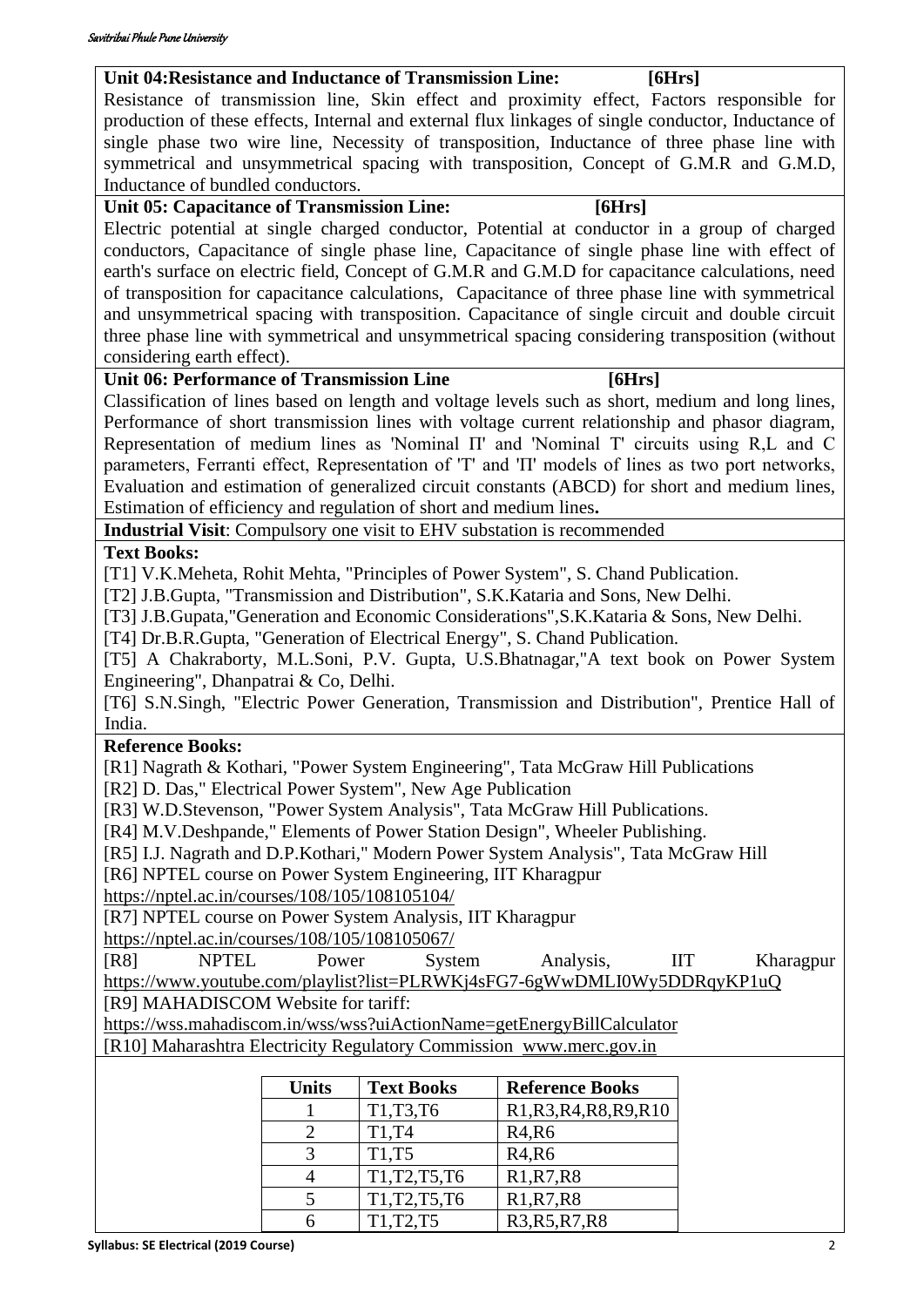**Unit 04:Resistance and Inductance of Transmission Line: [6Hrs]**

Resistance of transmission line, Skin effect and proximity effect, Factors responsible for production of these effects, Internal and external flux linkages of single conductor, Inductance of single phase two wire line, Necessity of transposition, Inductance of three phase line with symmetrical and unsymmetrical spacing with transposition, Concept of G.M.R and G.M.D, Inductance of bundled conductors.

**Unit 05: Capacitance of Transmission Line: [6Hrs]**

Electric potential at single charged conductor, Potential at conductor in a group of charged conductors, Capacitance of single phase line, Capacitance of single phase line with effect of earth's surface on electric field, Concept of G.M.R and G.M.D for capacitance calculations, need of transposition for capacitance calculations, Capacitance of three phase line with symmetrical and unsymmetrical spacing with transposition. Capacitance of single circuit and double circuit three phase line with symmetrical and unsymmetrical spacing considering transposition (without considering earth effect).

**Unit 06: Performance of Transmission Line [6Hrs]**

Classification of lines based on length and voltage levels such as short, medium and long lines, Performance of short transmission lines with voltage current relationship and phasor diagram, Representation of medium lines as 'Nominal Π' and 'Nominal T' circuits using R,L and C parameters, Ferranti effect, Representation of 'T' and 'Π' models of lines as two port networks, Evaluation and estimation of generalized circuit constants (ABCD) for short and medium lines, Estimation of efficiency and regulation of short and medium lines**.**

**Industrial Visit**: Compulsory one visit to EHV substation is recommended

**Text Books:**

[T1] V.K.Meheta, Rohit Mehta, "Principles of Power System", S. Chand Publication.

[T2] J.B.Gupta, "Transmission and Distribution", S.K.Kataria and Sons, New Delhi.

[T3] J.B.Gupata,"Generation and Economic Considerations",S.K.Kataria & Sons, New Delhi.

[T4] Dr.B.R.Gupta, "Generation of Electrical Energy", S. Chand Publication.

[T5] A Chakraborty, M.L.Soni, P.V. Gupta, U.S.Bhatnagar,"A text book on Power System Engineering", Dhanpatrai & Co, Delhi.

[T6] S.N.Singh, "Electric Power Generation, Transmission and Distribution", Prentice Hall of India.

**Reference Books:**

[R1] Nagrath & Kothari, "Power System Engineering", Tata McGraw Hill Publications

[R2] D. Das," Electrical Power System", New Age Publication

[R3] W.D.Stevenson, "Power System Analysis", Tata McGraw Hill Publications.

[R4] M.V.Deshpande," Elements of Power Station Design", Wheeler Publishing.

[R5] I.J. Nagrath and D.P.Kothari," Modern Power System Analysis", Tata McGraw Hill

[R6] NPTEL course on Power System Engineering, IIT Kharagpur https://nptel.ac.in/courses/108/105/108105104/

[R7] NPTEL course on Power System Analysis, IIT Kharagpur https://nptel.ac.in/courses/108/105/108105067/

[R8] NPTEL Power System Analysis, IIT Kharagpur https://www.youtube.com/playlist?list=PLRWKj4sFG7-6gWwDMLI0Wy5DDRqyKP1uQ

[R9] MAHADISCOM Website for tariff: https://wss.mahadiscom.in/wss/wss?uiActionName=getEnergyBillCalculator

[R10] Maharashtra Electricity Regulatory Commission www.merc.gov.in

| Units | Text Books | Reference Books |
|---|---|---|
| 1 | T1,T3,T6 | R1,R3,R4,R8,R9,R10 |
| 2 | T1,T4 | R4,R6 |
| 3 | T1,T5 | R4,R6 |
| 4 | T1,T2,T5,T6 | R1,R7,R8 |
| 5 | T1,T2,T5,T6 | R1,R7,R8 |
| 6 | T1,T2,T5 | R3,R5,R7,R8 |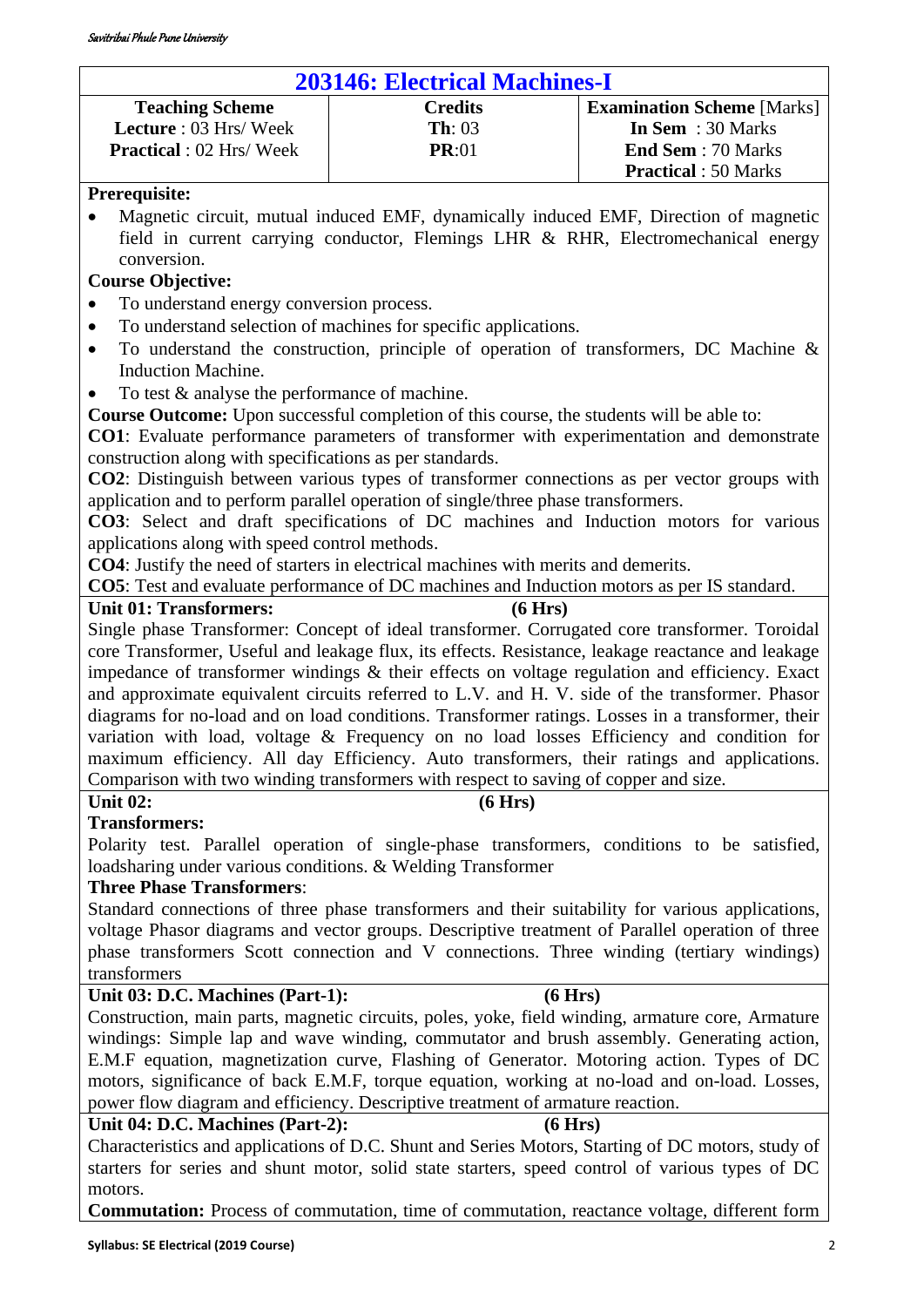## 203146: Electrical Machines-I

| Teaching Scheme | Credits | Examination Scheme [Marks] |
|---|---|---|
| **Lecture** : 03 Hrs/ Week | **Th**: 03 | **In Sem** : 30 Marks |
| **Practical** : 02 Hrs/ Week | **PR**:01 | **End Sem** : 70 Marks |
| | | **Practical** : 50 Marks |

**Prerequisite:**

- Magnetic circuit, mutual induced EMF, dynamically induced EMF, Direction of magnetic field in current carrying conductor, Flemings LHR & RHR, Electromechanical energy conversion.

**Course Objective:**

- To understand energy conversion process.
- To understand selection of machines for specific applications.
- To understand the construction, principle of operation of transformers, DC Machine & Induction Machine.
- To test & analyse the performance of machine.

**Course Outcome:** Upon successful completion of this course, the students will be able to:

**CO1**: Evaluate performance parameters of transformer with experimentation and demonstrate construction along with specifications as per standards.

**CO2**: Distinguish between various types of transformer connections as per vector groups with application and to perform parallel operation of single/three phase transformers.

**CO3**: Select and draft specifications of DC machines and Induction motors for various applications along with speed control methods.

**CO4**: Justify the need of starters in electrical machines with merits and demerits.

**CO5**: Test and evaluate performance of DC machines and Induction motors as per IS standard.

**Unit 01: Transformers: (6 Hrs)**

Single phase Transformer: Concept of ideal transformer. Corrugated core transformer. Toroidal core Transformer, Useful and leakage flux, its effects. Resistance, leakage reactance and leakage impedance of transformer windings & their effects on voltage regulation and efficiency. Exact and approximate equivalent circuits referred to L.V. and H. V. side of the transformer. Phasor diagrams for no-load and on load conditions. Transformer ratings. Losses in a transformer, their variation with load, voltage & Frequency on no load losses Efficiency and condition for maximum efficiency. All day Efficiency. Auto transformers, their ratings and applications. Comparison with two winding transformers with respect to saving of copper and size.

**Unit 02: (6 Hrs)**

**Transformers:**

Polarity test. Parallel operation of single-phase transformers, conditions to be satisfied, loadsharing under various conditions. & Welding Transformer

**Three Phase Transformers**:

Standard connections of three phase transformers and their suitability for various applications, voltage Phasor diagrams and vector groups. Descriptive treatment of Parallel operation of three phase transformers Scott connection and V connections. Three winding (tertiary windings) transformers

**Unit 03: D.C. Machines (Part-1): (6 Hrs)**

Construction, main parts, magnetic circuits, poles, yoke, field winding, armature core, Armature windings: Simple lap and wave winding, commutator and brush assembly. Generating action, E.M.F equation, magnetization curve, Flashing of Generator. Motoring action. Types of DC motors, significance of back E.M.F, torque equation, working at no-load and on-load. Losses, power flow diagram and efficiency. Descriptive treatment of armature reaction.

**Unit 04: D.C. Machines (Part-2): (6 Hrs)**

Characteristics and applications of D.C. Shunt and Series Motors, Starting of DC motors, study of starters for series and shunt motor, solid state starters, speed control of various types of DC motors.

**Commutation:** Process of commutation, time of commutation, reactance voltage, different form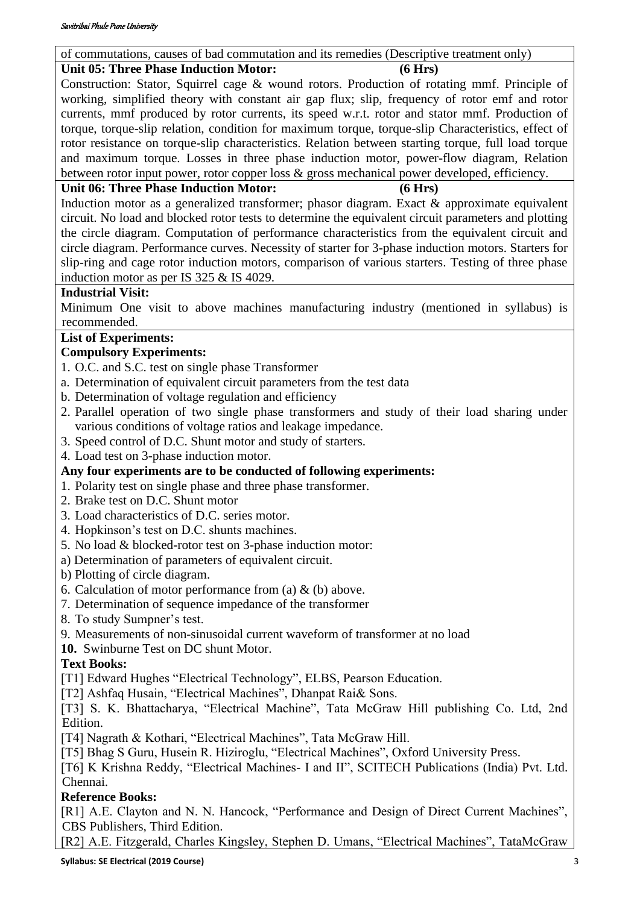of commutations, causes of bad commutation and its remedies (Descriptive treatment only)

**Unit 05: Three Phase Induction Motor: (6 Hrs)**

Construction: Stator, Squirrel cage & wound rotors. Production of rotating mmf. Principle of working, simplified theory with constant air gap flux; slip, frequency of rotor emf and rotor currents, mmf produced by rotor currents, its speed w.r.t. rotor and stator mmf. Production of torque, torque-slip relation, condition for maximum torque, torque-slip Characteristics, effect of rotor resistance on torque-slip characteristics. Relation between starting torque, full load torque and maximum torque. Losses in three phase induction motor, power-flow diagram, Relation between rotor input power, rotor copper loss & gross mechanical power developed, efficiency.

**Unit 06: Three Phase Induction Motor: (6 Hrs)**

Induction motor as a generalized transformer; phasor diagram. Exact & approximate equivalent circuit. No load and blocked rotor tests to determine the equivalent circuit parameters and plotting the circle diagram. Computation of performance characteristics from the equivalent circuit and circle diagram. Performance curves. Necessity of starter for 3-phase induction motors. Starters for slip-ring and cage rotor induction motors, comparison of various starters. Testing of three phase induction motor as per IS 325 & IS 4029.

**Industrial Visit:**

Minimum One visit to above machines manufacturing industry (mentioned in syllabus) is recommended.

**List of Experiments:**

**Compulsory Experiments:**

1. O.C. and S.C. test on single phase Transformer
   a. Determination of equivalent circuit parameters from the test data
   b. Determination of voltage regulation and efficiency
2. Parallel operation of two single phase transformers and study of their load sharing under various conditions of voltage ratios and leakage impedance.
3. Speed control of D.C. Shunt motor and study of starters.
4. Load test on 3-phase induction motor.

**Any four experiments are to be conducted of following experiments:**

1. Polarity test on single phase and three phase transformer.
2. Brake test on D.C. Shunt motor
3. Load characteristics of D.C. series motor.
4. Hopkinson's test on D.C. shunts machines.
5. No load & blocked-rotor test on 3-phase induction motor:
   a) Determination of parameters of equivalent circuit.
   b) Plotting of circle diagram.
6. Calculation of motor performance from (a) & (b) above.
7. Determination of sequence impedance of the transformer
8. To study Sumpner's test.
9. Measurements of non-sinusoidal current waveform of transformer at no load
10. Swinburne Test on DC shunt Motor.

**Text Books:**

[T1] Edward Hughes "Electrical Technology", ELBS, Pearson Education.

[T2] Ashfaq Husain, "Electrical Machines", Dhanpat Rai& Sons.

[T3] S. K. Bhattacharya, "Electrical Machine", Tata McGraw Hill publishing Co. Ltd, 2nd Edition.

[T4] Nagrath & Kothari, "Electrical Machines", Tata McGraw Hill.

[T5] Bhag S Guru, Husein R. Hiziroglu, "Electrical Machines", Oxford University Press.

[T6] K Krishna Reddy, "Electrical Machines- I and II", SCITECH Publications (India) Pvt. Ltd. Chennai.

**Reference Books:**

[R1] A.E. Clayton and N. N. Hancock, "Performance and Design of Direct Current Machines", CBS Publishers, Third Edition.

[R2] A.E. Fitzgerald, Charles Kingsley, Stephen D. Umans, "Electrical Machines", TataMcGraw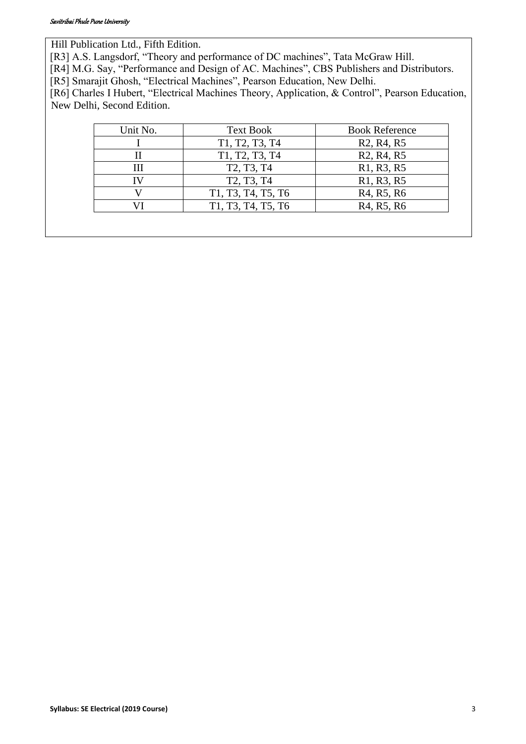Hill Publication Ltd., Fifth Edition.

[R3] A.S. Langsdorf, "Theory and performance of DC machines", Tata McGraw Hill.

[R4] M.G. Say, "Performance and Design of AC. Machines", CBS Publishers and Distributors.

[R5] Smarajit Ghosh, "Electrical Machines", Pearson Education, New Delhi.

[R6] Charles I Hubert, "Electrical Machines Theory, Application, & Control", Pearson Education, New Delhi, Second Edition.

| Unit No. | Text Book | Book Reference |
|---|---|---|
| I | T1, T2, T3, T4 | R2, R4, R5 |
| II | T1, T2, T3, T4 | R2, R4, R5 |
| III | T2, T3, T4 | R1, R3, R5 |
| IV | T2, T3, T4 | R1, R3, R5 |
| V | T1, T3, T4, T5, T6 | R4, R5, R6 |
| VI | T1, T3, T4, T5, T6 | R4, R5, R6 |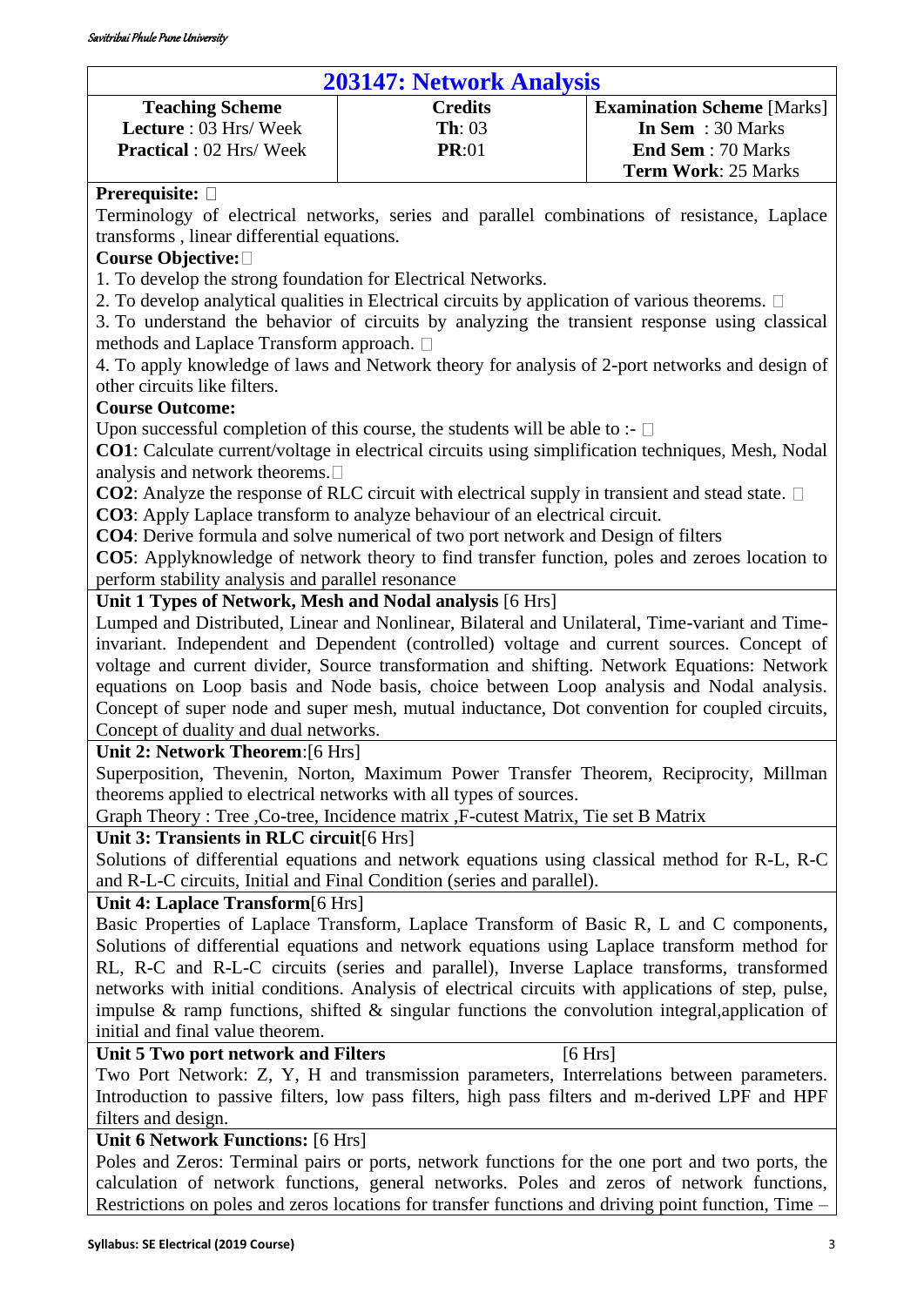## 203147: Network Analysis

| Teaching Scheme | Credits | Examination Scheme [Marks] |
|---|---|---|
| **Lecture** : 03 Hrs/ Week | **Th**: 03 | **In Sem** : 30 Marks |
| **Practical** : 02 Hrs/ Week | **PR**:01 | **End Sem** : 70 Marks |
| | | **Term Work**: 25 Marks |

**Prerequisite:**

Terminology of electrical networks, series and parallel combinations of resistance, Laplace transforms , linear differential equations.

**Course Objective:**

1. To develop the strong foundation for Electrical Networks.
2. To develop analytical qualities in Electrical circuits by application of various theorems.
3. To understand the behavior of circuits by analyzing the transient response using classical methods and Laplace Transform approach.
4. To apply knowledge of laws and Network theory for analysis of 2-port networks and design of other circuits like filters.

**Course Outcome:**

Upon successful completion of this course, the students will be able to :-

**CO1**: Calculate current/voltage in electrical circuits using simplification techniques, Mesh, Nodal analysis and network theorems.

**CO2**: Analyze the response of RLC circuit with electrical supply in transient and stead state.

**CO3**: Apply Laplace transform to analyze behaviour of an electrical circuit.

**CO4**: Derive formula and solve numerical of two port network and Design of filters

**CO5**: Applyknowledge of network theory to find transfer function, poles and zeroes location to perform stability analysis and parallel resonance

**Unit 1 Types of Network, Mesh and Nodal analysis** [6 Hrs]

Lumped and Distributed, Linear and Nonlinear, Bilateral and Unilateral, Time-variant and Time-invariant. Independent and Dependent (controlled) voltage and current sources. Concept of voltage and current divider, Source transformation and shifting. Network Equations: Network equations on Loop basis and Node basis, choice between Loop analysis and Nodal analysis. Concept of super node and super mesh, mutual inductance, Dot convention for coupled circuits, Concept of duality and dual networks.

**Unit 2: Network Theorem**:[6 Hrs]

Superposition, Thevenin, Norton, Maximum Power Transfer Theorem, Reciprocity, Millman theorems applied to electrical networks with all types of sources.

Graph Theory : Tree ,Co-tree, Incidence matrix ,F-cutest Matrix, Tie set B Matrix

**Unit 3: Transients in RLC circuit**[6 Hrs]

Solutions of differential equations and network equations using classical method for R-L, R-C and R-L-C circuits, Initial and Final Condition (series and parallel).

**Unit 4: Laplace Transform**[6 Hrs]

Basic Properties of Laplace Transform, Laplace Transform of Basic R, L and C components, Solutions of differential equations and network equations using Laplace transform method for RL, R-C and R-L-C circuits (series and parallel), Inverse Laplace transforms, transformed networks with initial conditions. Analysis of electrical circuits with applications of step, pulse, impulse & ramp functions, shifted & singular functions the convolution integral,application of initial and final value theorem.

**Unit 5 Two port network and Filters** [6 Hrs]

Two Port Network: Z, Y, H and transmission parameters, Interrelations between parameters. Introduction to passive filters, low pass filters, high pass filters and m-derived LPF and HPF filters and design.

**Unit 6 Network Functions:** [6 Hrs]

Poles and Zeros: Terminal pairs or ports, network functions for the one port and two ports, the calculation of network functions, general networks. Poles and zeros of network functions, Restrictions on poles and zeros locations for transfer functions and driving point function, Time –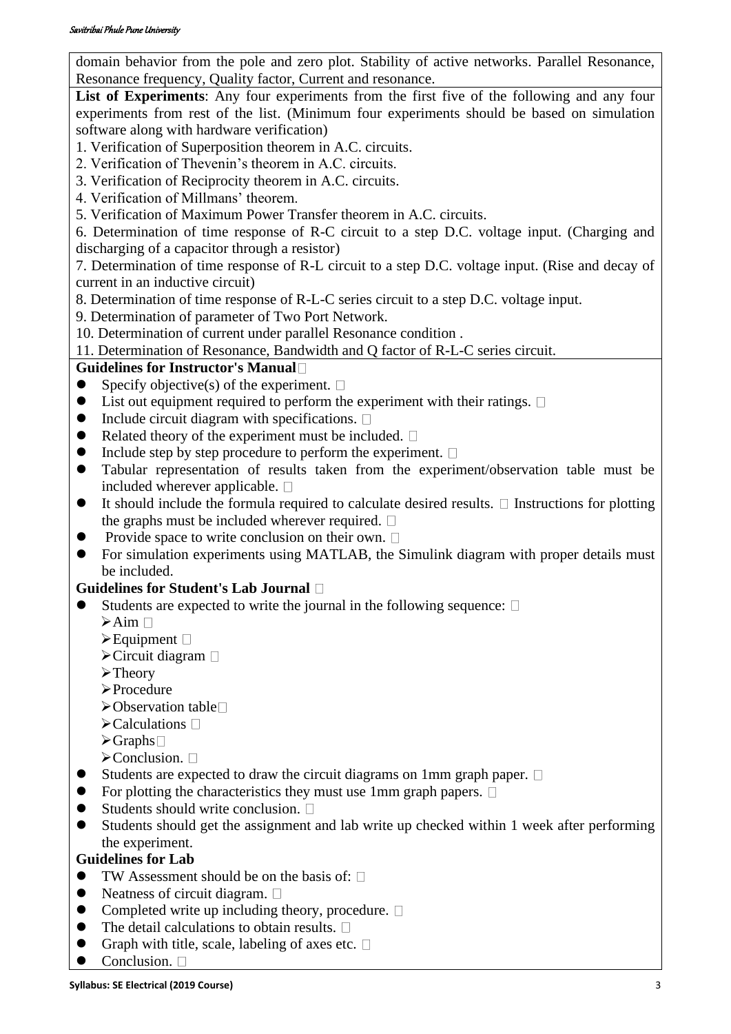domain behavior from the pole and zero plot. Stability of active networks. Parallel Resonance, Resonance frequency, Quality factor, Current and resonance.

**List of Experiments**: Any four experiments from the first five of the following and any four experiments from rest of the list. (Minimum four experiments should be based on simulation software along with hardware verification)

1. Verification of Superposition theorem in A.C. circuits.
2. Verification of Thevenin's theorem in A.C. circuits.
3. Verification of Reciprocity theorem in A.C. circuits.
4. Verification of Millmans' theorem.
5. Verification of Maximum Power Transfer theorem in A.C. circuits.
6. Determination of time response of R-C circuit to a step D.C. voltage input. (Charging and discharging of a capacitor through a resistor)
7. Determination of time response of R-L circuit to a step D.C. voltage input. (Rise and decay of current in an inductive circuit)
8. Determination of time response of R-L-C series circuit to a step D.C. voltage input.
9. Determination of parameter of Two Port Network.
10. Determination of current under parallel Resonance condition .
11. Determination of Resonance, Bandwidth and Q factor of R-L-C series circuit.

**Guidelines for Instructor's Manual**

- Specify objective(s) of the experiment.
- List out equipment required to perform the experiment with their ratings.
- Include circuit diagram with specifications.
- Related theory of the experiment must be included.
- Include step by step procedure to perform the experiment.
- Tabular representation of results taken from the experiment/observation table must be included wherever applicable.
- It should include the formula required to calculate desired results. Instructions for plotting the graphs must be included wherever required.
- Provide space to write conclusion on their own.
- For simulation experiments using MATLAB, the Simulink diagram with proper details must be included.

**Guidelines for Student's Lab Journal**

- Students are expected to write the journal in the following sequence:
  - Aim
  - Equipment
  - Circuit diagram
  - Theory
  - Procedure
  - Observation table
  - Calculations
  - Graphs
  - Conclusion.
- Students are expected to draw the circuit diagrams on 1mm graph paper.
- For plotting the characteristics they must use 1mm graph papers.
- Students should write conclusion.
- Students should get the assignment and lab write up checked within 1 week after performing the experiment.

**Guidelines for Lab**

- TW Assessment should be on the basis of:
- Neatness of circuit diagram.
- Completed write up including theory, procedure.
- The detail calculations to obtain results.
- Graph with title, scale, labeling of axes etc.
- Conclusion.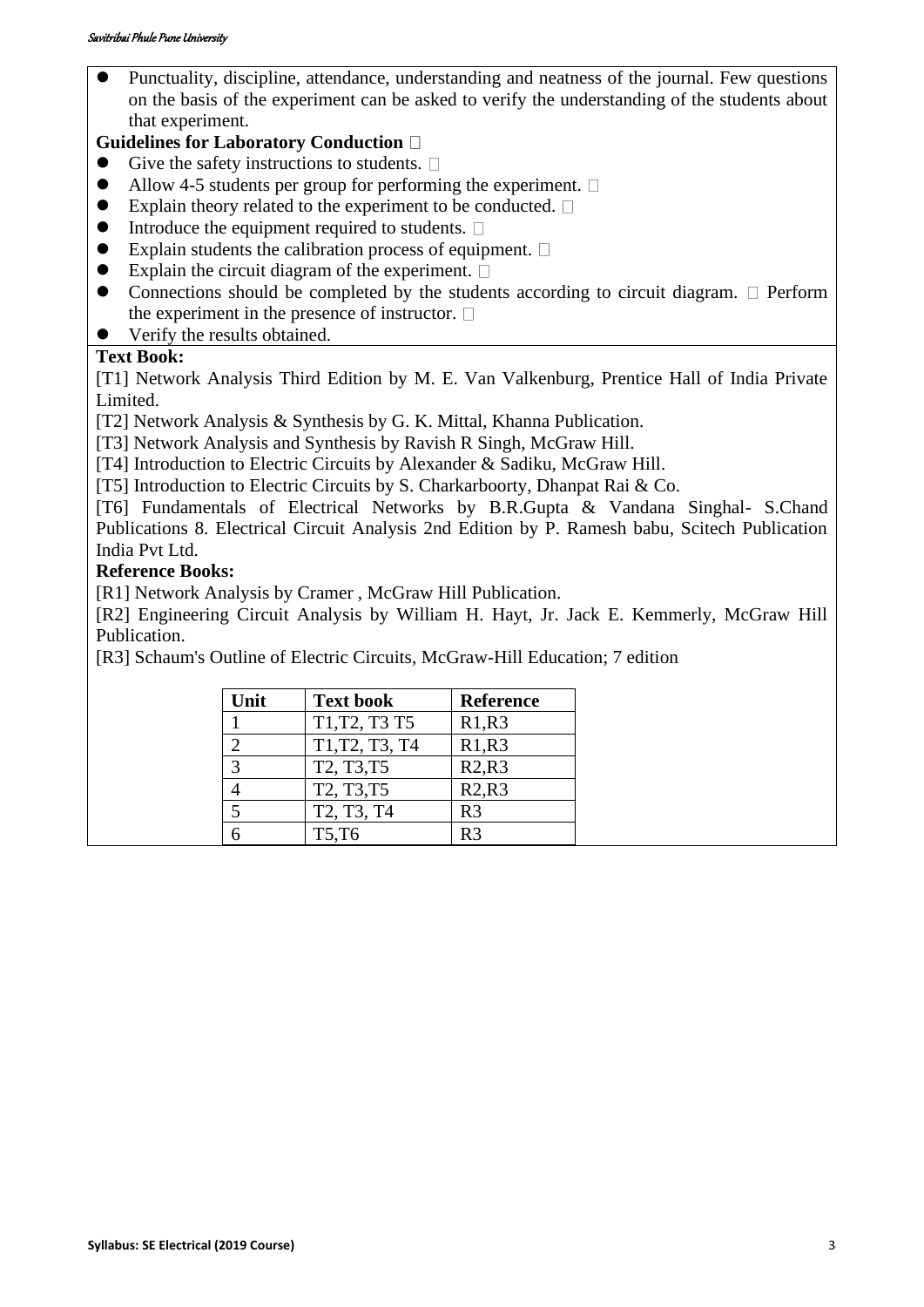- Punctuality, discipline, attendance, understanding and neatness of the journal. Few questions on the basis of the experiment can be asked to verify the understanding of the students about that experiment.

**Guidelines for Laboratory Conduction** 

- Give the safety instructions to students. 
- Allow 4-5 students per group for performing the experiment. 
- Explain theory related to the experiment to be conducted. 
- Introduce the equipment required to students. 
- Explain students the calibration process of equipment. 
- Explain the circuit diagram of the experiment. 
- Connections should be completed by the students according to circuit diagram.  Perform the experiment in the presence of instructor. 
- Verify the results obtained.

**Text Book:**

[T1] Network Analysis Third Edition by M. E. Van Valkenburg, Prentice Hall of India Private Limited.

[T2] Network Analysis & Synthesis by G. K. Mittal, Khanna Publication.

[T3] Network Analysis and Synthesis by Ravish R Singh, McGraw Hill.

[T4] Introduction to Electric Circuits by Alexander & Sadiku, McGraw Hill.

[T5] Introduction to Electric Circuits by S. Charkarboorty, Dhanpat Rai & Co.

[T6] Fundamentals of Electrical Networks by B.R.Gupta & Vandana Singhal- S.Chand Publications 8. Electrical Circuit Analysis 2nd Edition by P. Ramesh babu, Scitech Publication India Pvt Ltd.

**Reference Books:**

[R1] Network Analysis by Cramer , McGraw Hill Publication.

[R2] Engineering Circuit Analysis by William H. Hayt, Jr. Jack E. Kemmerly, McGraw Hill Publication.

[R3] Schaum's Outline of Electric Circuits, McGraw-Hill Education; 7 edition

| Unit | Text book | Reference |
|---|---|---|
| 1 | T1,T2, T3 T5 | R1,R3 |
| 2 | T1,T2, T3, T4 | R1,R3 |
| 3 | T2, T3,T5 | R2,R3 |
| 4 | T2, T3,T5 | R2,R3 |
| 5 | T2, T3, T4 | R3 |
| 6 | T5,T6 | R3 |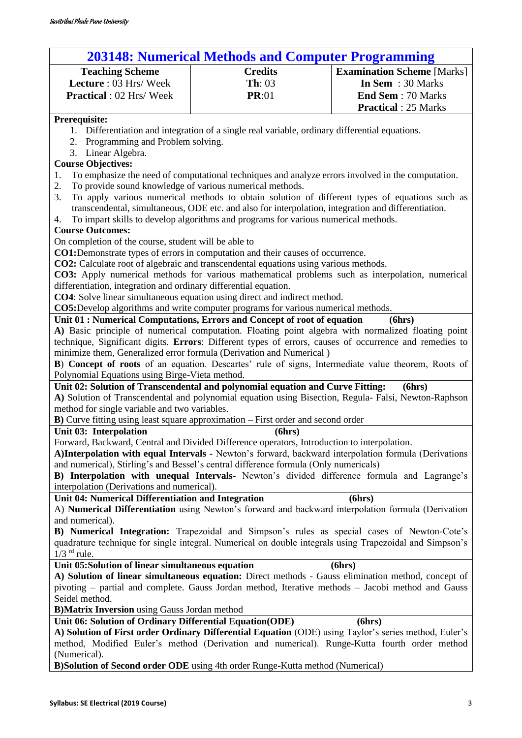## 203148: Numerical Methods and Computer Programming

| Teaching Scheme | Credits | Examination Scheme [Marks] |
|---|---|---|
| **Lecture** : 03 Hrs/ Week | **Th**: 03 | **In Sem** : 30 Marks |
| **Practical** : 02 Hrs/ Week | **PR**:01 | **End Sem** : 70 Marks |
| | | **Practical** : 25 Marks |

**Prerequisite:**

1. Differentiation and integration of a single real variable, ordinary differential equations.
2. Programming and Problem solving.
3. Linear Algebra.

**Course Objectives:**

1. To emphasize the need of computational techniques and analyze errors involved in the computation.
2. To provide sound knowledge of various numerical methods.
3. To apply various numerical methods to obtain solution of different types of equations such as transcendental, simultaneous, ODE etc. and also for interpolation, integration and differentiation.
4. To impart skills to develop algorithms and programs for various numerical methods.

**Course Outcomes:**

On completion of the course, student will be able to

**CO1:**Demonstrate types of errors in computation and their causes of occurrence.

**CO2:** Calculate root of algebraic and transcendental equations using various methods.

**CO3:** Apply numerical methods for various mathematical problems such as interpolation, numerical differentiation, integration and ordinary differential equation.

**CO4**: Solve linear simultaneous equation using direct and indirect method.

**CO5:**Develop algorithms and write computer programs for various numerical methods.

**Unit 01 : Numerical Computations, Errors and Concept of root of equation (6hrs)**

**A)** Basic principle of numerical computation. Floating point algebra with normalized floating point technique, Significant digits. **Errors**: Different types of errors, causes of occurrence and remedies to minimize them, Generalized error formula (Derivation and Numerical )

**B**) **Concept of roots** of an equation. Descartes' rule of signs, Intermediate value theorem, Roots of Polynomial Equations using Birge-Vieta method.

**Unit 02: Solution of Transcendental and polynomial equation and Curve Fitting: (6hrs)**

**A)** Solution of Transcendental and polynomial equation using Bisection, Regula- Falsi, Newton-Raphson method for single variable and two variables.

**B)** Curve fitting using least square approximation – First order and second order

**Unit 03: Interpolation (6hrs)**

Forward, Backward, Central and Divided Difference operators, Introduction to interpolation.

**A)Interpolation with equal Intervals** - Newton's forward, backward interpolation formula (Derivations and numerical), Stirling's and Bessel's central difference formula (Only numericals)

**B) Interpolation with unequal Intervals**- Newton's divided difference formula and Lagrange's interpolation (Derivations and numerical).

**Unit 04: Numerical Differentiation and Integration (6hrs)**

A) **Numerical Differentiation** using Newton's forward and backward interpolation formula (Derivation and numerical).

**B) Numerical Integration:** Trapezoidal and Simpson's rules as special cases of Newton-Cote's quadrature technique for single integral. Numerical on double integrals using Trapezoidal and Simpson's $1/3^{rd}$ rule.

**Unit 05:Solution of linear simultaneous equation (6hrs)**

**A) Solution of linear simultaneous equation:** Direct methods - Gauss elimination method, concept of pivoting – partial and complete. Gauss Jordan method, Iterative methods – Jacobi method and Gauss Seidel method.

**B)Matrix Inversion** using Gauss Jordan method

**Unit 06: Solution of Ordinary Differential Equation(ODE) (6hrs)**

**A) Solution of First order Ordinary Differential Equation** (ODE) using Taylor's series method, Euler's method, Modified Euler's method (Derivation and numerical). Runge-Kutta fourth order method (Numerical).

**B)Solution of Second order ODE** using 4th order Runge-Kutta method (Numerical)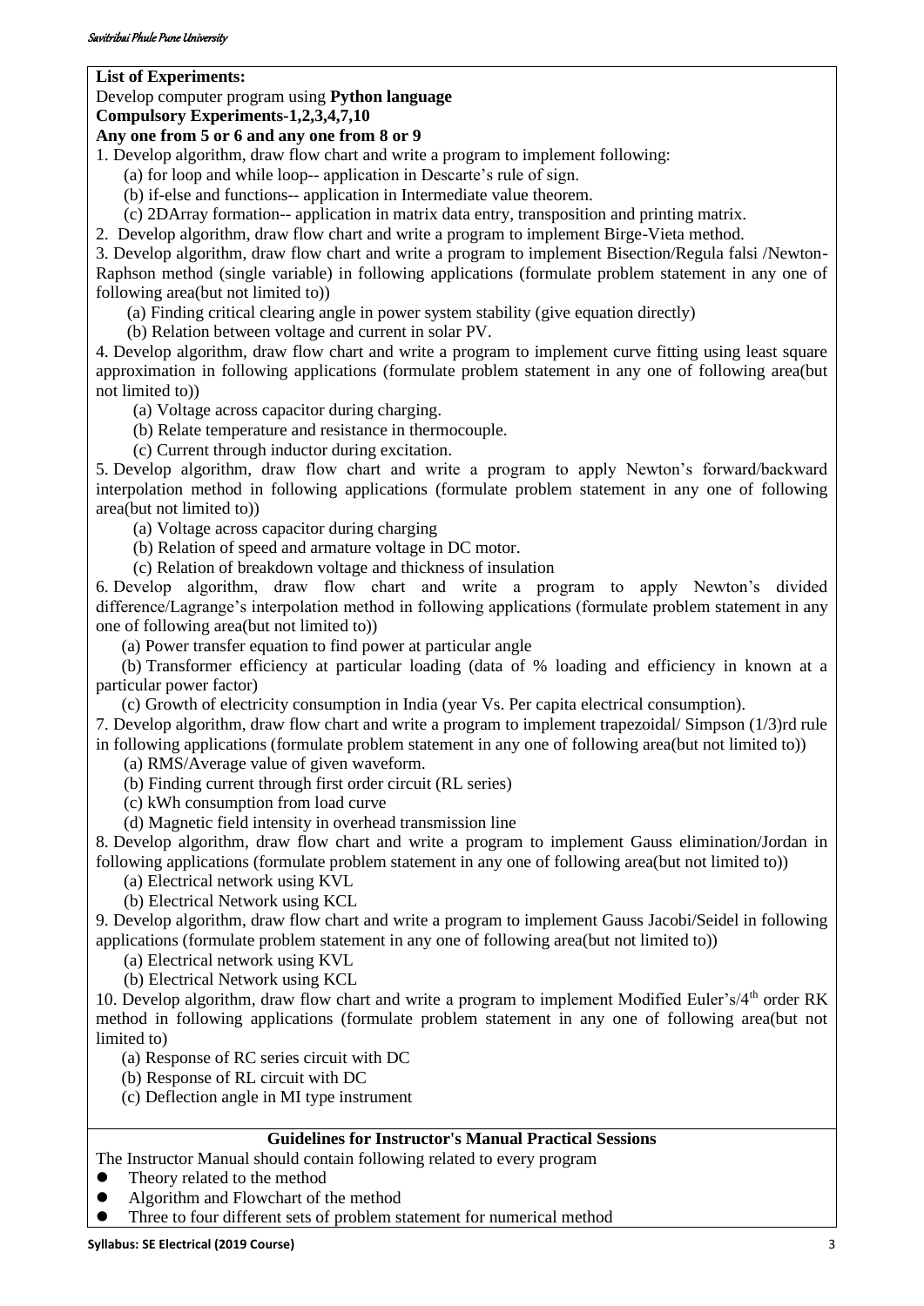**List of Experiments:**

Develop computer program using **Python language**

**Compulsory Experiments-1,2,3,4,7,10**

**Any one from 5 or 6 and any one from 8 or 9**

1. Develop algorithm, draw flow chart and write a program to implement following:
   - (a) for loop and while loop-- application in Descarte's rule of sign.
   - (b) if-else and functions-- application in Intermediate value theorem.
   - (c) 2DArray formation-- application in matrix data entry, transposition and printing matrix.
2. Develop algorithm, draw flow chart and write a program to implement Birge-Vieta method.
3. Develop algorithm, draw flow chart and write a program to implement Bisection/Regula falsi /Newton-Raphson method (single variable) in following applications (formulate problem statement in any one of following area(but not limited to))
   - (a) Finding critical clearing angle in power system stability (give equation directly)
   - (b) Relation between voltage and current in solar PV.
4. Develop algorithm, draw flow chart and write a program to implement curve fitting using least square approximation in following applications (formulate problem statement in any one of following area(but not limited to))
   - (a) Voltage across capacitor during charging.
   - (b) Relate temperature and resistance in thermocouple.
   - (c) Current through inductor during excitation.
5. Develop algorithm, draw flow chart and write a program to apply Newton's forward/backward interpolation method in following applications (formulate problem statement in any one of following area(but not limited to))
   - (a) Voltage across capacitor during charging
   - (b) Relation of speed and armature voltage in DC motor.
   - (c) Relation of breakdown voltage and thickness of insulation
6. Develop algorithm, draw flow chart and write a program to apply Newton's divided difference/Lagrange's interpolation method in following applications (formulate problem statement in any one of following area(but not limited to))
   - (a) Power transfer equation to find power at particular angle
   - (b) Transformer efficiency at particular loading (data of % loading and efficiency in known at a particular power factor)
   - (c) Growth of electricity consumption in India (year Vs. Per capita electrical consumption).
7. Develop algorithm, draw flow chart and write a program to implement trapezoidal/ Simpson (1/3)rd rule in following applications (formulate problem statement in any one of following area(but not limited to))
   - (a) RMS/Average value of given waveform.
   - (b) Finding current through first order circuit (RL series)
   - (c) kWh consumption from load curve
   - (d) Magnetic field intensity in overhead transmission line
8. Develop algorithm, draw flow chart and write a program to implement Gauss elimination/Jordan in following applications (formulate problem statement in any one of following area(but not limited to))
   - (a) Electrical network using KVL
   - (b) Electrical Network using KCL
9. Develop algorithm, draw flow chart and write a program to implement Gauss Jacobi/Seidel in following applications (formulate problem statement in any one of following area(but not limited to))
   - (a) Electrical network using KVL
   - (b) Electrical Network using KCL
10. Develop algorithm, draw flow chart and write a program to implement Modified Euler's/4th order RK method in following applications (formulate problem statement in any one of following area(but not limited to)
    - (a) Response of RC series circuit with DC
    - (b) Response of RL circuit with DC
    - (c) Deflection angle in MI type instrument

**Guidelines for Instructor's Manual Practical Sessions**

The Instructor Manual should contain following related to every program

- Theory related to the method
- Algorithm and Flowchart of the method
- Three to four different sets of problem statement for numerical method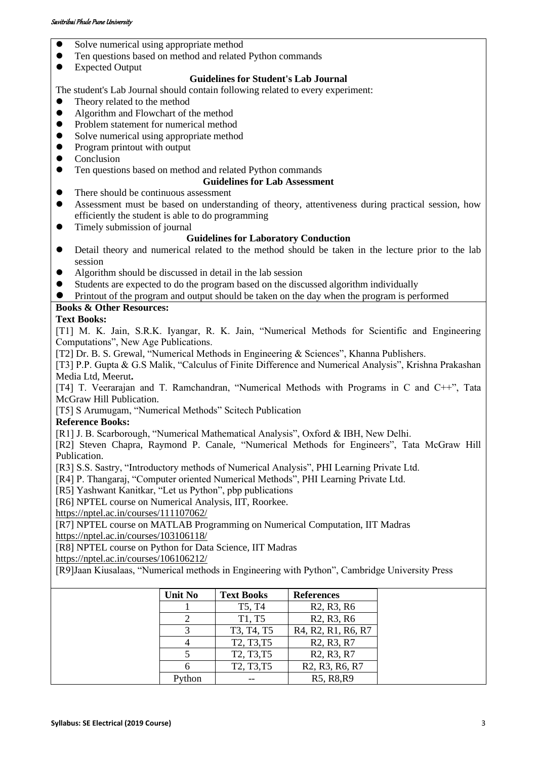- Solve numerical using appropriate method
- Ten questions based on method and related Python commands
- Expected Output

**Guidelines for Student's Lab Journal**

The student's Lab Journal should contain following related to every experiment:

- Theory related to the method
- Algorithm and Flowchart of the method
- Problem statement for numerical method
- Solve numerical using appropriate method
- Program printout with output
- Conclusion
- Ten questions based on method and related Python commands

**Guidelines for Lab Assessment**

- There should be continuous assessment
- Assessment must be based on understanding of theory, attentiveness during practical session, how efficiently the student is able to do programming
- Timely submission of journal

**Guidelines for Laboratory Conduction**

- Detail theory and numerical related to the method should be taken in the lecture prior to the lab session
- Algorithm should be discussed in detail in the lab session
- Students are expected to do the program based on the discussed algorithm individually
- Printout of the program and output should be taken on the day when the program is performed

**Books & Other Resources:**

**Text Books:**

[T1] M. K. Jain, S.R.K. Iyangar, R. K. Jain, "Numerical Methods for Scientific and Engineering Computations", New Age Publications.

[T2] Dr. B. S. Grewal, "Numerical Methods in Engineering & Sciences", Khanna Publishers.

[T3] P.P. Gupta & G.S Malik, "Calculus of Finite Difference and Numerical Analysis", Krishna Prakashan Media Ltd, Meerut**.**

[T4] T. Veerarajan and T. Ramchandran, "Numerical Methods with Programs in C and C++", Tata McGraw Hill Publication.

[T5] S Arumugam, "Numerical Methods" Scitech Publication

**Reference Books:**

[R1] J. B. Scarborough, "Numerical Mathematical Analysis", Oxford & IBH, New Delhi.

[R2] Steven Chapra, Raymond P. Canale, "Numerical Methods for Engineers", Tata McGraw Hill Publication.

[R3] S.S. Sastry, "Introductory methods of Numerical Analysis", PHI Learning Private Ltd.

[R4] P. Thangaraj, "Computer oriented Numerical Methods", PHI Learning Private Ltd.

[R5] Yashwant Kanitkar, "Let us Python", pbp publications

[R6] NPTEL course on Numerical Analysis, IIT, Roorkee.
https://nptel.ac.in/courses/111107062/

[R7] NPTEL course on MATLAB Programming on Numerical Computation, IIT Madras
https://nptel.ac.in/courses/103106118/

[R8] NPTEL course on Python for Data Science, IIT Madras
https://nptel.ac.in/courses/106106212/

[R9]Jaan Kiusalaas, "Numerical methods in Engineering with Python", Cambridge University Press

| Unit No | Text Books | References |
|---|---|---|
| 1 | T5, T4 | R2, R3, R6 |
| 2 | T1, T5 | R2, R3, R6 |
| 3 | T3, T4, T5 | R4, R2, R1, R6, R7 |
| 4 | T2, T3,T5 | R2, R3, R7 |
| 5 | T2, T3,T5 | R2, R3, R7 |
| 6 | T2, T3,T5 | R2, R3, R6, R7 |
| Python | -- | R5, R8,R9 |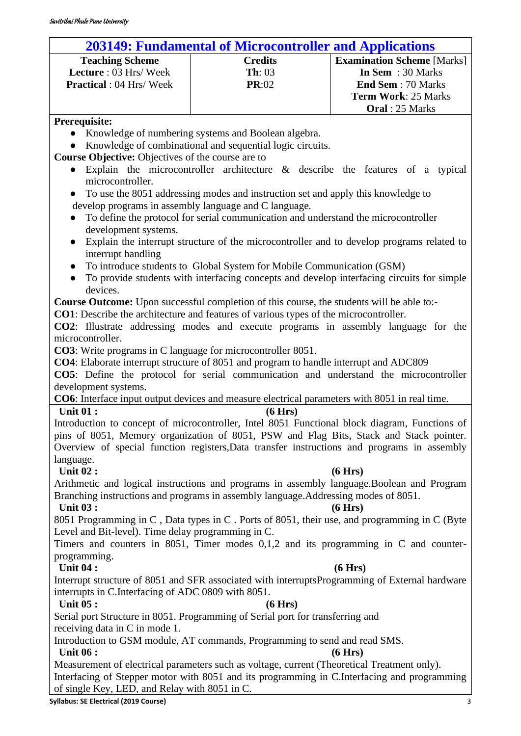## 203149: Fundamental of Microcontroller and Applications

| Teaching Scheme | Credits | Examination Scheme [Marks] |
|---|---|---|
| **Lecture** : 03 Hrs/ Week | **Th**: 03 | **In Sem** : 30 Marks |
| **Practical** : 04 Hrs/ Week | **PR**:02 | **End Sem** : 70 Marks |
| | | **Term Work**: 25 Marks |
| | | **Oral** : 25 Marks |

**Prerequisite:**

- Knowledge of numbering systems and Boolean algebra.
- Knowledge of combinational and sequential logic circuits.

**Course Objective:** Objectives of the course are to

- Explain the microcontroller architecture & describe the features of a typical microcontroller.
- To use the 8051 addressing modes and instruction set and apply this knowledge to develop programs in assembly language and C language.
- To define the protocol for serial communication and understand the microcontroller development systems.
- Explain the interrupt structure of the microcontroller and to develop programs related to interrupt handling
- To introduce students to Global System for Mobile Communication (GSM)
- To provide students with interfacing concepts and develop interfacing circuits for simple devices.

**Course Outcome:** Upon successful completion of this course, the students will be able to:-

**CO1**: Describe the architecture and features of various types of the microcontroller.

**CO2**: Illustrate addressing modes and execute programs in assembly language for the microcontroller.

**CO3**: Write programs in C language for microcontroller 8051.

**CO4**: Elaborate interrupt structure of 8051 and program to handle interrupt and ADC809

**CO5**: Define the protocol for serial communication and understand the microcontroller development systems.

**CO6**: Interface input output devices and measure electrical parameters with 8051 in real time.

**Unit 01 : (6 Hrs)**

Introduction to concept of microcontroller, Intel 8051 Functional block diagram, Functions of pins of 8051, Memory organization of 8051, PSW and Flag Bits, Stack and Stack pointer. Overview of special function registers,Data transfer instructions and programs in assembly language.

**Unit 02 : (6 Hrs)**

Arithmetic and logical instructions and programs in assembly language.Boolean and Program Branching instructions and programs in assembly language.Addressing modes of 8051.

**Unit 03 : (6 Hrs)**

8051 Programming in C , Data types in C . Ports of 8051, their use, and programming in C (Byte Level and Bit-level). Time delay programming in C.

Timers and counters in 8051, Timer modes 0,1,2 and its programming in C and counter-programming.

**Unit 04 : (6 Hrs)**

Interrupt structure of 8051 and SFR associated with interruptsProgramming of External hardware interrupts in C.Interfacing of ADC 0809 with 8051.

**Unit 05 : (6 Hrs)**

Serial port Structure in 8051. Programming of Serial port for transferring and receiving data in C in mode 1.

Introduction to GSM module, AT commands, Programming to send and read SMS.

**Unit 06 : (6 Hrs)**

Measurement of electrical parameters such as voltage, current (Theoretical Treatment only).

Interfacing of Stepper motor with 8051 and its programming in C.Interfacing and programming of single Key, LED, and Relay with 8051 in C.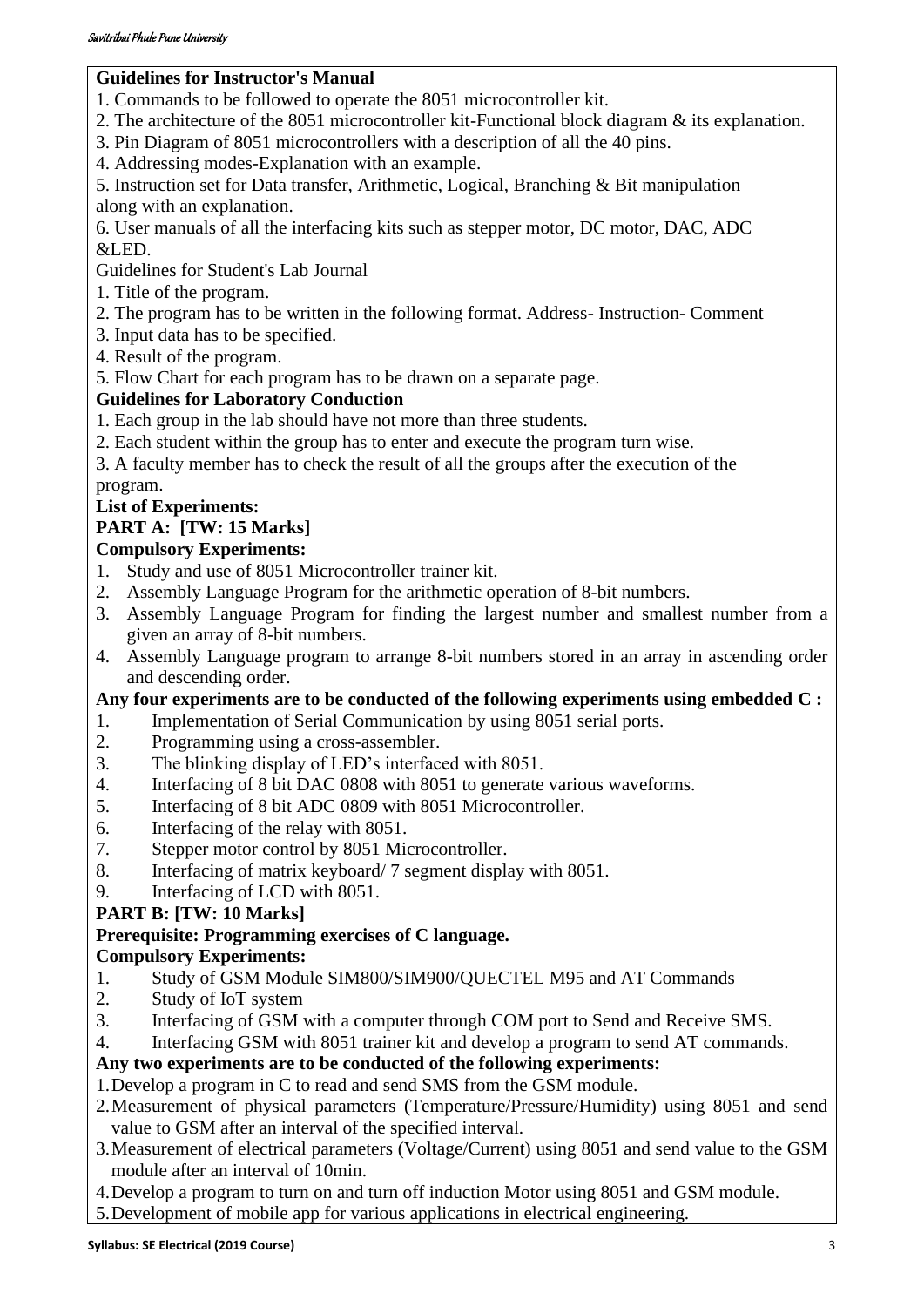**Guidelines for Instructor's Manual**

1. Commands to be followed to operate the 8051 microcontroller kit.
2. The architecture of the 8051 microcontroller kit-Functional block diagram & its explanation.
3. Pin Diagram of 8051 microcontrollers with a description of all the 40 pins.
4. Addressing modes-Explanation with an example.
5. Instruction set for Data transfer, Arithmetic, Logical, Branching & Bit manipulation along with an explanation.
6. User manuals of all the interfacing kits such as stepper motor, DC motor, DAC, ADC &LED.

Guidelines for Student's Lab Journal

1. Title of the program.
2. The program has to be written in the following format. Address- Instruction- Comment
3. Input data has to be specified.
4. Result of the program.
5. Flow Chart for each program has to be drawn on a separate page.

**Guidelines for Laboratory Conduction**

1. Each group in the lab should have not more than three students.
2. Each student within the group has to enter and execute the program turn wise.
3. A faculty member has to check the result of all the groups after the execution of the program.

**List of Experiments:**

**PART A: [TW: 15 Marks]**

**Compulsory Experiments:**

1. Study and use of 8051 Microcontroller trainer kit.
2. Assembly Language Program for the arithmetic operation of 8-bit numbers.
3. Assembly Language Program for finding the largest number and smallest number from a given an array of 8-bit numbers.
4. Assembly Language program to arrange 8-bit numbers stored in an array in ascending order and descending order.

**Any four experiments are to be conducted of the following experiments using embedded C :**

1. Implementation of Serial Communication by using 8051 serial ports.
2. Programming using a cross-assembler.
3. The blinking display of LED's interfaced with 8051.
4. Interfacing of 8 bit DAC 0808 with 8051 to generate various waveforms.
5. Interfacing of 8 bit ADC 0809 with 8051 Microcontroller.
6. Interfacing of the relay with 8051.
7. Stepper motor control by 8051 Microcontroller.
8. Interfacing of matrix keyboard/ 7 segment display with 8051.
9. Interfacing of LCD with 8051.

**PART B: [TW: 10 Marks]**

**Prerequisite: Programming exercises of C language.**

**Compulsory Experiments:**

1. Study of GSM Module SIM800/SIM900/QUECTEL M95 and AT Commands
2. Study of IoT system
3. Interfacing of GSM with a computer through COM port to Send and Receive SMS.
4. Interfacing GSM with 8051 trainer kit and develop a program to send AT commands.

**Any two experiments are to be conducted of the following experiments:**

1. Develop a program in C to read and send SMS from the GSM module.
2. Measurement of physical parameters (Temperature/Pressure/Humidity) using 8051 and send value to GSM after an interval of the specified interval.
3. Measurement of electrical parameters (Voltage/Current) using 8051 and send value to the GSM module after an interval of 10min.
4. Develop a program to turn on and turn off induction Motor using 8051 and GSM module.
5. Development of mobile app for various applications in electrical engineering.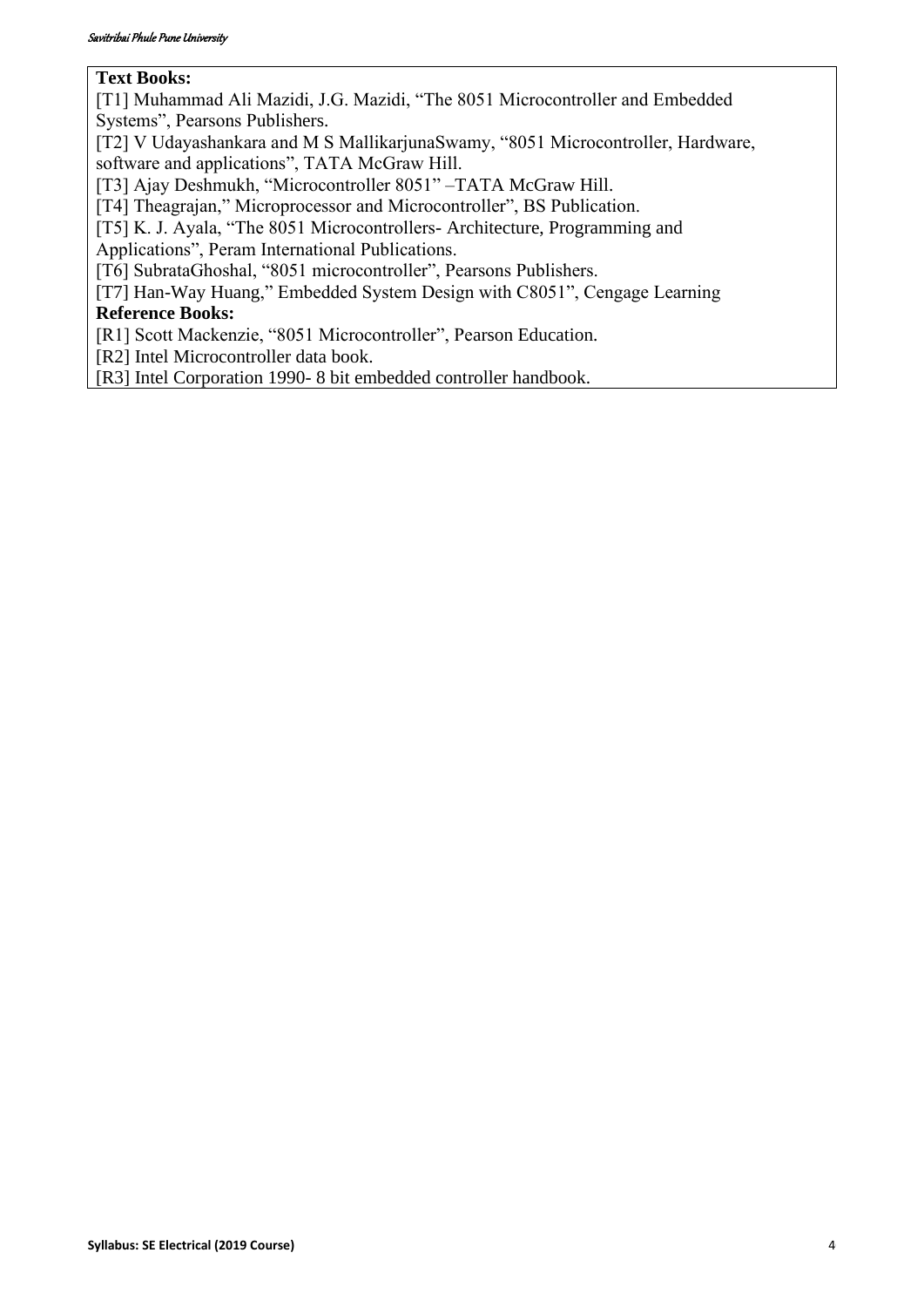**Text Books:**

[T1] Muhammad Ali Mazidi, J.G. Mazidi, "The 8051 Microcontroller and Embedded Systems", Pearsons Publishers.

[T2] V Udayashankara and M S MallikarjunaSwamy, "8051 Microcontroller, Hardware, software and applications", TATA McGraw Hill.

[T3] Ajay Deshmukh, "Microcontroller 8051" –TATA McGraw Hill.

[T4] Theagrajan," Microprocessor and Microcontroller", BS Publication.

[T5] K. J. Ayala, "The 8051 Microcontrollers- Architecture, Programming and Applications", Peram International Publications.

[T6] SubrataGhoshal, "8051 microcontroller", Pearsons Publishers.

[T7] Han-Way Huang," Embedded System Design with C8051", Cengage Learning

**Reference Books:**

[R1] Scott Mackenzie, "8051 Microcontroller", Pearson Education.

[R2] Intel Microcontroller data book.

[R3] Intel Corporation 1990- 8 bit embedded controller handbook.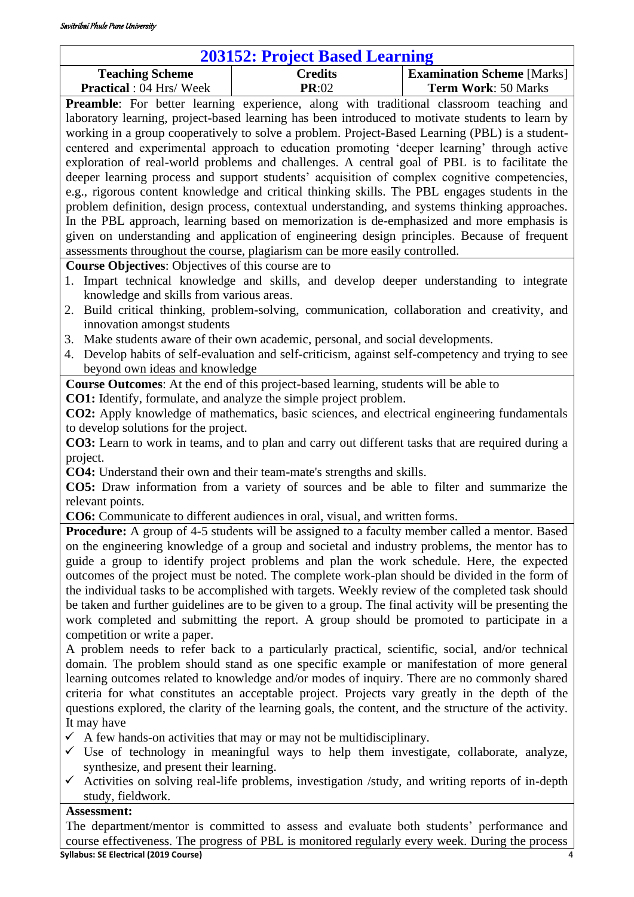## 203152: Project Based Learning

| Teaching Scheme | Credits | Examination Scheme [Marks] |
|---|---|---|
| **Practical** : 04 Hrs/ Week | **PR**:02 | **Term Work**: 50 Marks |

**Preamble**: For better learning experience, along with traditional classroom teaching and laboratory learning, project-based learning has been introduced to motivate students to learn by working in a group cooperatively to solve a problem. Project-Based Learning (PBL) is a student-centered and experimental approach to education promoting 'deeper learning' through active exploration of real-world problems and challenges. A central goal of PBL is to facilitate the deeper learning process and support students' acquisition of complex cognitive competencies, e.g., rigorous content knowledge and critical thinking skills. The PBL engages students in the problem definition, design process, contextual understanding, and systems thinking approaches. In the PBL approach, learning based on memorization is de-emphasized and more emphasis is given on understanding and application of engineering design principles. Because of frequent assessments throughout the course, plagiarism can be more easily controlled.

**Course Objectives**: Objectives of this course are to

1. Impart technical knowledge and skills, and develop deeper understanding to integrate knowledge and skills from various areas.
2. Build critical thinking, problem-solving, communication, collaboration and creativity, and innovation amongst students
3. Make students aware of their own academic, personal, and social developments.
4. Develop habits of self-evaluation and self-criticism, against self-competency and trying to see beyond own ideas and knowledge

**Course Outcomes**: At the end of this project-based learning, students will be able to

**CO1:** Identify, formulate, and analyze the simple project problem.

**CO2:** Apply knowledge of mathematics, basic sciences, and electrical engineering fundamentals to develop solutions for the project.

**CO3:** Learn to work in teams, and to plan and carry out different tasks that are required during a project.

**CO4:** Understand their own and their team-mate's strengths and skills.

**CO5:** Draw information from a variety of sources and be able to filter and summarize the relevant points.

**CO6:** Communicate to different audiences in oral, visual, and written forms.

**Procedure:** A group of 4-5 students will be assigned to a faculty member called a mentor. Based on the engineering knowledge of a group and societal and industry problems, the mentor has to guide a group to identify project problems and plan the work schedule. Here, the expected outcomes of the project must be noted. The complete work-plan should be divided in the form of the individual tasks to be accomplished with targets. Weekly review of the completed task should be taken and further guidelines are to be given to a group. The final activity will be presenting the work completed and submitting the report. A group should be promoted to participate in a competition or write a paper.

A problem needs to refer back to a particularly practical, scientific, social, and/or technical domain. The problem should stand as one specific example or manifestation of more general learning outcomes related to knowledge and/or modes of inquiry. There are no commonly shared criteria for what constitutes an acceptable project. Projects vary greatly in the depth of the questions explored, the clarity of the learning goals, the content, and the structure of the activity. It may have

- ✓ A few hands-on activities that may or may not be multidisciplinary.
- ✓ Use of technology in meaningful ways to help them investigate, collaborate, analyze, synthesize, and present their learning.
- ✓ Activities on solving real-life problems, investigation /study, and writing reports of in-depth study, fieldwork.

**Assessment:**

The department/mentor is committed to assess and evaluate both students' performance and course effectiveness. The progress of PBL is monitored regularly every week. During the process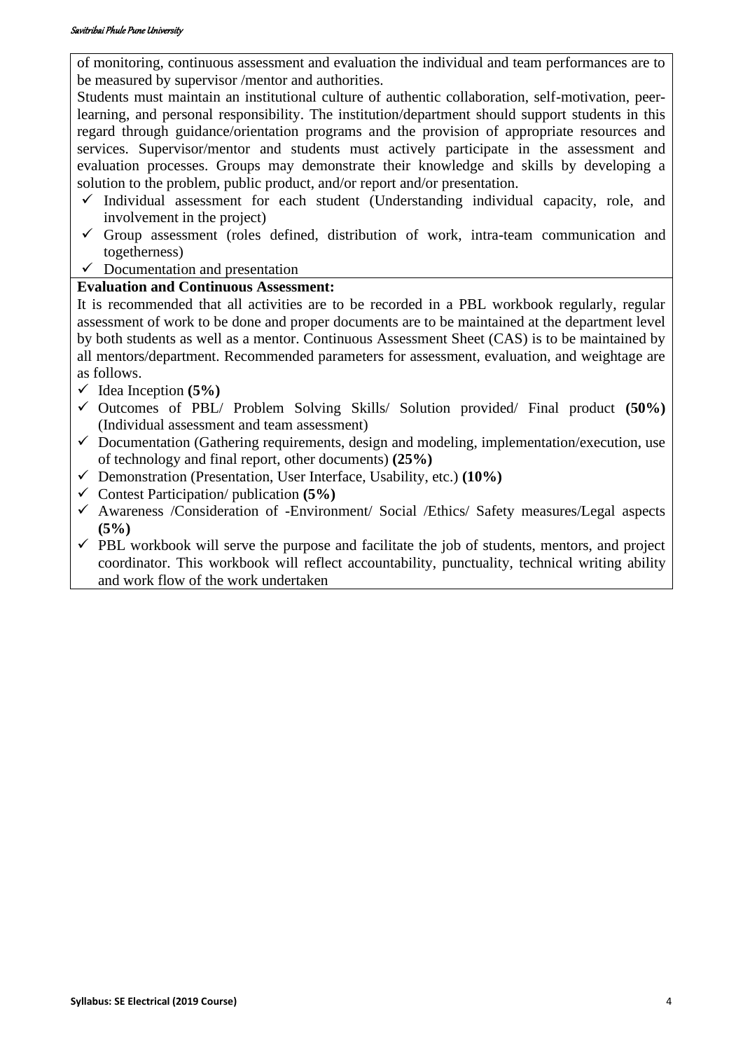of monitoring, continuous assessment and evaluation the individual and team performances are to be measured by supervisor /mentor and authorities.

Students must maintain an institutional culture of authentic collaboration, self-motivation, peer-learning, and personal responsibility. The institution/department should support students in this regard through guidance/orientation programs and the provision of appropriate resources and services. Supervisor/mentor and students must actively participate in the assessment and evaluation processes. Groups may demonstrate their knowledge and skills by developing a solution to the problem, public product, and/or report and/or presentation.

- ✓ Individual assessment for each student (Understanding individual capacity, role, and involvement in the project)
- ✓ Group assessment (roles defined, distribution of work, intra-team communication and togetherness)
- ✓ Documentation and presentation

**Evaluation and Continuous Assessment:**

It is recommended that all activities are to be recorded in a PBL workbook regularly, regular assessment of work to be done and proper documents are to be maintained at the department level by both students as well as a mentor. Continuous Assessment Sheet (CAS) is to be maintained by all mentors/department. Recommended parameters for assessment, evaluation, and weightage are as follows.

- ✓ Idea Inception **(5%)**
- ✓ Outcomes of PBL/ Problem Solving Skills/ Solution provided/ Final product **(50%)** (Individual assessment and team assessment)
- ✓ Documentation (Gathering requirements, design and modeling, implementation/execution, use of technology and final report, other documents) **(25%)**
- ✓ Demonstration (Presentation, User Interface, Usability, etc.) **(10%)**
- ✓ Contest Participation/ publication **(5%)**
- ✓ Awareness /Consideration of -Environment/ Social /Ethics/ Safety measures/Legal aspects **(5%)**
- ✓ PBL workbook will serve the purpose and facilitate the job of students, mentors, and project coordinator. This workbook will reflect accountability, punctuality, technical writing ability and work flow of the work undertaken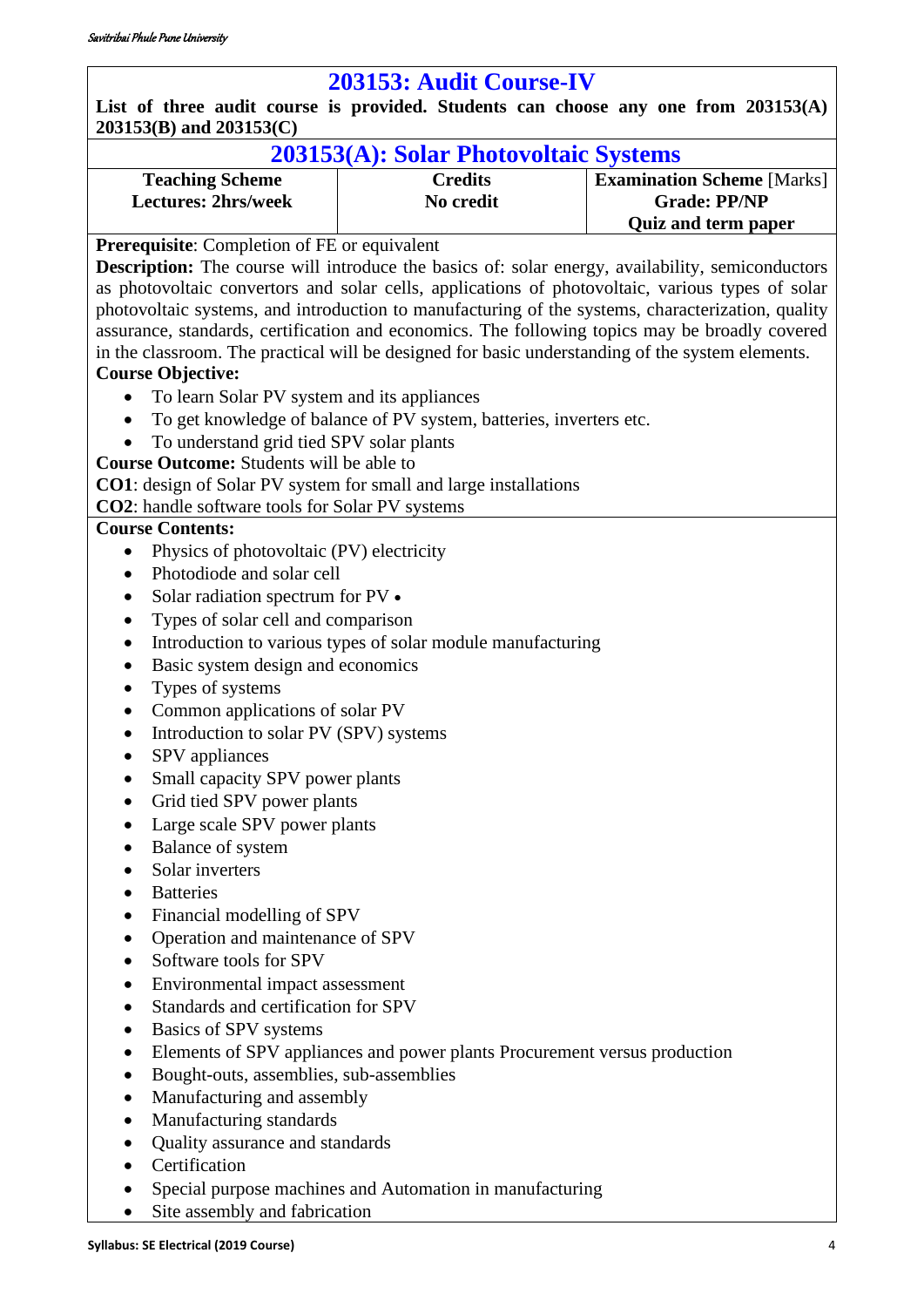# 203153: Audit Course-IV

**List of three audit course is provided. Students can choose any one from 203153(A) 203153(B) and 203153(C)**

## 203153(A): Solar Photovoltaic Systems

| Teaching Scheme | Credits | Examination Scheme [Marks] |
|---|---|---|
| **Lectures: 2hrs/week** | **No credit** | **Grade: PP/NP** <br> **Quiz and term paper** |

**Prerequisite**: Completion of FE or equivalent

**Description:** The course will introduce the basics of: solar energy, availability, semiconductors as photovoltaic convertors and solar cells, applications of photovoltaic, various types of solar photovoltaic systems, and introduction to manufacturing of the systems, characterization, quality assurance, standards, certification and economics. The following topics may be broadly covered in the classroom. The practical will be designed for basic understanding of the system elements.

**Course Objective:**

- To learn Solar PV system and its appliances
- To get knowledge of balance of PV system, batteries, inverters etc.
- To understand grid tied SPV solar plants

**Course Outcome:** Students will be able to

**CO1**: design of Solar PV system for small and large installations

**CO2**: handle software tools for Solar PV systems

**Course Contents:**

- Physics of photovoltaic (PV) electricity
- Photodiode and solar cell
- Solar radiation spectrum for PV •
- Types of solar cell and comparison
- Introduction to various types of solar module manufacturing
- Basic system design and economics
- Types of systems
- Common applications of solar PV
- Introduction to solar PV (SPV) systems
- SPV appliances
- Small capacity SPV power plants
- Grid tied SPV power plants
- Large scale SPV power plants
- Balance of system
- Solar inverters
- Batteries
- Financial modelling of SPV
- Operation and maintenance of SPV
- Software tools for SPV
- Environmental impact assessment
- Standards and certification for SPV
- Basics of SPV systems
- Elements of SPV appliances and power plants Procurement versus production
- Bought-outs, assemblies, sub-assemblies
- Manufacturing and assembly
- Manufacturing standards
- Quality assurance and standards
- Certification
- Special purpose machines and Automation in manufacturing
- Site assembly and fabrication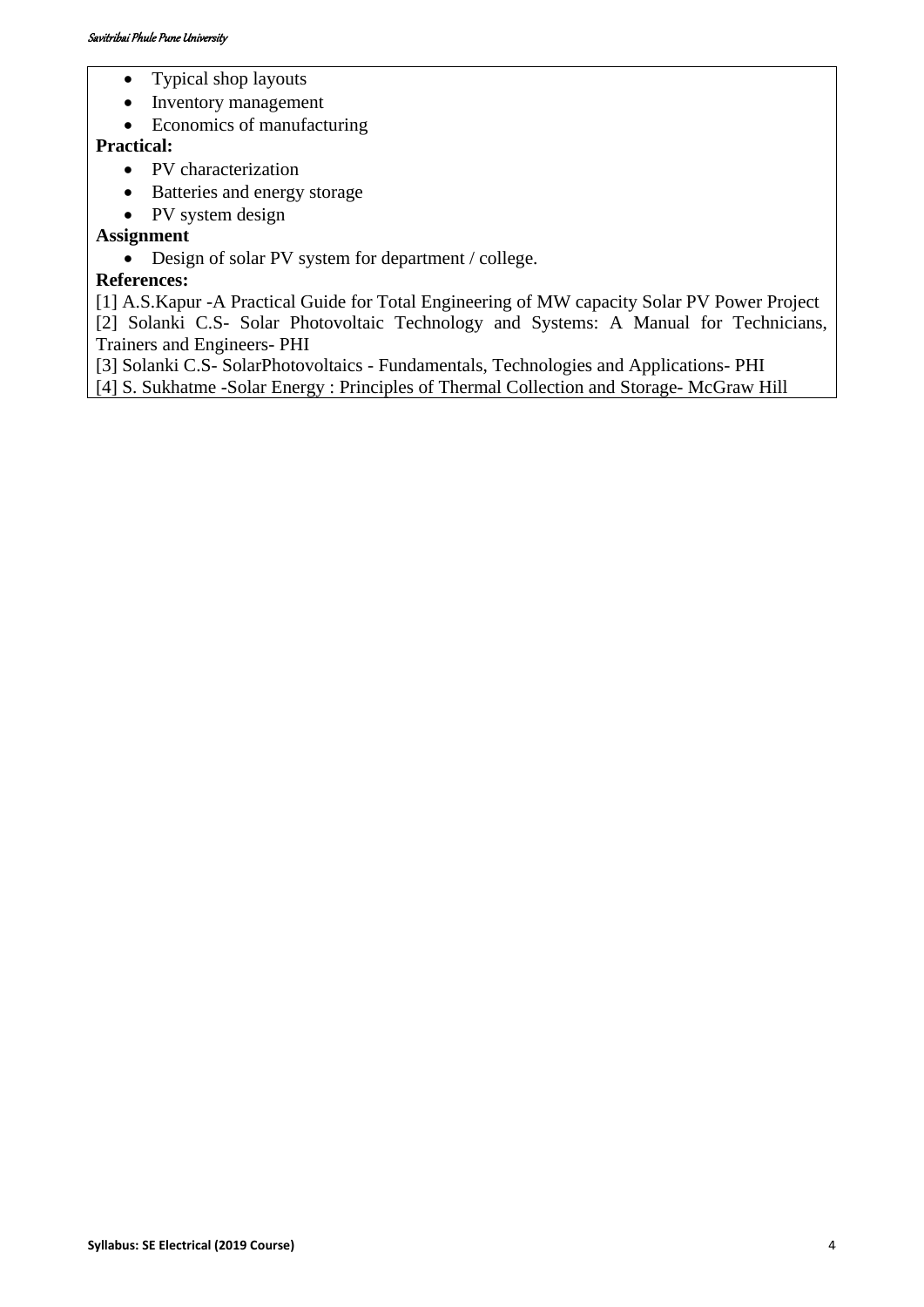- Typical shop layouts
- Inventory management
- Economics of manufacturing

**Practical:**

- PV characterization
- Batteries and energy storage
- PV system design

**Assignment**

- Design of solar PV system for department / college.

**References:**

[1] A.S.Kapur -A Practical Guide for Total Engineering of MW capacity Solar PV Power Project

[2] Solanki C.S- Solar Photovoltaic Technology and Systems: A Manual for Technicians, Trainers and Engineers- PHI

[3] Solanki C.S- SolarPhotovoltaics - Fundamentals, Technologies and Applications- PHI

[4] S. Sukhatme -Solar Energy : Principles of Thermal Collection and Storage- McGraw Hill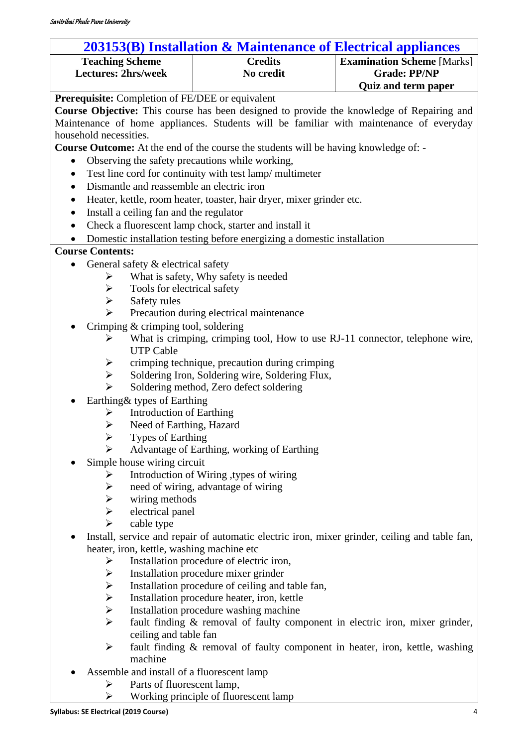## 203153(B) Installation & Maintenance of Electrical appliances

| Teaching Scheme | Credits | Examination Scheme [Marks] |
|---|---|---|
| **Lectures: 2hrs/week** | **No credit** | **Grade: PP/NP** |
| | | **Quiz and term paper** |

**Prerequisite:** Completion of FE/DEE or equivalent

**Course Objective:** This course has been designed to provide the knowledge of Repairing and Maintenance of home appliances. Students will be familiar with maintenance of everyday household necessities.

**Course Outcome:** At the end of the course the students will be having knowledge of: -

- Observing the safety precautions while working,
- Test line cord for continuity with test lamp/ multimeter
- Dismantle and reassemble an electric iron
- Heater, kettle, room heater, toaster, hair dryer, mixer grinder etc.
- Install a ceiling fan and the regulator
- Check a fluorescent lamp chock, starter and install it
- Domestic installation testing before energizing a domestic installation

**Course Contents:**

- General safety & electrical safety
  - What is safety, Why safety is needed
  - Tools for electrical safety
  - Safety rules
  - Precaution during electrical maintenance
- Crimping & crimping tool, soldering
  - What is crimping, crimping tool, How to use RJ-11 connector, telephone wire, UTP Cable
  - crimping technique, precaution during crimping
  - Soldering Iron, Soldering wire, Soldering Flux,
  - Soldering method, Zero defect soldering
- Earthing& types of Earthing
  - Introduction of Earthing
  - Need of Earthing, Hazard
  - Types of Earthing
  - Advantage of Earthing, working of Earthing
- Simple house wiring circuit
  - Introduction of Wiring ,types of wiring
  - need of wiring, advantage of wiring
  - wiring methods
  - electrical panel
  - cable type
- Install, service and repair of automatic electric iron, mixer grinder, ceiling and table fan, heater, iron, kettle, washing machine etc
  - Installation procedure of electric iron,
  - Installation procedure mixer grinder
  - Installation procedure of ceiling and table fan,
  - Installation procedure heater, iron, kettle
  - Installation procedure washing machine
  - fault finding & removal of faulty component in electric iron, mixer grinder, ceiling and table fan
  - fault finding & removal of faulty component in heater, iron, kettle, washing machine
- Assemble and install of a fluorescent lamp
  - Parts of fluorescent lamp,
  - Working principle of fluorescent lamp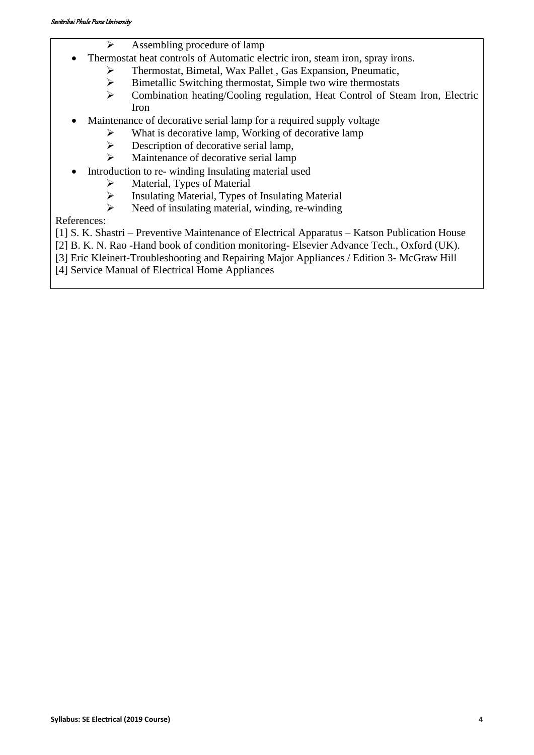- Assembling procedure of lamp
- Thermostat heat controls of Automatic electric iron, steam iron, spray irons.
  - Thermostat, Bimetal, Wax Pallet , Gas Expansion, Pneumatic,
  - Bimetallic Switching thermostat, Simple two wire thermostats
  - Combination heating/Cooling regulation, Heat Control of Steam Iron, Electric Iron
- Maintenance of decorative serial lamp for a required supply voltage
  - What is decorative lamp, Working of decorative lamp
  - Description of decorative serial lamp,
  - Maintenance of decorative serial lamp
- Introduction to re- winding Insulating material used
  - Material, Types of Material
  - Insulating Material, Types of Insulating Material
  - Need of insulating material, winding, re-winding

References:

[1] S. K. Shastri – Preventive Maintenance of Electrical Apparatus – Katson Publication House

[2] B. K. N. Rao -Hand book of condition monitoring- Elsevier Advance Tech., Oxford (UK).

[3] Eric Kleinert-Troubleshooting and Repairing Major Appliances / Edition 3- McGraw Hill

[4] Service Manual of Electrical Home Appliances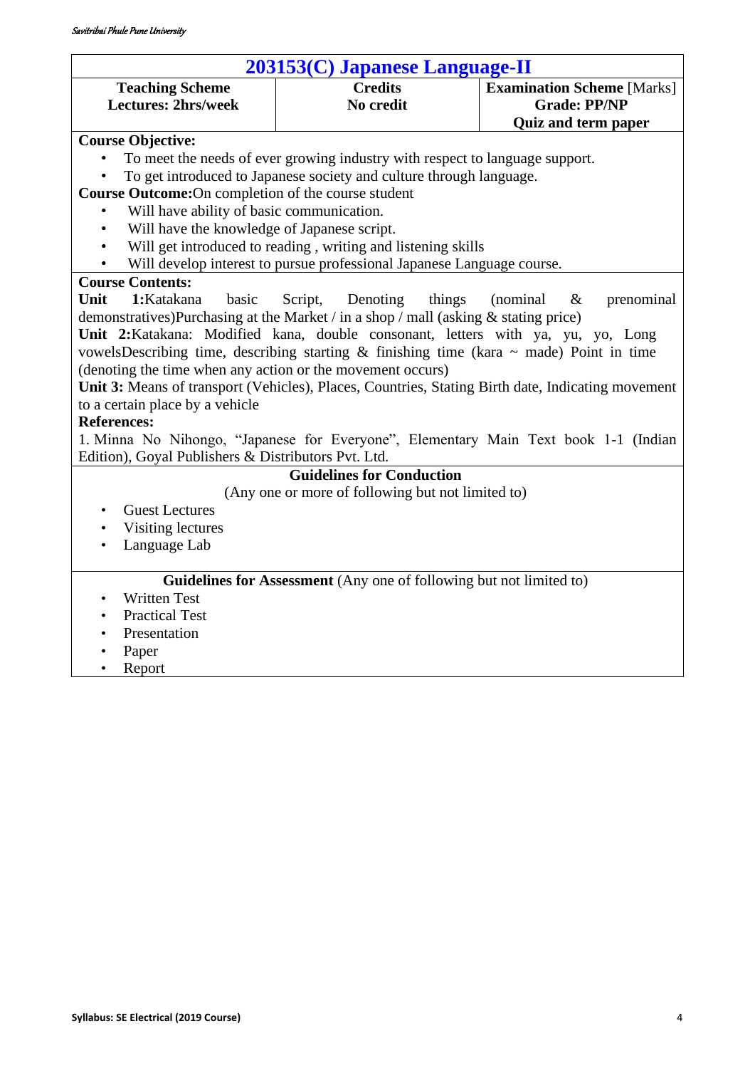## 203153(C) Japanese Language-II

| Teaching Scheme | Credits | Examination Scheme [Marks] |
|---|---|---|
| **Lectures: 2hrs/week** | **No credit** | **Grade: PP/NP** <br> **Quiz and term paper** |

**Course Objective:**

- To meet the needs of ever growing industry with respect to language support.
- To get introduced to Japanese society and culture through language.

**Course Outcome:** On completion of the course student

- Will have ability of basic communication.
- Will have the knowledge of Japanese script.
- Will get introduced to reading , writing and listening skills
- Will develop interest to pursue professional Japanese Language course.

**Course Contents:**

**Unit 1:** Katakana basic Script, Denoting things (nominal & prenominal demonstratives) Purchasing at the Market / in a shop / mall (asking & stating price)

**Unit 2:** Katakana: Modified kana, double consonant, letters with ya, yu, yo, Long vowels Describing time, describing starting & finishing time (kara ~ made) Point in time (denoting the time when any action or the movement occurs)

**Unit 3:** Means of transport (Vehicles), Places, Countries, Stating Birth date, Indicating movement to a certain place by a vehicle

**References:**

1. Minna No Nihongo, "Japanese for Everyone", Elementary Main Text book 1-1 (Indian Edition), Goyal Publishers & Distributors Pvt. Ltd.

**Guidelines for Conduction**

(Any one or more of following but not limited to)

- Guest Lectures
- Visiting lectures
- Language Lab

**Guidelines for Assessment** (Any one of following but not limited to)

- Written Test
- Practical Test
- Presentation
- Paper
- Report